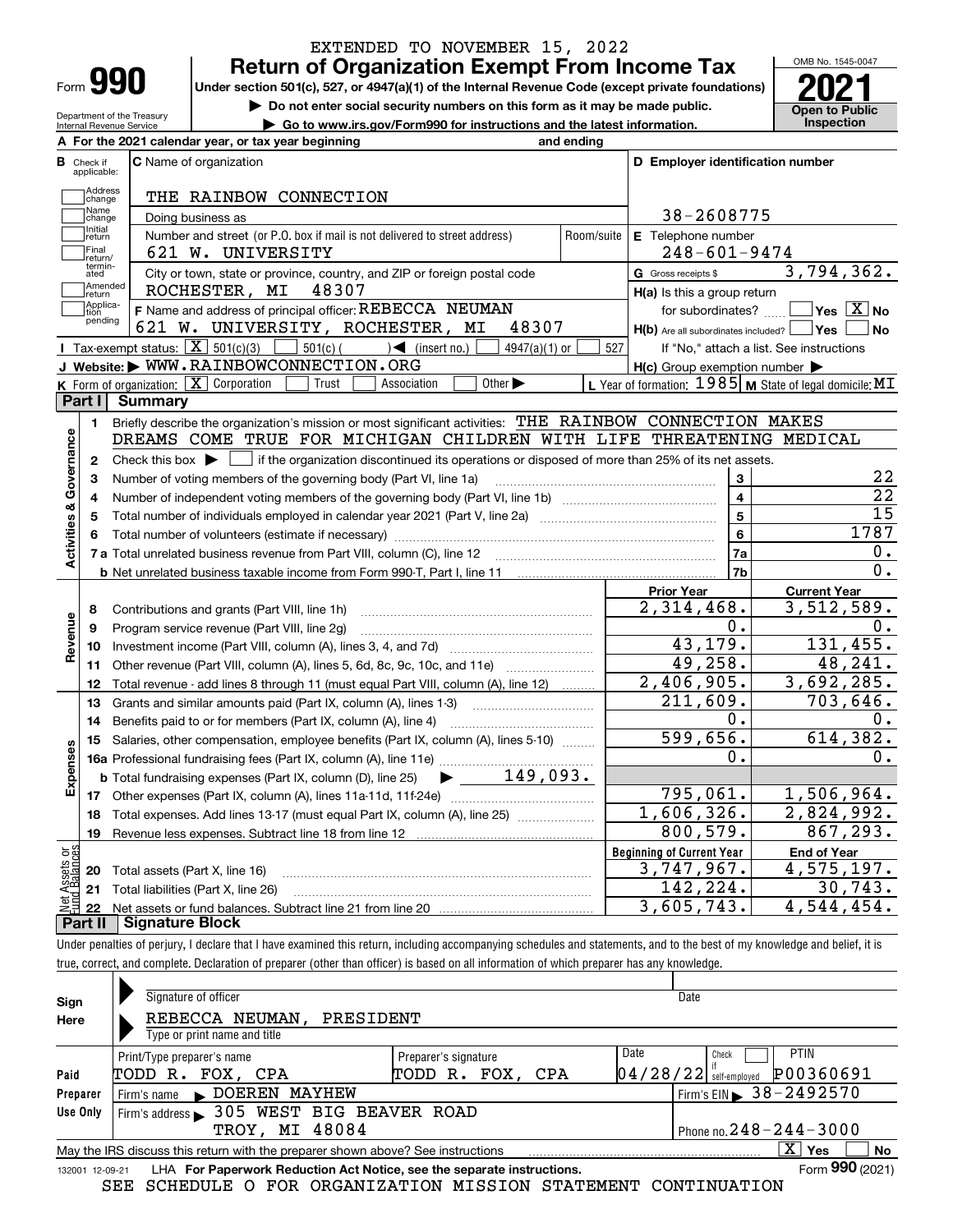EXTENDED TO NOVEMBER 15, 2022

# Form 990 — Return of Organization Exempt From Income Tax (2021)

Under section 501(c), 527, or 4947(a)(1) of the Internal Revenue Code (except private foundations)

▶ Do not enter social security numbers on this form as it may be made public.

▶ Go to www.irs.gov/Form990 for instructions and the latest information.

Department of the Treasury, Internal Revenue Service

OMB No. 1545-0047 — **Open to Public Inspection**

**A** For the 2021 calendar year, or tax year beginning and ending

**B** Check if applicable: Address change, Name change, Initial return, Final return/terminated, Amended return, Application pending

**C** Name of organization: THE RAINBOW CONNECTION

Doing business as

Number and street (or P.O. box if mail is not delivered to street address): 621 W. UNIVERSITY — Room/suite

City or town, state or province, country, and ZIP or foreign postal code: ROCHESTER, MI 48307

**D** Employer identification number: 38-2608775

**E** Telephone number: 248-601-9474

**G** Gross receipts $ 3,794,362.

**F** Name and address of principal officer: REBECCA NEUMAN, 621 W. UNIVERSITY, ROCHESTER, MI 48307

**H(a)** Is this a group return for subordinates? Yes [ ] No [X]

**H(b)** Are all subordinates included? Yes [ ] No [ ] If "No," attach a list. See instructions

**H(c)** Group exemption number ▶

**I** Tax-exempt status: [X] 501(c)(3) [ ] 501(c) ( ) ◀ (insert no.) [ ] 4947(a)(1) or [ ] 527

**J** Website: ▶ WWW.RAINBOWCONNECTION.ORG

**K** Form of organization: [X] Corporation [ ] Trust [ ] Association [ ] Other ▶

**L** Year of formation: 1985 **M** State of legal domicile: MI

## Part I Summary

**Activities & Governance**

1. Briefly describe the organization's mission or most significant activities: THE RAINBOW CONNECTION MAKES DREAMS COME TRUE FOR MICHIGAN CHILDREN WITH LIFE THREATENING MEDICAL
2. Check this box ▶ [ ] if the organization discontinued its operations or disposed of more than 25% of its net assets.

| Line | Description | | Value |
|---|---|---|---|
| 3 | Number of voting members of the governing body (Part VI, line 1a) | 3 | 22 |
| 4 | Number of independent voting members of the governing body (Part VI, line 1b) | 4 | 22 |
| 5 | Total number of individuals employed in calendar year 2021 (Part V, line 2a) | 5 | 15 |
| 6 | Total number of volunteers (estimate if necessary) | 6 | 1787 |
| 7a | Total unrelated business revenue from Part VIII, column (C), line 12 | 7a | 0. |
| 7b | Net unrelated business taxable income from Form 990-T, Part I, line 11 | 7b | 0. |

| Line | Description | Prior Year | Current Year |
|---|---|---|---|
| **Revenue** | | | |
| 8 | Contributions and grants (Part VIII, line 1h) | 2,314,468. | 3,512,589. |
| 9 | Program service revenue (Part VIII, line 2g) | 0. | 0. |
| 10 | Investment income (Part VIII, column (A), lines 3, 4, and 7d) | 43,179. | 131,455. |
| 11 | Other revenue (Part VIII, column (A), lines 5, 6d, 8c, 9c, 10c, and 11e) | 49,258. | 48,241. |
| 12 | Total revenue - add lines 8 through 11 (must equal Part VIII, column (A), line 12) | 2,406,905. | 3,692,285. |
| **Expenses** | | | |
| 13 | Grants and similar amounts paid (Part IX, column (A), lines 1-3) | 211,609. | 703,646. |
| 14 | Benefits paid to or for members (Part IX, column (A), line 4) | 0. | 0. |
| 15 | Salaries, other compensation, employee benefits (Part IX, column (A), lines 5-10) | 599,656. | 614,382. |
| 16a | Professional fundraising fees (Part IX, column (A), line 11e) | 0. | 0. |
| b | Total fundraising expenses (Part IX, column (D), line 25) ▶ 149,093. | | |
| 17 | Other expenses (Part IX, column (A), lines 11a-11d, 11f-24e) | 795,061. | 1,506,964. |
| 18 | Total expenses. Add lines 13-17 (must equal Part IX, column (A), line 25) | 1,606,326. | 2,824,992. |
| 19 | Revenue less expenses. Subtract line 18 from line 12 | 800,579. | 867,293. |

| Line | Net Assets or Fund Balances | Beginning of Current Year | End of Year |
|---|---|---|---|
| 20 | Total assets (Part X, line 16) | 3,747,967. | 4,575,197. |
| 21 | Total liabilities (Part X, line 26) | 142,224. | 30,743. |
| 22 | Net assets or fund balances. Subtract line 21 from line 20 | 3,605,743. | 4,544,454. |

## Part II Signature Block

Under penalties of perjury, I declare that I have examined this return, including accompanying schedules and statements, and to the best of my knowledge and belief, it is true, correct, and complete. Declaration of preparer (other than officer) is based on all information of which preparer has any knowledge.

**Sign Here**

Signature of officer — Date

REBECCA NEUMAN, PRESIDENT

Type or print name and title

**Paid Preparer Use Only**

| Print/Type preparer's name | Preparer's signature | Date | Check if self-employed | PTIN |
|---|---|---|---|---|
| TODD R. FOX, CPA | TODD R. FOX, CPA | 04/28/22 | [ ] | P00360691 |

Firm's name ▶ DOEREN MAYHEW — Firm's EIN ▶ 38-2492570

Firm's address ▶ 305 WEST BIG BEAVER ROAD, TROY, MI 48084 — Phone no. 248-244-3000

May the IRS discuss this return with the preparer shown above? See instructions [X] Yes [ ] No

132001 12-09-21 LHA For Paperwork Reduction Act Notice, see the separate instructions. Form **990** (2021)

SEE SCHEDULE O FOR ORGANIZATION MISSION STATEMENT CONTINUATION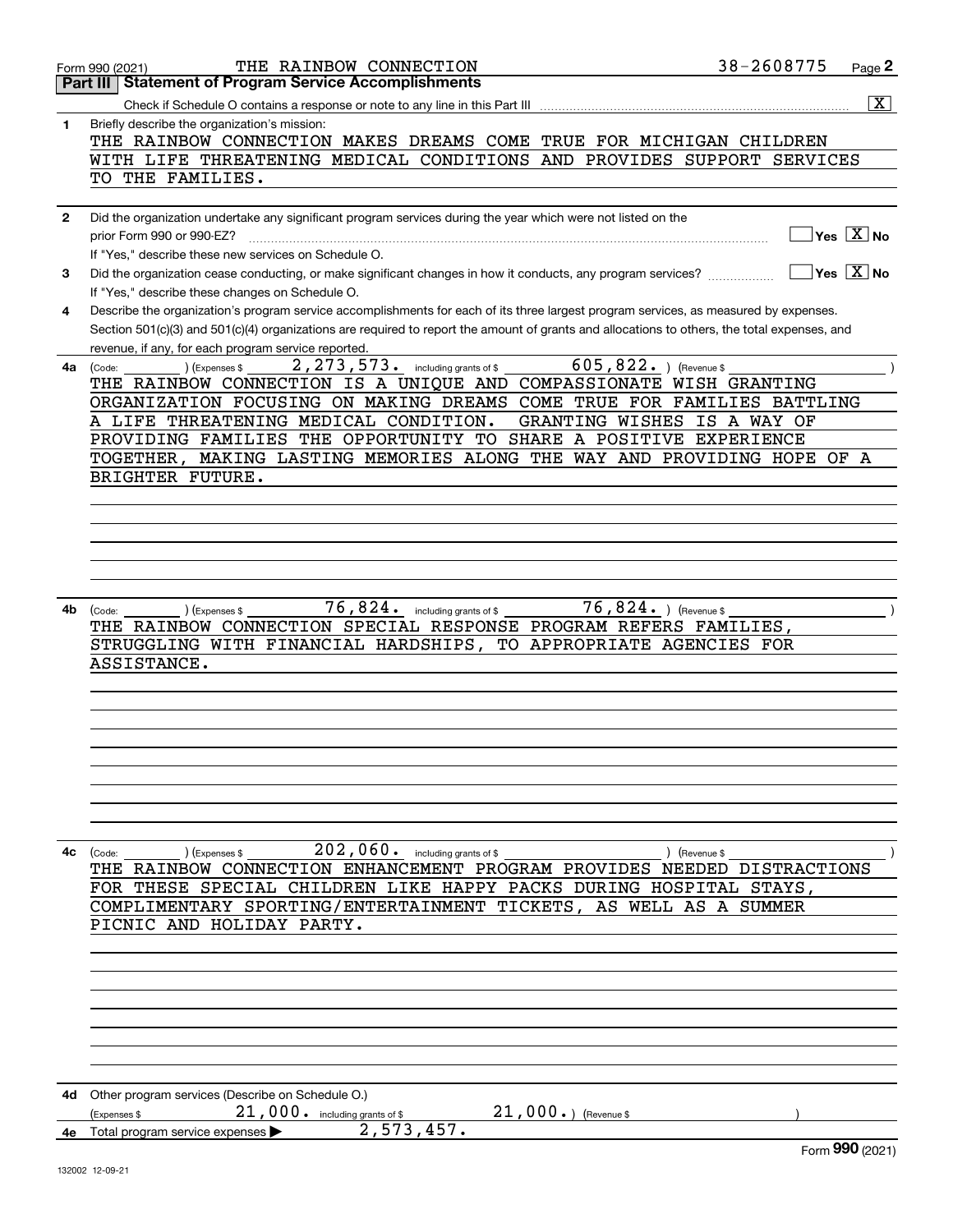Form 990 (2021) THE RAINBOW CONNECTION 38-2608775

## Part III Statement of Program Service Accomplishments

Check if Schedule O contains a response or note to any line in this Part III ..... [X]

**1** Briefly describe the organization's mission:

THE RAINBOW CONNECTION MAKES DREAMS COME TRUE FOR MICHIGAN CHILDREN WITH LIFE THREATENING MEDICAL CONDITIONS AND PROVIDES SUPPORT SERVICES TO THE FAMILIES.

**2** Did the organization undertake any significant program services during the year which were not listed on the prior Form 990 or 990-EZ? ..... Yes [ ] No [X]

If "Yes," describe these new services on Schedule O.

**3** Did the organization cease conducting, or make significant changes in how it conducts, any program services? ..... Yes [ ] No [X]

If "Yes," describe these changes on Schedule O.

**4** Describe the organization's program service accomplishments for each of its three largest program services, as measured by expenses. Section 501(c)(3) and 501(c)(4) organizations are required to report the amount of grants and allocations to others, the total expenses, and revenue, if any, for each program service reported.

**4a** (Code: ) (Expenses $ 2,273,573. including grants of $ 605,822. ) (Revenue $ )

THE RAINBOW CONNECTION IS A UNIQUE AND COMPASSIONATE WISH GRANTING ORGANIZATION FOCUSING ON MAKING DREAMS COME TRUE FOR FAMILIES BATTLING A LIFE THREATENING MEDICAL CONDITION. GRANTING WISHES IS A WAY OF PROVIDING FAMILIES THE OPPORTUNITY TO SHARE A POSITIVE EXPERIENCE TOGETHER, MAKING LASTING MEMORIES ALONG THE WAY AND PROVIDING HOPE OF A BRIGHTER FUTURE.

**4b** (Code: ) (Expenses $ 76,824. including grants of $ 76,824. ) (Revenue $ )

THE RAINBOW CONNECTION SPECIAL RESPONSE PROGRAM REFERS FAMILIES, STRUGGLING WITH FINANCIAL HARDSHIPS, TO APPROPRIATE AGENCIES FOR ASSISTANCE.

**4c** (Code: ) (Expenses $ 202,060. including grants of $ ) (Revenue $ )

THE RAINBOW CONNECTION ENHANCEMENT PROGRAM PROVIDES NEEDED DISTRACTIONS FOR THESE SPECIAL CHILDREN LIKE HAPPY PACKS DURING HOSPITAL STAYS, COMPLIMENTARY SPORTING/ENTERTAINMENT TICKETS, AS WELL AS A SUMMER PICNIC AND HOLIDAY PARTY.

**4d** Other program services (Describe on Schedule O.)

(Expenses $ 21,000. including grants of $ 21,000. ) (Revenue $ )

**4e** Total program service expenses ▶ 2,573,457.

Form **990** (2021)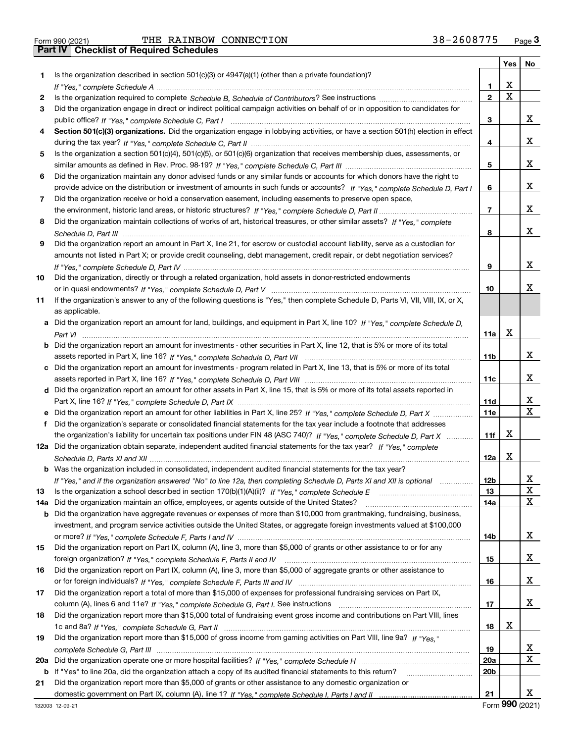Form 990 (2021) THE RAINBOW CONNECTION 38-2608775

## Part IV | Checklist of Required Schedules

| | | | Yes | No |
|---|---|---|---|---|
| 1 | Is the organization described in section 501(c)(3) or 4947(a)(1) (other than a private foundation)? *If "Yes," complete Schedule A* | 1 | X | |
| 2 | Is the organization required to complete *Schedule B, Schedule of Contributors*? See instructions | 2 | X | |
| 3 | Did the organization engage in direct or indirect political campaign activities on behalf of or in opposition to candidates for public office? *If "Yes," complete Schedule C, Part I* | 3 | | X |
| 4 | **Section 501(c)(3) organizations.** Did the organization engage in lobbying activities, or have a section 501(h) election in effect during the tax year? *If "Yes," complete Schedule C, Part II* | 4 | | X |
| 5 | Is the organization a section 501(c)(4), 501(c)(5), or 501(c)(6) organization that receives membership dues, assessments, or similar amounts as defined in Rev. Proc. 98-19? *If "Yes," complete Schedule C, Part III* | 5 | | X |
| 6 | Did the organization maintain any donor advised funds or any similar funds or accounts for which donors have the right to provide advice on the distribution or investment of amounts in such funds or accounts? *If "Yes," complete Schedule D, Part I* | 6 | | X |
| 7 | Did the organization receive or hold a conservation easement, including easements to preserve open space, the environment, historic land areas, or historic structures? *If "Yes," complete Schedule D, Part II* | 7 | | X |
| 8 | Did the organization maintain collections of works of art, historical treasures, or other similar assets? *If "Yes," complete Schedule D, Part III* | 8 | | X |
| 9 | Did the organization report an amount in Part X, line 21, for escrow or custodial account liability, serve as a custodian for amounts not listed in Part X; or provide credit counseling, debt management, credit repair, or debt negotiation services? *If "Yes," complete Schedule D, Part IV* | 9 | | X |
| 10 | Did the organization, directly or through a related organization, hold assets in donor-restricted endowments or in quasi endowments? *If "Yes," complete Schedule D, Part V* | 10 | | X |
| 11 | If the organization's answer to any of the following questions is "Yes," then complete Schedule D, Parts VI, VII, VIII, IX, or X, as applicable. | | | |
| a | Did the organization report an amount for land, buildings, and equipment in Part X, line 10? *If "Yes," complete Schedule D, Part VI* | 11a | X | |
| b | Did the organization report an amount for investments - other securities in Part X, line 12, that is 5% or more of its total assets reported in Part X, line 16? *If "Yes," complete Schedule D, Part VII* | 11b | | X |
| c | Did the organization report an amount for investments - program related in Part X, line 13, that is 5% or more of its total assets reported in Part X, line 16? *If "Yes," complete Schedule D, Part VIII* | 11c | | X |
| d | Did the organization report an amount for other assets in Part X, line 15, that is 5% or more of its total assets reported in Part X, line 16? *If "Yes," complete Schedule D, Part IX* | 11d | | X |
| e | Did the organization report an amount for other liabilities in Part X, line 25? *If "Yes," complete Schedule D, Part X* | 11e | | X |
| f | Did the organization's separate or consolidated financial statements for the tax year include a footnote that addresses the organization's liability for uncertain tax positions under FIN 48 (ASC 740)? *If "Yes," complete Schedule D, Part X* | 11f | X | |
| 12a | Did the organization obtain separate, independent audited financial statements for the tax year? *If "Yes," complete Schedule D, Parts XI and XII* | 12a | X | |
| b | Was the organization included in consolidated, independent audited financial statements for the tax year? *If "Yes," and if the organization answered "No" to line 12a, then completing Schedule D, Parts XI and XII is optional* | 12b | | X |
| 13 | Is the organization a school described in section 170(b)(1)(A)(ii)? *If "Yes," complete Schedule E* | 13 | | X |
| 14a | Did the organization maintain an office, employees, or agents outside of the United States? | 14a | | X |
| b | Did the organization have aggregate revenues or expenses of more than $10,000 from grantmaking, fundraising, business, investment, and program service activities outside the United States, or aggregate foreign investments valued at $100,000 or more? *If "Yes," complete Schedule F, Parts I and IV* | 14b | | X |
| 15 | Did the organization report on Part IX, column (A), line 3, more than $5,000 of grants or other assistance to or for any foreign organization? *If "Yes," complete Schedule F, Parts II and IV* | 15 | | X |
| 16 | Did the organization report on Part IX, column (A), line 3, more than $5,000 of aggregate grants or other assistance to or for foreign individuals? *If "Yes," complete Schedule F, Parts III and IV* | 16 | | X |
| 17 | Did the organization report a total of more than $15,000 of expenses for professional fundraising services on Part IX, column (A), lines 6 and 11e? *If "Yes," complete Schedule G, Part I.* See instructions | 17 | | X |
| 18 | Did the organization report more than $15,000 total of fundraising event gross income and contributions on Part VIII, lines 1c and 8a? *If "Yes," complete Schedule G, Part II* | 18 | X | |
| 19 | Did the organization report more than $15,000 of gross income from gaming activities on Part VIII, line 9a? *If "Yes," complete Schedule G, Part III* | 19 | | X |
| 20a | Did the organization operate one or more hospital facilities? *If "Yes," complete Schedule H* | 20a | | X |
| b | If "Yes" to line 20a, did the organization attach a copy of its audited financial statements to this return? | 20b | | |
| 21 | Did the organization report more than $5,000 of grants or other assistance to any domestic organization or domestic government on Part IX, column (A), line 1? *If "Yes," complete Schedule I, Parts I and II* | 21 | | X |

132003 12-09-21

Form **990** (2021)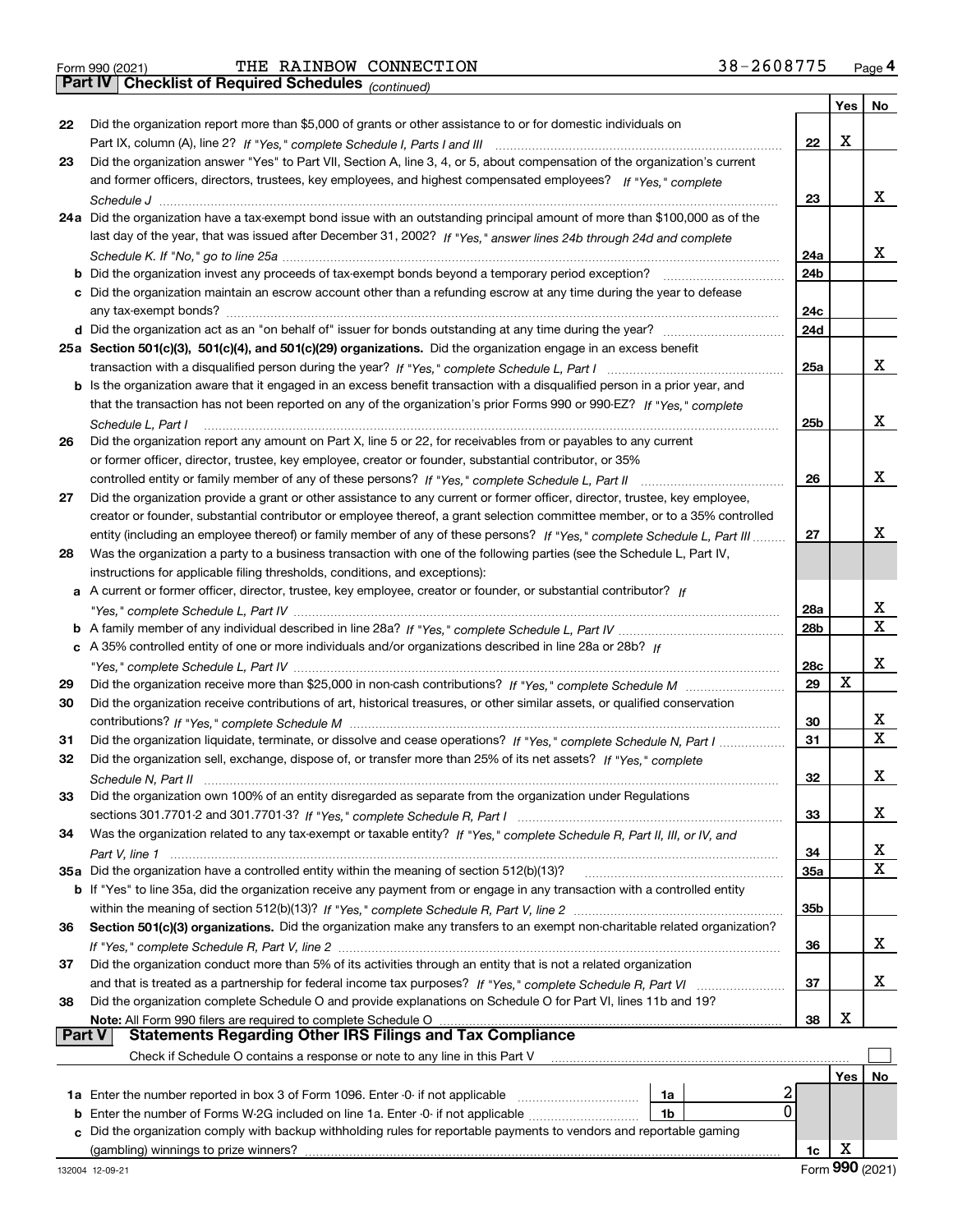Form 990 (2021) THE RAINBOW CONNECTION 38-2608775 Page 4

## Part IV Checklist of Required Schedules *(continued)*

| | | | Yes | No |
|---|---|---|---|---|
| 22 | Did the organization report more than $5,000 of grants or other assistance to or for domestic individuals on Part IX, column (A), line 2? *If "Yes," complete Schedule I, Parts I and III* | 22 | X | |
| 23 | Did the organization answer "Yes" to Part VII, Section A, line 3, 4, or 5, about compensation of the organization's current and former officers, directors, trustees, key employees, and highest compensated employees? *If "Yes," complete Schedule J* | 23 | | X |
| 24a | Did the organization have a tax-exempt bond issue with an outstanding principal amount of more than $100,000 as of the last day of the year, that was issued after December 31, 2002? *If "Yes," answer lines 24b through 24d and complete Schedule K. If "No," go to line 25a* | 24a | | X |
| b | Did the organization invest any proceeds of tax-exempt bonds beyond a temporary period exception? | 24b | | |
| c | Did the organization maintain an escrow account other than a refunding escrow at any time during the year to defease any tax-exempt bonds? | 24c | | |
| d | Did the organization act as an "on behalf of" issuer for bonds outstanding at any time during the year? | 24d | | |
| 25a | **Section 501(c)(3), 501(c)(4), and 501(c)(29) organizations.** Did the organization engage in an excess benefit transaction with a disqualified person during the year? *If "Yes," complete Schedule L, Part I* | 25a | | X |
| b | Is the organization aware that it engaged in an excess benefit transaction with a disqualified person in a prior year, and that the transaction has not been reported on any of the organization's prior Forms 990 or 990-EZ? *If "Yes," complete Schedule L, Part I* | 25b | | X |
| 26 | Did the organization report any amount on Part X, line 5 or 22, for receivables from or payables to any current or former officer, director, trustee, key employee, creator or founder, substantial contributor, or 35% controlled entity or family member of any of these persons? *If "Yes," complete Schedule L, Part II* | 26 | | X |
| 27 | Did the organization provide a grant or other assistance to any current or former officer, director, trustee, key employee, creator or founder, substantial contributor or employee thereof, a grant selection committee member, or to a 35% controlled entity (including an employee thereof) or family member of any of these persons? *If "Yes," complete Schedule L, Part III* | 27 | | X |
| 28 | Was the organization a party to a business transaction with one of the following parties (see the Schedule L, Part IV, instructions for applicable filing thresholds, conditions, and exceptions): | | | |
| a | A current or former officer, director, trustee, key employee, creator or founder, or substantial contributor? *If "Yes," complete Schedule L, Part IV* | 28a | | X |
| b | A family member of any individual described in line 28a? *If "Yes," complete Schedule L, Part IV* | 28b | | X |
| c | A 35% controlled entity of one or more individuals and/or organizations described in line 28a or 28b? *If "Yes," complete Schedule L, Part IV* | 28c | | X |
| 29 | Did the organization receive more than $25,000 in non-cash contributions? *If "Yes," complete Schedule M* | 29 | X | |
| 30 | Did the organization receive contributions of art, historical treasures, or other similar assets, or qualified conservation contributions? *If "Yes," complete Schedule M* | 30 | | X |
| 31 | Did the organization liquidate, terminate, or dissolve and cease operations? *If "Yes," complete Schedule N, Part I* | 31 | | X |
| 32 | Did the organization sell, exchange, dispose of, or transfer more than 25% of its net assets? *If "Yes," complete Schedule N, Part II* | 32 | | X |
| 33 | Did the organization own 100% of an entity disregarded as separate from the organization under Regulations sections 301.7701-2 and 301.7701-3? *If "Yes," complete Schedule R, Part I* | 33 | | X |
| 34 | Was the organization related to any tax-exempt or taxable entity? *If "Yes," complete Schedule R, Part II, III, or IV, and Part V, line 1* | 34 | | X |
| 35a | Did the organization have a controlled entity within the meaning of section 512(b)(13)? | 35a | | X |
| b | If "Yes" to line 35a, did the organization receive any payment from or engage in any transaction with a controlled entity within the meaning of section 512(b)(13)? *If "Yes," complete Schedule R, Part V, line 2* | 35b | | |
| 36 | **Section 501(c)(3) organizations.** Did the organization make any transfers to an exempt non-charitable related organization? *If "Yes," complete Schedule R, Part V, line 2* | 36 | | X |
| 37 | Did the organization conduct more than 5% of its activities through an entity that is not a related organization and that is treated as a partnership for federal income tax purposes? *If "Yes," complete Schedule R, Part VI* | 37 | | X |
| 38 | Did the organization complete Schedule O and provide explanations on Schedule O for Part VI, lines 11b and 19? **Note:** All Form 990 filers are required to complete Schedule O | 38 | X | |

## Part V Statements Regarding Other IRS Filings and Tax Compliance

Check if Schedule O contains a response or note to any line in this Part V ☐

| | | | | | Yes | No |
|---|---|---|---|---|---|---|
| 1a | Enter the number reported in box 3 of Form 1096. Enter -0- if not applicable | 1a | 2 | | | |
| b | Enter the number of Forms W-2G included on line 1a. Enter -0- if not applicable | 1b | 0 | | | |
| c | Did the organization comply with backup withholding rules for reportable payments to vendors and reportable gaming (gambling) winnings to prize winners? | | | 1c | X | |

132004 12-09-21 Form **990** (2021)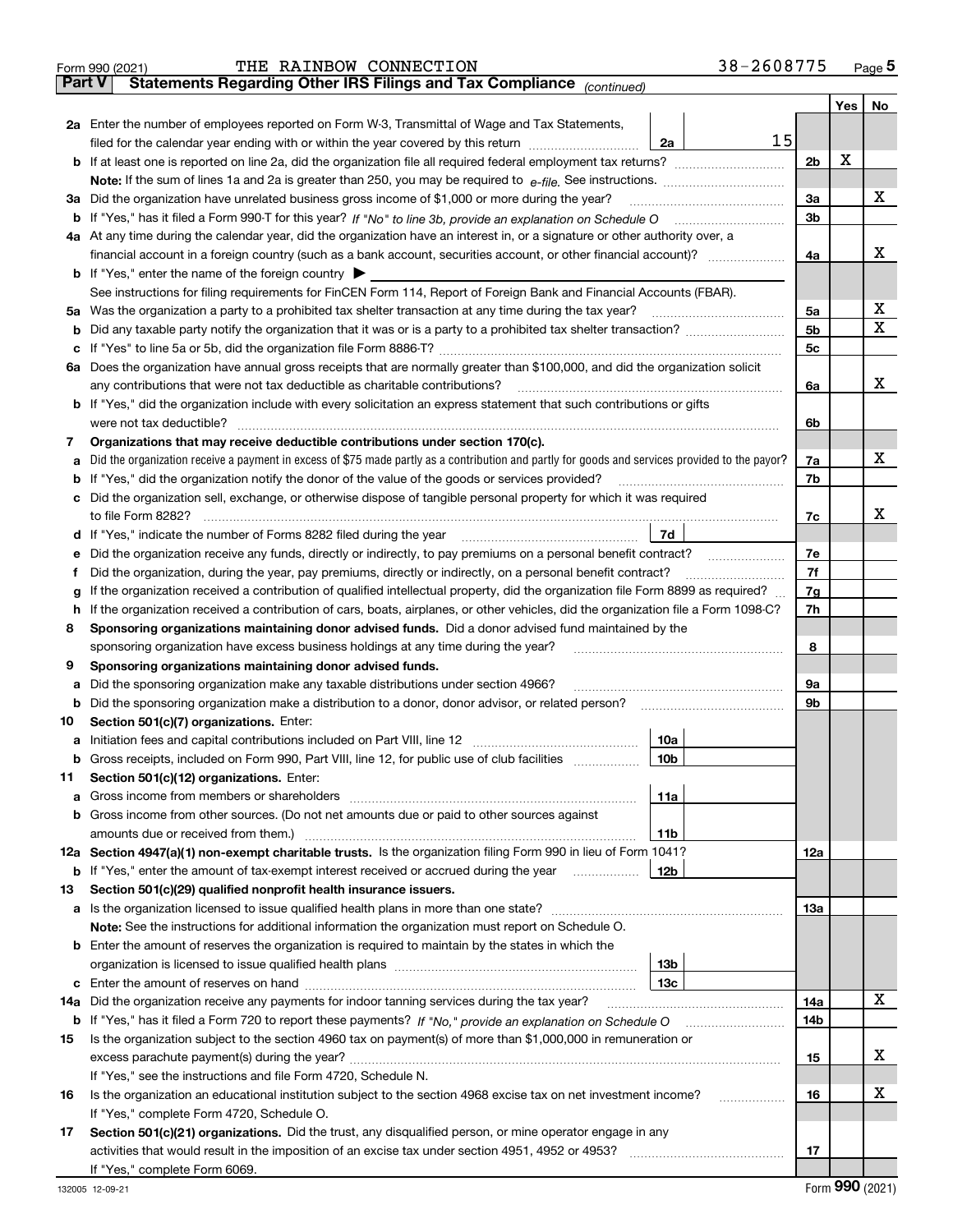Form 990 (2021) THE RAINBOW CONNECTION 38-2608775

## Part V Statements Regarding Other IRS Filings and Tax Compliance *(continued)*

| | | | | Yes | No |
|---|---|---|---|---|---|
| **2a** | Enter the number of employees reported on Form W-3, Transmittal of Wage and Tax Statements, filed for the calendar year ending with or within the year covered by this return | 2a | 15 | | |
| **b** | If at least one is reported on line 2a, did the organization file all required federal employment tax returns? | | 2b | X | |
| | **Note:** If the sum of lines 1a and 2a is greater than 250, you may be required to *e-file.* See instructions. | | | | |
| **3a** | Did the organization have unrelated business gross income of $1,000 or more during the year? | | 3a | | X |
| **b** | If "Yes," has it filed a Form 990-T for this year? *If "No" to line 3b, provide an explanation on Schedule O* | | 3b | | |
| **4a** | At any time during the calendar year, did the organization have an interest in, or a signature or other authority over, a financial account in a foreign country (such as a bank account, securities account, or other financial account)? | | 4a | | X |
| **b** | If "Yes," enter the name of the foreign country ▶ | | | | |
| | See instructions for filing requirements for FinCEN Form 114, Report of Foreign Bank and Financial Accounts (FBAR). | | | | |
| **5a** | Was the organization a party to a prohibited tax shelter transaction at any time during the tax year? | | 5a | | X |
| **b** | Did any taxable party notify the organization that it was or is a party to a prohibited tax shelter transaction? | | 5b | | X |
| **c** | If "Yes" to line 5a or 5b, did the organization file Form 8886-T? | | 5c | | |
| **6a** | Does the organization have annual gross receipts that are normally greater than $100,000, and did the organization solicit any contributions that were not tax deductible as charitable contributions? | | 6a | | X |
| **b** | If "Yes," did the organization include with every solicitation an express statement that such contributions or gifts were not tax deductible? | | 6b | | |
| **7** | **Organizations that may receive deductible contributions under section 170(c).** | | | | |
| **a** | Did the organization receive a payment in excess of $75 made partly as a contribution and partly for goods and services provided to the payor? | | 7a | | X |
| **b** | If "Yes," did the organization notify the donor of the value of the goods or services provided? | | 7b | | |
| **c** | Did the organization sell, exchange, or otherwise dispose of tangible personal property for which it was required to file Form 8282? | | 7c | | X |
| **d** | If "Yes," indicate the number of Forms 8282 filed during the year | 7d | | | |
| **e** | Did the organization receive any funds, directly or indirectly, to pay premiums on a personal benefit contract? | | 7e | | |
| **f** | Did the organization, during the year, pay premiums, directly or indirectly, on a personal benefit contract? | | 7f | | |
| **g** | If the organization received a contribution of qualified intellectual property, did the organization file Form 8899 as required? | | 7g | | |
| **h** | If the organization received a contribution of cars, boats, airplanes, or other vehicles, did the organization file a Form 1098-C? | | 7h | | |
| **8** | **Sponsoring organizations maintaining donor advised funds.** Did a donor advised fund maintained by the sponsoring organization have excess business holdings at any time during the year? | | 8 | | |
| **9** | **Sponsoring organizations maintaining donor advised funds.** | | | | |
| **a** | Did the sponsoring organization make any taxable distributions under section 4966? | | 9a | | |
| **b** | Did the sponsoring organization make a distribution to a donor, donor advisor, or related person? | | 9b | | |
| **10** | **Section 501(c)(7) organizations.** Enter: | | | | |
| **a** | Initiation fees and capital contributions included on Part VIII, line 12 | 10a | | | |
| **b** | Gross receipts, included on Form 990, Part VIII, line 12, for public use of club facilities | 10b | | | |
| **11** | **Section 501(c)(12) organizations.** Enter: | | | | |
| **a** | Gross income from members or shareholders | 11a | | | |
| **b** | Gross income from other sources. (Do not net amounts due or paid to other sources against amounts due or received from them.) | 11b | | | |
| **12a** | **Section 4947(a)(1) non-exempt charitable trusts.** Is the organization filing Form 990 in lieu of Form 1041? | | 12a | | |
| **b** | If "Yes," enter the amount of tax-exempt interest received or accrued during the year | 12b | | | |
| **13** | **Section 501(c)(29) qualified nonprofit health insurance issuers.** | | | | |
| **a** | Is the organization licensed to issue qualified health plans in more than one state? | | 13a | | |
| | **Note:** See the instructions for additional information the organization must report on Schedule O. | | | | |
| **b** | Enter the amount of reserves the organization is required to maintain by the states in which the organization is licensed to issue qualified health plans | 13b | | | |
| **c** | Enter the amount of reserves on hand | 13c | | | |
| **14a** | Did the organization receive any payments for indoor tanning services during the tax year? | | 14a | | X |
| **b** | If "Yes," has it filed a Form 720 to report these payments? *If "No," provide an explanation on Schedule O* | | 14b | | |
| **15** | Is the organization subject to the section 4960 tax on payment(s) of more than $1,000,000 in remuneration or excess parachute payment(s) during the year? | | 15 | | X |
| | If "Yes," see the instructions and file Form 4720, Schedule N. | | | | |
| **16** | Is the organization an educational institution subject to the section 4968 excise tax on net investment income? | | 16 | | X |
| | If "Yes," complete Form 4720, Schedule O. | | | | |
| **17** | **Section 501(c)(21) organizations.** Did the trust, any disqualified person, or mine operator engage in any activities that would result in the imposition of an excise tax under section 4951, 4952 or 4953? | | 17 | | |
| | If "Yes," complete Form 6069. | | | | |

Form **990** (2021)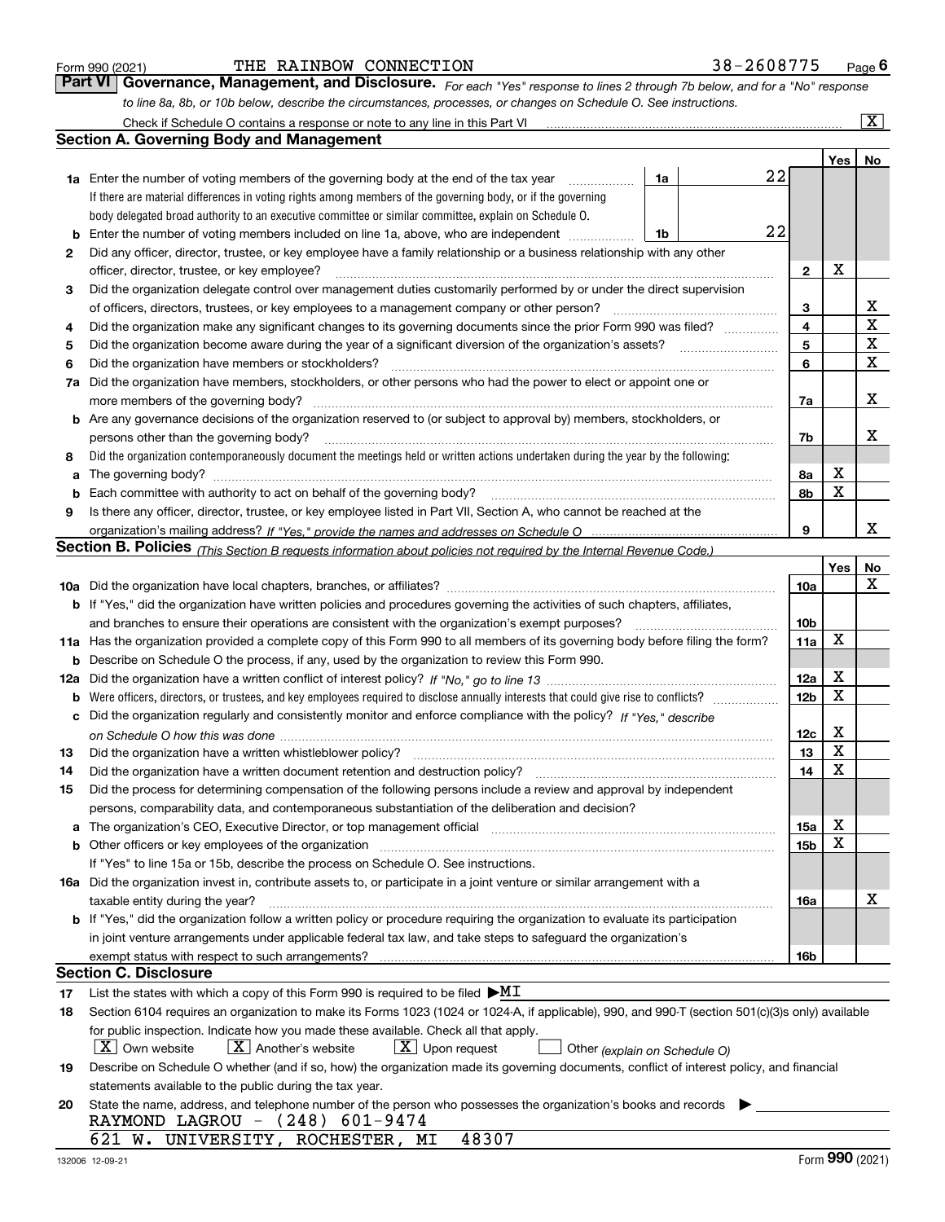Form 990 (2021) THE RAINBOW CONNECTION 38-2608775

## Part VI Governance, Management, and Disclosure.

*For each "Yes" response to lines 2 through 7b below, and for a "No" response to line 8a, 8b, or 10b below, describe the circumstances, processes, or changes on Schedule O. See instructions.*

Check if Schedule O contains a response or note to any line in this Part VI [X]

### Section A. Governing Body and Management

| | | | | Yes | No |
|---|---|---|---|---|---|
| **1a** | Enter the number of voting members of the governing body at the end of the tax year. If there are material differences in voting rights among members of the governing body, or if the governing body delegated broad authority to an executive committee or similar committee, explain on Schedule O. | 1a | 22 | | |
| **b** | Enter the number of voting members included on line 1a, above, who are independent | 1b | 22 | | |
| **2** | Did any officer, director, trustee, or key employee have a family relationship or a business relationship with any other officer, director, trustee, or key employee? | | 2 | X | |
| **3** | Did the organization delegate control over management duties customarily performed by or under the direct supervision of officers, directors, trustees, or key employees to a management company or other person? | | 3 | | X |
| **4** | Did the organization make any significant changes to its governing documents since the prior Form 990 was filed? | | 4 | | X |
| **5** | Did the organization become aware during the year of a significant diversion of the organization's assets? | | 5 | | X |
| **6** | Did the organization have members or stockholders? | | 6 | | X |
| **7a** | Did the organization have members, stockholders, or other persons who had the power to elect or appoint one or more members of the governing body? | | 7a | | X |
| **b** | Are any governance decisions of the organization reserved to (or subject to approval by) members, stockholders, or persons other than the governing body? | | 7b | | X |
| **8** | Did the organization contemporaneously document the meetings held or written actions undertaken during the year by the following: | | | | |
| **a** | The governing body? | | 8a | X | |
| **b** | Each committee with authority to act on behalf of the governing body? | | 8b | X | |
| **9** | Is there any officer, director, trustee, or key employee listed in Part VII, Section A, who cannot be reached at the organization's mailing address? *If "Yes," provide the names and addresses on Schedule O* | | 9 | | X |

### Section B. Policies *(This Section B requests information about policies not required by the Internal Revenue Code.)*

| | | | Yes | No |
|---|---|---|---|---|
| **10a** | Did the organization have local chapters, branches, or affiliates? | 10a | | X |
| **b** | If "Yes," did the organization have written policies and procedures governing the activities of such chapters, affiliates, and branches to ensure their operations are consistent with the organization's exempt purposes? | 10b | | |
| **11a** | Has the organization provided a complete copy of this Form 990 to all members of its governing body before filing the form? | 11a | X | |
| **b** | Describe on Schedule O the process, if any, used by the organization to review this Form 990. | | | |
| **12a** | Did the organization have a written conflict of interest policy? *If "No," go to line 13* | 12a | X | |
| **b** | Were officers, directors, or trustees, and key employees required to disclose annually interests that could give rise to conflicts? | 12b | X | |
| **c** | Did the organization regularly and consistently monitor and enforce compliance with the policy? *If "Yes," describe on Schedule O how this was done* | 12c | X | |
| **13** | Did the organization have a written whistleblower policy? | 13 | X | |
| **14** | Did the organization have a written document retention and destruction policy? | 14 | X | |
| **15** | Did the process for determining compensation of the following persons include a review and approval by independent persons, comparability data, and contemporaneous substantiation of the deliberation and decision? | | | |
| **a** | The organization's CEO, Executive Director, or top management official | 15a | X | |
| **b** | Other officers or key employees of the organization. If "Yes" to line 15a or 15b, describe the process on Schedule O. See instructions. | 15b | X | |
| **16a** | Did the organization invest in, contribute assets to, or participate in a joint venture or similar arrangement with a taxable entity during the year? | 16a | | X |
| **b** | If "Yes," did the organization follow a written policy or procedure requiring the organization to evaluate its participation in joint venture arrangements under applicable federal tax law, and take steps to safeguard the organization's exempt status with respect to such arrangements? | 16b | | |

### Section C. Disclosure

**17** List the states with which a copy of this Form 990 is required to be filed ▶MI

**18** Section 6104 requires an organization to make its Forms 1023 (1024 or 1024-A, if applicable), 990, and 990-T (section 501(c)(3)s only) available for public inspection. Indicate how you made these available. Check all that apply.

[X] Own website [X] Another's website [X] Upon request [ ] Other *(explain on Schedule O)*

**19** Describe on Schedule O whether (and if so, how) the organization made its governing documents, conflict of interest policy, and financial statements available to the public during the tax year.

**20** State the name, address, and telephone number of the person who possesses the organization's books and records ▶

RAYMOND LAGROU - (248) 601-9474
621 W. UNIVERSITY, ROCHESTER, MI 48307

132006 12-09-21 Form **990** (2021)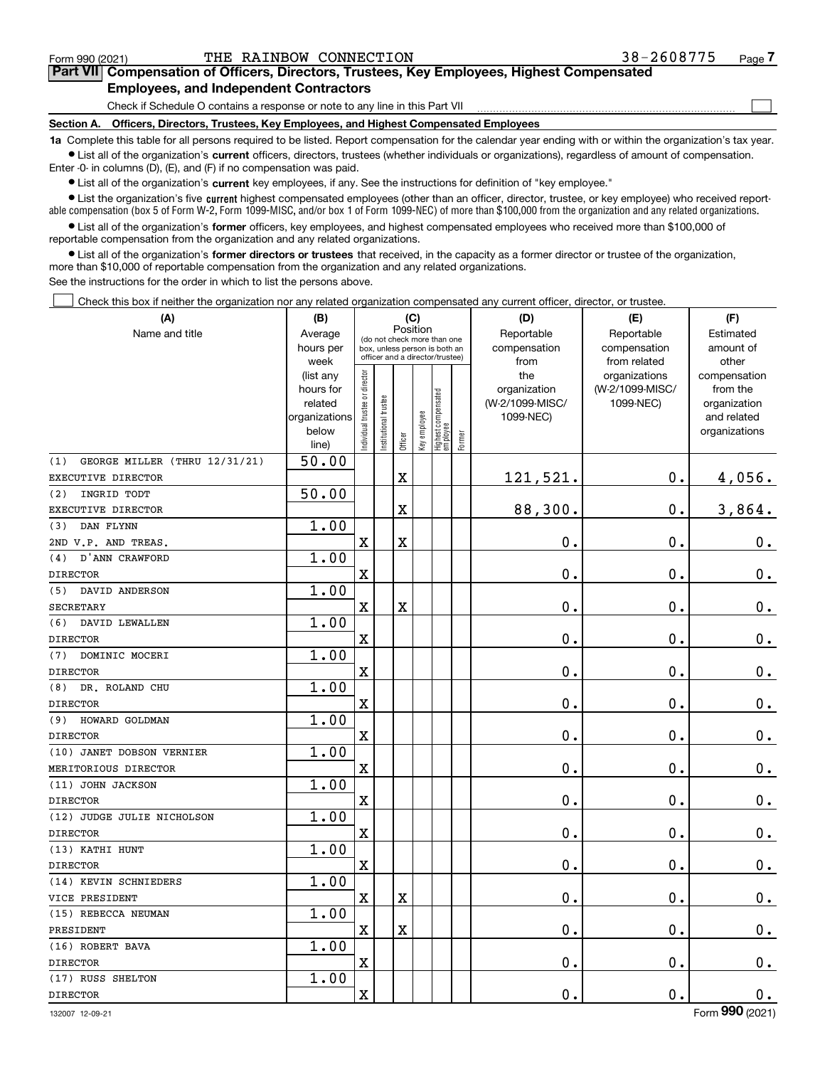Form 990 (2021) THE RAINBOW CONNECTION 38-2608775

## Part VII Compensation of Officers, Directors, Trustees, Key Employees, Highest Compensated Employees, and Independent Contractors

Check if Schedule O contains a response or note to any line in this Part VII ☐

### Section A. Officers, Directors, Trustees, Key Employees, and Highest Compensated Employees

**1a** Complete this table for all persons required to be listed. Report compensation for the calendar year ending with or within the organization's tax year.

- List all of the organization's **current** officers, directors, trustees (whether individuals or organizations), regardless of amount of compensation. Enter -0- in columns (D), (E), and (F) if no compensation was paid.
- List all of the organization's **current** key employees, if any. See the instructions for definition of "key employee."
- List the organization's five **current** highest compensated employees (other than an officer, director, trustee, or key employee) who received reportable compensation (box 5 of Form W-2, Form 1099-MISC, and/or box 1 of Form 1099-NEC) of more than $100,000 from the organization and any related organizations.
- List all of the organization's **former** officers, key employees, and highest compensated employees who received more than $100,000 of reportable compensation from the organization and any related organizations.
- List all of the organization's **former directors or trustees** that received, in the capacity as a former director or trustee of the organization, more than $10,000 of reportable compensation from the organization and any related organizations.

See the instructions for the order in which to list the persons above.

☐ Check this box if neither the organization nor any related organization compensated any current officer, director, or trustee.

| (A) Name and title | (B) Average hours per week (list any hours for related organizations below line) | (C) Position: Individual trustee or director | Institutional trustee | Officer | Key employee | Highest compensated employee | Former | (D) Reportable compensation from the organization (W-2/1099-MISC/ 1099-NEC) | (E) Reportable compensation from related organizations (W-2/1099-MISC/ 1099-NEC) | (F) Estimated amount of other compensation from the organization and related organizations |
|---|---|---|---|---|---|---|---|---|---|---|
| (1) GEORGE MILLER (THRU 12/31/21)<br>EXECUTIVE DIRECTOR | 50.00 | | | X | | | | 121,521. | 0. | 4,056. |
| (2) INGRID TODT<br>EXECUTIVE DIRECTOR | 50.00 | | | X | | | | 88,300. | 0. | 3,864. |
| (3) DAN FLYNN<br>2ND V.P. AND TREAS. | 1.00 | X | | X | | | | 0. | 0. | 0. |
| (4) D'ANN CRAWFORD<br>DIRECTOR | 1.00 | X | | | | | | 0. | 0. | 0. |
| (5) DAVID ANDERSON<br>SECRETARY | 1.00 | X | | X | | | | 0. | 0. | 0. |
| (6) DAVID LEWALLEN<br>DIRECTOR | 1.00 | X | | | | | | 0. | 0. | 0. |
| (7) DOMINIC MOCERI<br>DIRECTOR | 1.00 | X | | | | | | 0. | 0. | 0. |
| (8) DR. ROLAND CHU<br>DIRECTOR | 1.00 | X | | | | | | 0. | 0. | 0. |
| (9) HOWARD GOLDMAN<br>DIRECTOR | 1.00 | X | | | | | | 0. | 0. | 0. |
| (10) JANET DOBSON VERNIER<br>MERITORIOUS DIRECTOR | 1.00 | X | | | | | | 0. | 0. | 0. |
| (11) JOHN JACKSON<br>DIRECTOR | 1.00 | X | | | | | | 0. | 0. | 0. |
| (12) JUDGE JULIE NICHOLSON<br>DIRECTOR | 1.00 | X | | | | | | 0. | 0. | 0. |
| (13) KATHI HUNT<br>DIRECTOR | 1.00 | X | | | | | | 0. | 0. | 0. |
| (14) KEVIN SCHNIEDERS<br>VICE PRESIDENT | 1.00 | X | | X | | | | 0. | 0. | 0. |
| (15) REBECCA NEUMAN<br>PRESIDENT | 1.00 | X | | X | | | | 0. | 0. | 0. |
| (16) ROBERT BAVA<br>DIRECTOR | 1.00 | X | | | | | | 0. | 0. | 0. |
| (17) RUSS SHELTON<br>DIRECTOR | 1.00 | X | | | | | | 0. | 0. | 0. |

132007 12-09-21 Form 990 (2021)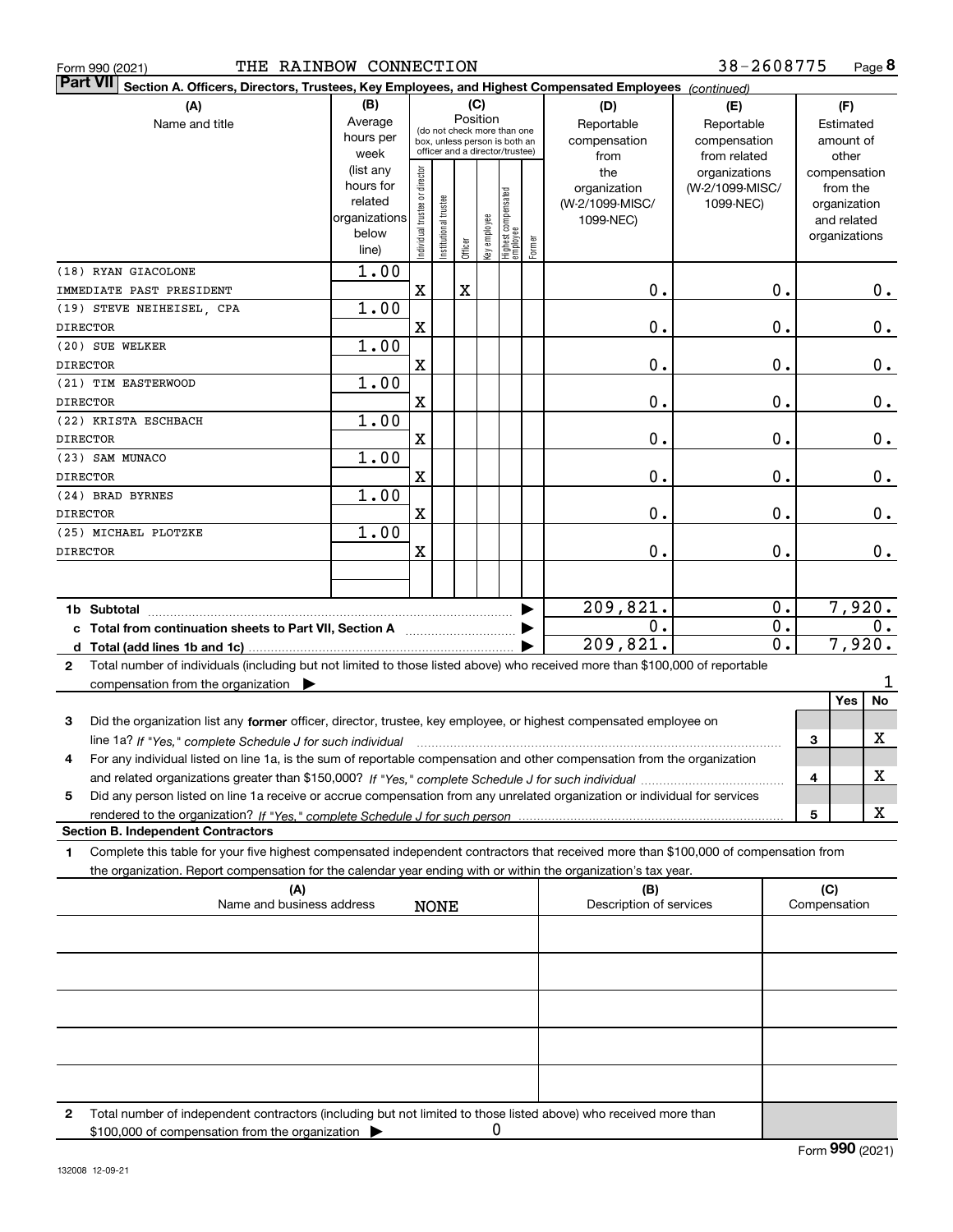Form 990 (2021) THE RAINBOW CONNECTION 38-2608775

**Part VII** **Section A. Officers, Directors, Trustees, Key Employees, and Highest Compensated Employees** *(continued)*

| (A) Name and title | (B) Average hours per week (list any hours for related organizations below line) | (C) Position: Individual trustee or director | Institutional trustee | Officer | Key employee | Highest compensated employee | Former | (D) Reportable compensation from the organization (W-2/1099-MISC/1099-NEC) | (E) Reportable compensation from related organizations (W-2/1099-MISC/1099-NEC) | (F) Estimated amount of other compensation from the organization and related organizations |
|---|---|---|---|---|---|---|---|---|---|---|
| (18) RYAN GIACOLONE<br>IMMEDIATE PAST PRESIDENT | 1.00 | X | | X | | | | 0. | 0. | 0. |
| (19) STEVE NEIHEISEL, CPA<br>DIRECTOR | 1.00 | X | | | | | | 0. | 0. | 0. |
| (20) SUE WELKER<br>DIRECTOR | 1.00 | X | | | | | | 0. | 0. | 0. |
| (21) TIM EASTERWOOD<br>DIRECTOR | 1.00 | X | | | | | | 0. | 0. | 0. |
| (22) KRISTA ESCHBACH<br>DIRECTOR | 1.00 | X | | | | | | 0. | 0. | 0. |
| (23) SAM MUNACO<br>DIRECTOR | 1.00 | X | | | | | | 0. | 0. | 0. |
| (24) BRAD BYRNES<br>DIRECTOR | 1.00 | X | | | | | | 0. | 0. | 0. |
| (25) MICHAEL PLOTZKE<br>DIRECTOR | 1.00 | X | | | | | | 0. | 0. | 0. |
| **1b Subtotal** | | | | | | | | 209,821. | 0. | 7,920. |
| **c Total from continuation sheets to Part VII, Section A** | | | | | | | | 0. | 0. | 0. |
| **d Total (add lines 1b and 1c)** | | | | | | | | 209,821. | 0. | 7,920. |

**2** Total number of individuals (including but not limited to those listed above) who received more than $100,000 of reportable compensation from the organization ▶ 1

| | | Yes | No |
|---|---|---|---|
| **3** Did the organization list any **former** officer, director, trustee, key employee, or highest compensated employee on line 1a? *If "Yes," complete Schedule J for such individual* | 3 | | X |
| **4** For any individual listed on line 1a, is the sum of reportable compensation and other compensation from the organization and related organizations greater than $150,000? *If "Yes," complete Schedule J for such individual* | 4 | | X |
| **5** Did any person listed on line 1a receive or accrue compensation from any unrelated organization or individual for services rendered to the organization? *If "Yes," complete Schedule J for such person* | 5 | | X |

**Section B. Independent Contractors**

**1** Complete this table for your five highest compensated independent contractors that received more than $100,000 of compensation from the organization. Report compensation for the calendar year ending with or within the organization's tax year.

| (A) Name and business address | (B) Description of services | (C) Compensation |
|---|---|---|
| NONE | | |
| | | |
| | | |
| | | |
| | | |

**2** Total number of independent contractors (including but not limited to those listed above) who received more than $100,000 of compensation from the organization ▶ 0

Form **990** (2021)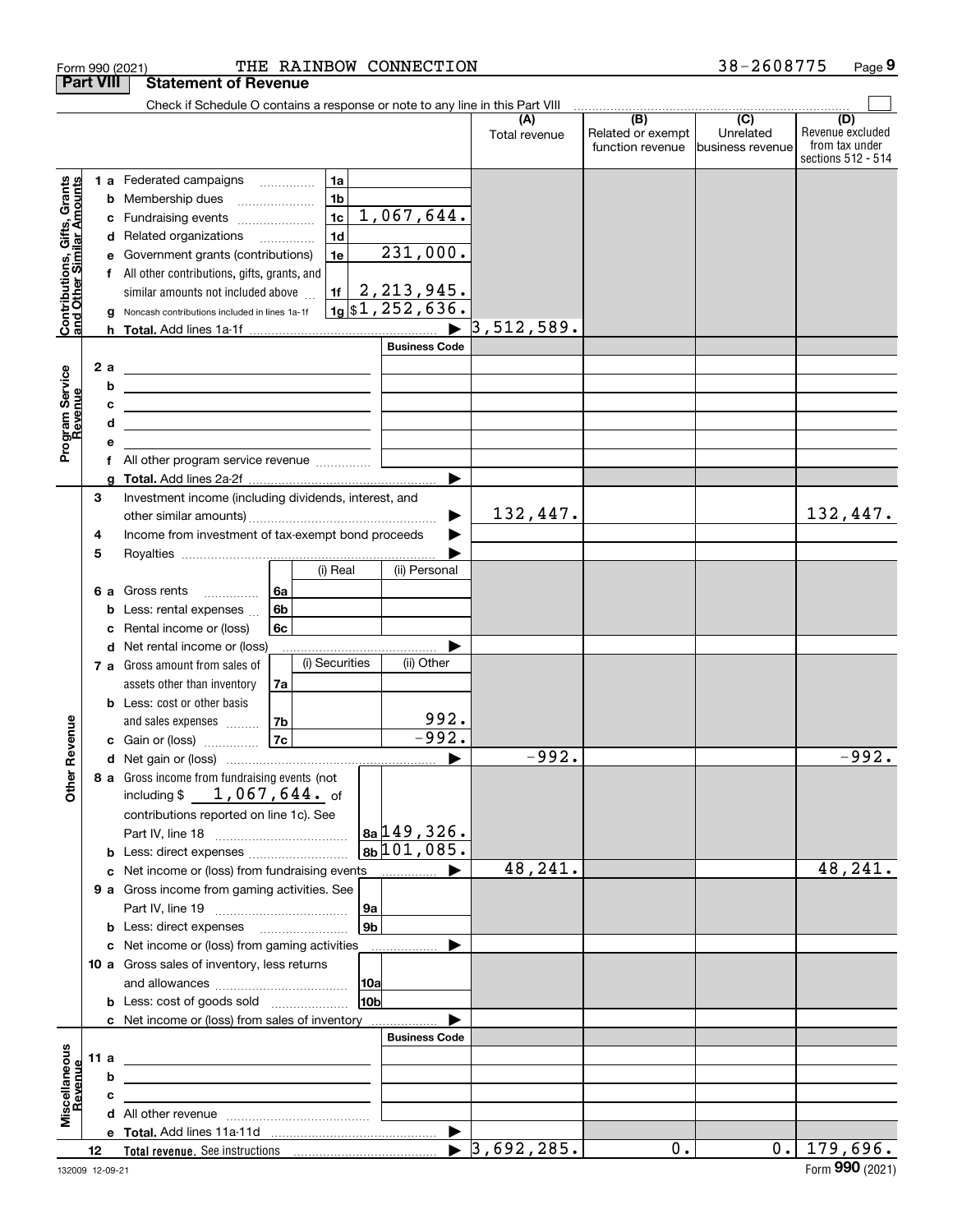Form 990 (2021) THE RAINBOW CONNECTION 38-2608775 Page 9

## Part VIII Statement of Revenue

Check if Schedule O contains a response or note to any line in this Part VIII

| | | | | (A) Total revenue | (B) Related or exempt function revenue | (C) Unrelated business revenue | (D) Revenue excluded from tax under sections 512 - 514 |
|---|---|---|---|---|---|---|---|
| **Contributions, Gifts, Grants and Other Similar Amounts** | 1 a | Federated campaigns | 1a | | | | |
| | b | Membership dues | 1b | | | | |
| | c | Fundraising events | 1c 1,067,644. | | | | |
| | d | Related organizations | 1d | | | | |
| | e | Government grants (contributions) | 1e 231,000. | | | | |
| | f | All other contributions, gifts, grants, and similar amounts not included above | 1f 2,213,945. | | | | |
| | g | Noncash contributions included in lines 1a-1f | 1g $1,252,636. | | | | |
| | h | **Total.** Add lines 1a-1f | | 3,512,589. | | | |
| | | | **Business Code** | | | | |
| **Program Service Revenue** | 2 a | | | | | | |
| | b | | | | | | |
| | c | | | | | | |
| | d | | | | | | |
| | e | | | | | | |
| | f | All other program service revenue | | | | | |
| | g | **Total.** Add lines 2a-2f | | | | | |
| **Other Revenue** | 3 | Investment income (including dividends, interest, and other similar amounts) | | 132,447. | | | 132,447. |
| | 4 | Income from investment of tax-exempt bond proceeds | | | | | |
| | 5 | Royalties | | | | | |
| | | | (i) Real / (ii) Personal | | | | |
| | 6 a | Gross rents | 6a | | | | |
| | b | Less: rental expenses | 6b | | | | |
| | c | Rental income or (loss) | 6c | | | | |
| | d | Net rental income or (loss) | | | | | |
| | | | (i) Securities / (ii) Other | | | | |
| | 7 a | Gross amount from sales of assets other than inventory | 7a | | | | |
| | b | Less: cost or other basis and sales expenses | 7b (ii) 992. | | | | |
| | c | Gain or (loss) | 7c (ii) -992. | | | | |
| | d | Net gain or (loss) | | -992. | | | -992. |
| | 8 a | Gross income from fundraising events (not including $ 1,067,644. of contributions reported on line 1c). See Part IV, line 18 | 8a 149,326. | | | | |
| | b | Less: direct expenses | 8b 101,085. | | | | |
| | c | Net income or (loss) from fundraising events | | 48,241. | | | 48,241. |
| | 9 a | Gross income from gaming activities. See Part IV, line 19 | 9a | | | | |
| | b | Less: direct expenses | 9b | | | | |
| | c | Net income or (loss) from gaming activities | | | | | |
| | 10 a | Gross sales of inventory, less returns and allowances | 10a | | | | |
| | b | Less: cost of goods sold | 10b | | | | |
| | c | Net income or (loss) from sales of inventory | | | | | |
| | | | **Business Code** | | | | |
| **Miscellaneous Revenue** | 11 a | | | | | | |
| | b | | | | | | |
| | c | | | | | | |
| | d | All other revenue | | | | | |
| | e | **Total.** Add lines 11a-11d | | | | | |
| | 12 | **Total revenue.** See instructions | | 3,692,285. | 0. | 0. | 179,696. |

132009 12-09-21 Form **990** (2021)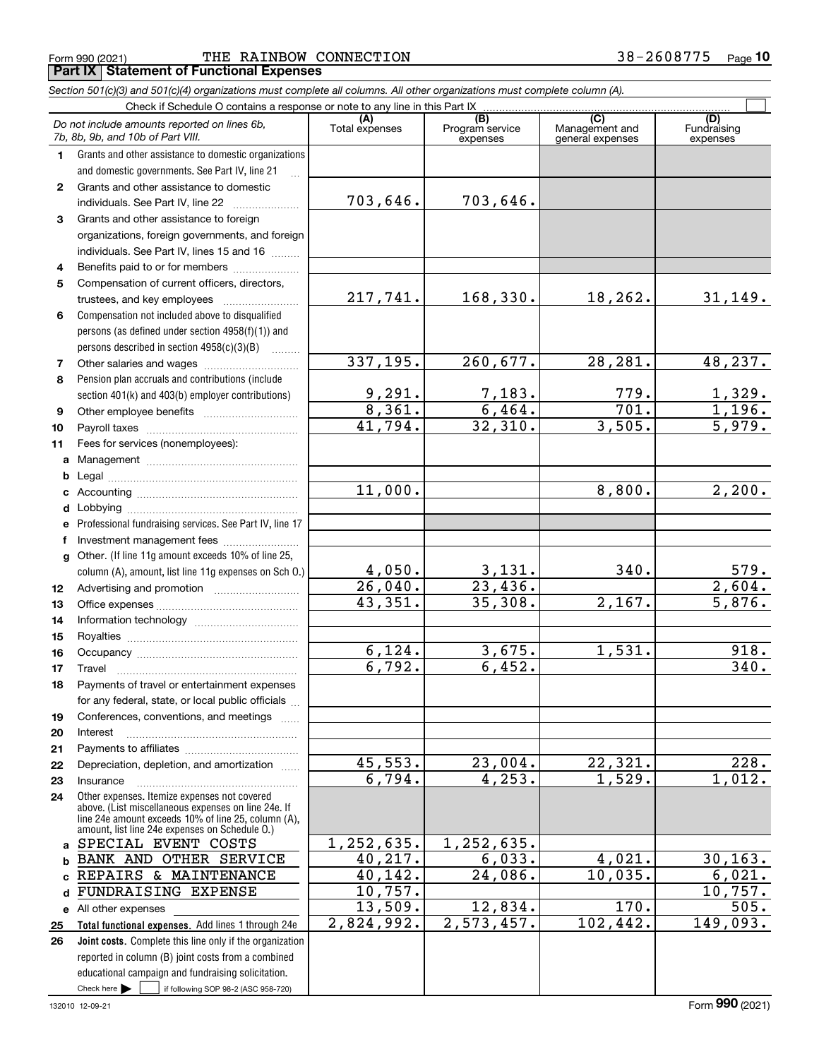Form 990 (2021) THE RAINBOW CONNECTION 38-2608775

## Part IX Statement of Functional Expenses

*Section 501(c)(3) and 501(c)(4) organizations must complete all columns. All other organizations must complete column (A).*

Check if Schedule O contains a response or note to any line in this Part IX ☐

| | *Do not include amounts reported on lines 6b, 7b, 8b, 9b, and 10b of Part VIII.* | (A) Total expenses | (B) Program service expenses | (C) Management and general expenses | (D) Fundraising expenses |
|---|---|---|---|---|---|
| 1 | Grants and other assistance to domestic organizations and domestic governments. See Part IV, line 21 | | | | |
| 2 | Grants and other assistance to domestic individuals. See Part IV, line 22 | 703,646. | 703,646. | | |
| 3 | Grants and other assistance to foreign organizations, foreign governments, and foreign individuals. See Part IV, lines 15 and 16 | | | | |
| 4 | Benefits paid to or for members | | | | |
| 5 | Compensation of current officers, directors, trustees, and key employees | 217,741. | 168,330. | 18,262. | 31,149. |
| 6 | Compensation not included above to disqualified persons (as defined under section 4958(f)(1)) and persons described in section 4958(c)(3)(B) | | | | |
| 7 | Other salaries and wages | 337,195. | 260,677. | 28,281. | 48,237. |
| 8 | Pension plan accruals and contributions (include section 401(k) and 403(b) employer contributions) | 9,291. | 7,183. | 779. | 1,329. |
| 9 | Other employee benefits | 8,361. | 6,464. | 701. | 1,196. |
| 10 | Payroll taxes | 41,794. | 32,310. | 3,505. | 5,979. |
| 11 | Fees for services (nonemployees): | | | | |
| a | Management | | | | |
| b | Legal | | | | |
| c | Accounting | 11,000. | | 8,800. | 2,200. |
| d | Lobbying | | | | |
| e | Professional fundraising services. See Part IV, line 17 | | | | |
| f | Investment management fees | | | | |
| g | Other. (If line 11g amount exceeds 10% of line 25, column (A), amount, list line 11g expenses on Sch O.) | 4,050. | 3,131. | 340. | 579. |
| 12 | Advertising and promotion | 26,040. | 23,436. | | 2,604. |
| 13 | Office expenses | 43,351. | 35,308. | 2,167. | 5,876. |
| 14 | Information technology | | | | |
| 15 | Royalties | | | | |
| 16 | Occupancy | 6,124. | 3,675. | 1,531. | 918. |
| 17 | Travel | 6,792. | 6,452. | | 340. |
| 18 | Payments of travel or entertainment expenses for any federal, state, or local public officials | | | | |
| 19 | Conferences, conventions, and meetings | | | | |
| 20 | Interest | | | | |
| 21 | Payments to affiliates | | | | |
| 22 | Depreciation, depletion, and amortization | 45,553. | 23,004. | 22,321. | 228. |
| 23 | Insurance | 6,794. | 4,253. | 1,529. | 1,012. |
| 24 | Other expenses. Itemize expenses not covered above. (List miscellaneous expenses on line 24e. If line 24e amount exceeds 10% of line 25, column (A), amount, list line 24e expenses on Schedule O.) | | | | |
| a | SPECIAL EVENT COSTS | 1,252,635. | 1,252,635. | | |
| b | BANK AND OTHER SERVICE | 40,217. | 6,033. | 4,021. | 30,163. |
| c | REPAIRS & MAINTENANCE | 40,142. | 24,086. | 10,035. | 6,021. |
| d | FUNDRAISING EXPENSE | 10,757. | | | 10,757. |
| e | All other expenses | 13,509. | 12,834. | 170. | 505. |
| 25 | **Total functional expenses.** Add lines 1 through 24e | 2,824,992. | 2,573,457. | 102,442. | 149,093. |
| 26 | **Joint costs.** Complete this line only if the organization reported in column (B) joint costs from a combined educational campaign and fundraising solicitation. Check here ☐ if following SOP 98-2 (ASC 958-720) | | | | |

132010 12-09-21 Form **990** (2021)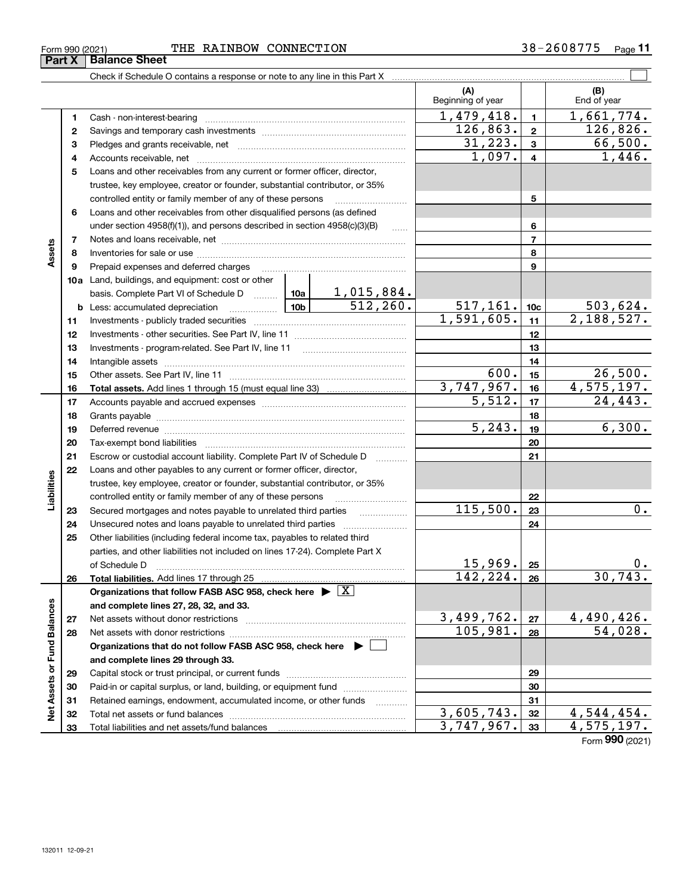Form 990 (2021) THE RAINBOW CONNECTION 38-2608775

## Part X Balance Sheet

Check if Schedule O contains a response or note to any line in this Part X

| | | | | (A) Beginning of year | | (B) End of year |
|---|---|---|---|---|---|---|
| **Assets** | 1 | Cash - non-interest-bearing | | 1,479,418. | 1 | 1,661,774. |
| | 2 | Savings and temporary cash investments | | 126,863. | 2 | 126,826. |
| | 3 | Pledges and grants receivable, net | | 31,223. | 3 | 66,500. |
| | 4 | Accounts receivable, net | | 1,097. | 4 | 1,446. |
| | 5 | Loans and other receivables from any current or former officer, director, trustee, key employee, creator or founder, substantial contributor, or 35% controlled entity or family member of any of these persons | | | 5 | |
| | 6 | Loans and other receivables from other disqualified persons (as defined under section 4958(f)(1)), and persons described in section 4958(c)(3)(B) | | | 6 | |
| | 7 | Notes and loans receivable, net | | | 7 | |
| | 8 | Inventories for sale or use | | | 8 | |
| | 9 | Prepaid expenses and deferred charges | | | 9 | |
| | 10a | Land, buildings, and equipment: cost or other basis. Complete Part VI of Schedule D | 10a 1,015,884. | | | |
| | b | Less: accumulated depreciation | 10b 512,260. | 517,161. | 10c | 503,624. |
| | 11 | Investments - publicly traded securities | | 1,591,605. | 11 | 2,188,527. |
| | 12 | Investments - other securities. See Part IV, line 11 | | | 12 | |
| | 13 | Investments - program-related. See Part IV, line 11 | | | 13 | |
| | 14 | Intangible assets | | | 14 | |
| | 15 | Other assets. See Part IV, line 11 | | 600. | 15 | 26,500. |
| | 16 | **Total assets.** Add lines 1 through 15 (must equal line 33) | | 3,747,967. | 16 | 4,575,197. |
| **Liabilities** | 17 | Accounts payable and accrued expenses | | 5,512. | 17 | 24,443. |
| | 18 | Grants payable | | | 18 | |
| | 19 | Deferred revenue | | 5,243. | 19 | 6,300. |
| | 20 | Tax-exempt bond liabilities | | | 20 | |
| | 21 | Escrow or custodial account liability. Complete Part IV of Schedule D | | | 21 | |
| | 22 | Loans and other payables to any current or former officer, director, trustee, key employee, creator or founder, substantial contributor, or 35% controlled entity or family member of any of these persons | | | 22 | |
| | 23 | Secured mortgages and notes payable to unrelated third parties | | 115,500. | 23 | 0. |
| | 24 | Unsecured notes and loans payable to unrelated third parties | | | 24 | |
| | 25 | Other liabilities (including federal income tax, payables to related third parties, and other liabilities not included on lines 17-24). Complete Part X of Schedule D | | 15,969. | 25 | 0. |
| | 26 | **Total liabilities.** Add lines 17 through 25 | | 142,224. | 26 | 30,743. |
| **Net Assets or Fund Balances** | | **Organizations that follow FASB ASC 958, check here ▶ [X] and complete lines 27, 28, 32, and 33.** | | | | |
| | 27 | Net assets without donor restrictions | | 3,499,762. | 27 | 4,490,426. |
| | 28 | Net assets with donor restrictions | | 105,981. | 28 | 54,028. |
| | | **Organizations that do not follow FASB ASC 958, check here ▶ [ ] and complete lines 29 through 33.** | | | | |
| | 29 | Capital stock or trust principal, or current funds | | | 29 | |
| | 30 | Paid-in or capital surplus, or land, building, or equipment fund | | | 30 | |
| | 31 | Retained earnings, endowment, accumulated income, or other funds | | | 31 | |
| | 32 | Total net assets or fund balances | | 3,605,743. | 32 | 4,544,454. |
| | 33 | Total liabilities and net assets/fund balances | | 3,747,967. | 33 | 4,575,197. |

Form **990** (2021)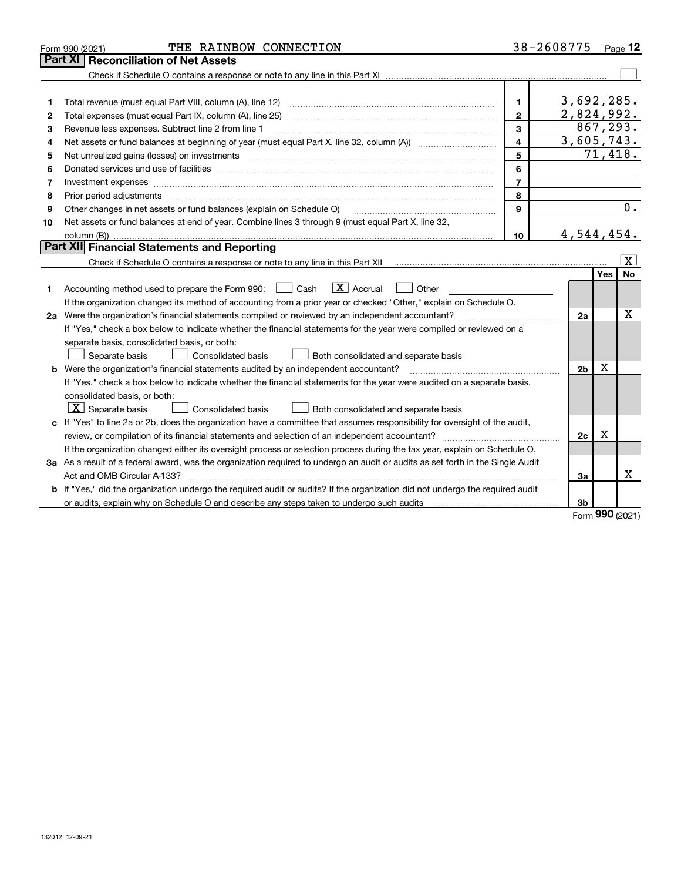Form 990 (2021) THE RAINBOW CONNECTION 38-2608775

## Part XI Reconciliation of Net Assets

Check if Schedule O contains a response or note to any line in this Part XI [ ]

| | | | |
|---|---|---|---|
| 1 | Total revenue (must equal Part VIII, column (A), line 12) | 1 | 3,692,285. |
| 2 | Total expenses (must equal Part IX, column (A), line 25) | 2 | 2,824,992. |
| 3 | Revenue less expenses. Subtract line 2 from line 1 | 3 | 867,293. |
| 4 | Net assets or fund balances at beginning of year (must equal Part X, line 32, column (A)) | 4 | 3,605,743. |
| 5 | Net unrealized gains (losses) on investments | 5 | 71,418. |
| 6 | Donated services and use of facilities | 6 | |
| 7 | Investment expenses | 7 | |
| 8 | Prior period adjustments | 8 | |
| 9 | Other changes in net assets or fund balances (explain on Schedule O) | 9 | 0. |
| 10 | Net assets or fund balances at end of year. Combine lines 3 through 9 (must equal Part X, line 32, column (B)) | 10 | 4,544,454. |

## Part XII Financial Statements and Reporting

Check if Schedule O contains a response or note to any line in this Part XII [X]

| | | | Yes | No |
|---|---|---|---|---|
| 1 | Accounting method used to prepare the Form 990: [ ] Cash [X] Accrual [ ] Other | | | |
| | If the organization changed its method of accounting from a prior year or checked "Other," explain on Schedule O. | | | |
| 2a | Were the organization's financial statements compiled or reviewed by an independent accountant? | 2a | | X |
| | If "Yes," check a box below to indicate whether the financial statements for the year were compiled or reviewed on a separate basis, consolidated basis, or both: [ ] Separate basis [ ] Consolidated basis [ ] Both consolidated and separate basis | | | |
| b | Were the organization's financial statements audited by an independent accountant? | 2b | X | |
| | If "Yes," check a box below to indicate whether the financial statements for the year were audited on a separate basis, consolidated basis, or both: [X] Separate basis [ ] Consolidated basis [ ] Both consolidated and separate basis | | | |
| c | If "Yes" to line 2a or 2b, does the organization have a committee that assumes responsibility for oversight of the audit, review, or compilation of its financial statements and selection of an independent accountant? | 2c | X | |
| | If the organization changed either its oversight process or selection process during the tax year, explain on Schedule O. | | | |
| 3a | As a result of a federal award, was the organization required to undergo an audit or audits as set forth in the Single Audit Act and OMB Circular A-133? | 3a | | X |
| b | If "Yes," did the organization undergo the required audit or audits? If the organization did not undergo the required audit or audits, explain why on Schedule O and describe any steps taken to undergo such audits | 3b | | |

Form 990 (2021)

132012 12-09-21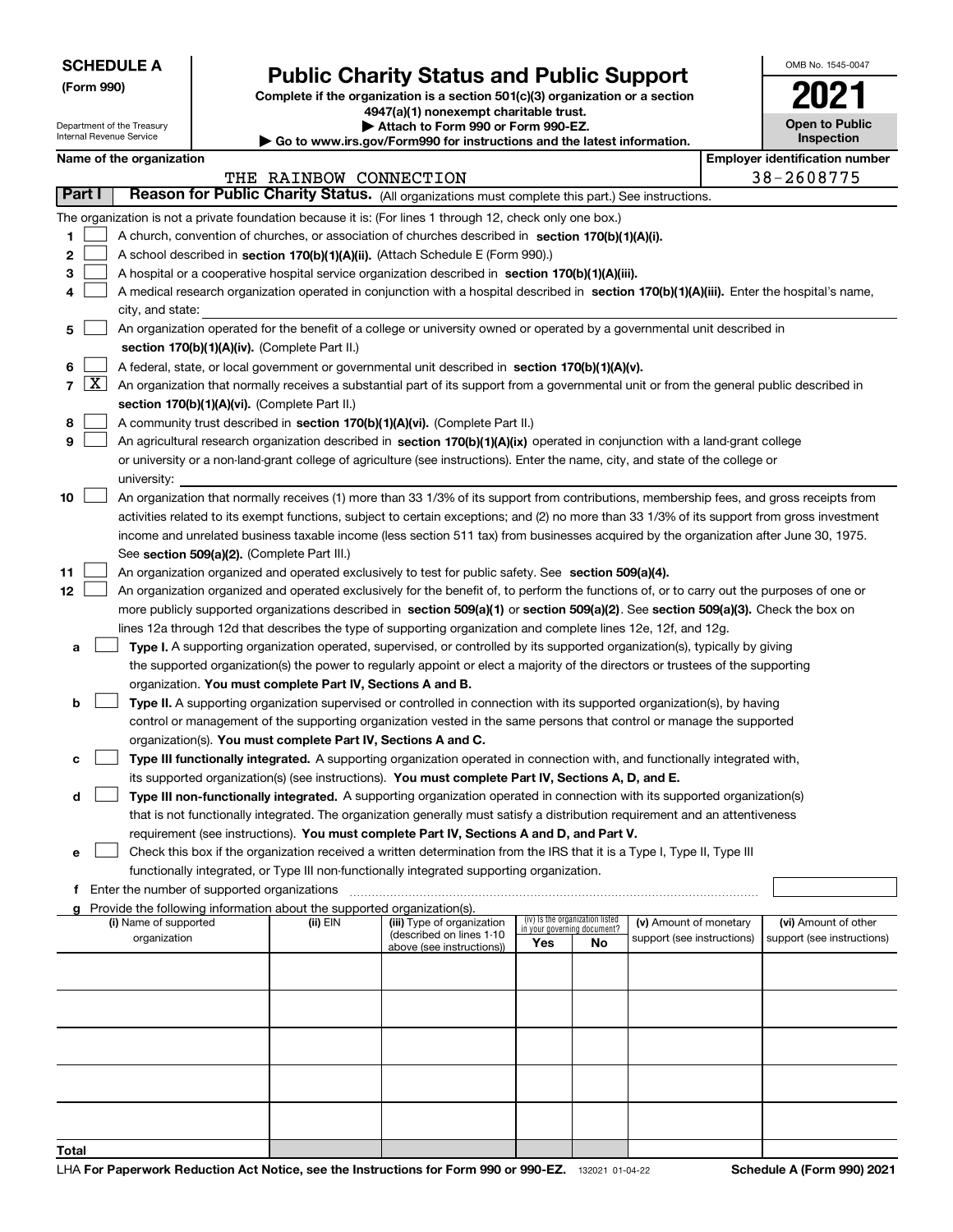**SCHEDULE A**
**(Form 990)**

Department of the Treasury
Internal Revenue Service

# Public Charity Status and Public Support

**Complete if the organization is a section 501(c)(3) organization or a section 4947(a)(1) nonexempt charitable trust.**
**▶ Attach to Form 990 or Form 990-EZ.**
**▶ Go to www.irs.gov/Form990 for instructions and the latest information.**

OMB No. 1545-0047

**2021**

**Open to Public Inspection**

**Name of the organization**
THE RAINBOW CONNECTION

**Employer identification number**
38-2608775

**Part I** **Reason for Public Charity Status.** (All organizations must complete this part.) See instructions.

The organization is not a private foundation because it is: (For lines 1 through 12, check only one box.)

1 [ ] A church, convention of churches, or association of churches described in **section 170(b)(1)(A)(i).**

2 [ ] A school described in **section 170(b)(1)(A)(ii).** (Attach Schedule E (Form 990).)

3 [ ] A hospital or a cooperative hospital service organization described in **section 170(b)(1)(A)(iii).**

4 [ ] A medical research organization operated in conjunction with a hospital described in **section 170(b)(1)(A)(iii).** Enter the hospital's name, city, and state:

5 [ ] An organization operated for the benefit of a college or university owned or operated by a governmental unit described in **section 170(b)(1)(A)(iv).** (Complete Part II.)

6 [ ] A federal, state, or local government or governmental unit described in **section 170(b)(1)(A)(v).**

7 [X] An organization that normally receives a substantial part of its support from a governmental unit or from the general public described in **section 170(b)(1)(A)(vi).** (Complete Part II.)

8 [ ] A community trust described in **section 170(b)(1)(A)(vi).** (Complete Part II.)

9 [ ] An agricultural research organization described in **section 170(b)(1)(A)(ix)** operated in conjunction with a land-grant college or university or a non-land-grant college of agriculture (see instructions). Enter the name, city, and state of the college or university:

10 [ ] An organization that normally receives (1) more than 33 1/3% of its support from contributions, membership fees, and gross receipts from activities related to its exempt functions, subject to certain exceptions; and (2) no more than 33 1/3% of its support from gross investment income and unrelated business taxable income (less section 511 tax) from businesses acquired by the organization after June 30, 1975. See **section 509(a)(2).** (Complete Part III.)

11 [ ] An organization organized and operated exclusively to test for public safety. See **section 509(a)(4).**

12 [ ] An organization organized and operated exclusively for the benefit of, to perform the functions of, or to carry out the purposes of one or more publicly supported organizations described in **section 509(a)(1)** or **section 509(a)(2)**. See **section 509(a)(3).** Check the box on lines 12a through 12d that describes the type of supporting organization and complete lines 12e, 12f, and 12g.

a [ ] **Type I.** A supporting organization operated, supervised, or controlled by its supported organization(s), typically by giving the supported organization(s) the power to regularly appoint or elect a majority of the directors or trustees of the supporting organization. **You must complete Part IV, Sections A and B.**

b [ ] **Type II.** A supporting organization supervised or controlled in connection with its supported organization(s), by having control or management of the supporting organization vested in the same persons that control or manage the supported organization(s). **You must complete Part IV, Sections A and C.**

c [ ] **Type III functionally integrated.** A supporting organization operated in connection with, and functionally integrated with, its supported organization(s) (see instructions). **You must complete Part IV, Sections A, D, and E.**

d [ ] **Type III non-functionally integrated.** A supporting organization operated in connection with its supported organization(s) that is not functionally integrated. The organization generally must satisfy a distribution requirement and an attentiveness requirement (see instructions). **You must complete Part IV, Sections A and D, and Part V.**

e [ ] Check this box if the organization received a written determination from the IRS that it is a Type I, Type II, Type III functionally integrated, or Type III non-functionally integrated supporting organization.

f Enter the number of supported organizations

g Provide the following information about the supported organization(s).

| (i) Name of supported organization | (ii) EIN | (iii) Type of organization (described on lines 1-10 above (see instructions)) | (iv) Is the organization listed in your governing document? Yes | No | (v) Amount of monetary support (see instructions) | (vi) Amount of other support (see instructions) |
|---|---|---|---|---|---|---|
| | | | | | | |
| | | | | | | |
| | | | | | | |
| | | | | | | |
| | | | | | | |
| **Total** | | | | | | |

LHA **For Paperwork Reduction Act Notice, see the Instructions for Form 990 or 990-EZ.** 132021 01-04-22 **Schedule A (Form 990) 2021**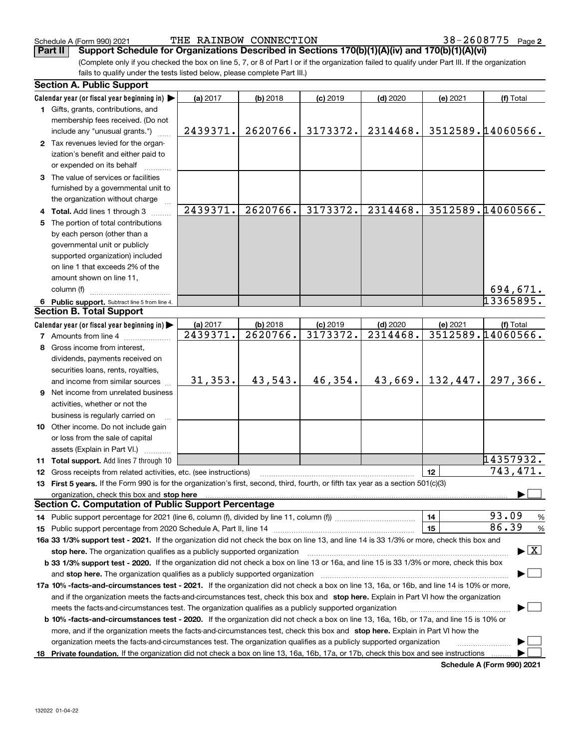Schedule A (Form 990) 2021 THE RAINBOW CONNECTION 38-2608775 Page 2

**Part II Support Schedule for Organizations Described in Sections 170(b)(1)(A)(iv) and 170(b)(1)(A)(vi)**

(Complete only if you checked the box on line 5, 7, or 8 of Part I or if the organization failed to qualify under Part III. If the organization fails to qualify under the tests listed below, please complete Part III.)

## Section A. Public Support

| Calendar year (or fiscal year beginning in) ▶ | (a) 2017 | (b) 2018 | (c) 2019 | (d) 2020 | (e) 2021 | (f) Total |
|---|---|---|---|---|---|---|
| 1 Gifts, grants, contributions, and membership fees received. (Do not include any "unusual grants.") | 2439371. | 2620766. | 3173372. | 2314468. | 3512589. | 14060566. |
| 2 Tax revenues levied for the organization's benefit and either paid to or expended on its behalf | | | | | | |
| 3 The value of services or facilities furnished by a governmental unit to the organization without charge | | | | | | |
| 4 Total. Add lines 1 through 3 | 2439371. | 2620766. | 3173372. | 2314468. | 3512589. | 14060566. |
| 5 The portion of total contributions by each person (other than a governmental unit or publicly supported organization) included on line 1 that exceeds 2% of the amount shown on line 11, column (f) | | | | | | 694,671. |
| 6 Public support. Subtract line 5 from line 4. | | | | | | 13365895. |

## Section B. Total Support

| Calendar year (or fiscal year beginning in) ▶ | (a) 2017 | (b) 2018 | (c) 2019 | (d) 2020 | (e) 2021 | (f) Total |
|---|---|---|---|---|---|---|
| 7 Amounts from line 4 | 2439371. | 2620766. | 3173372. | 2314468. | 3512589. | 14060566. |
| 8 Gross income from interest, dividends, payments received on securities loans, rents, royalties, and income from similar sources | 31,353. | 43,543. | 46,354. | 43,669. | 132,447. | 297,366. |
| 9 Net income from unrelated business activities, whether or not the business is regularly carried on | | | | | | |
| 10 Other income. Do not include gain or loss from the sale of capital assets (Explain in Part VI.) | | | | | | |
| 11 Total support. Add lines 7 through 10 | | | | | | 14357932. |

12 Gross receipts from related activities, etc. (see instructions) | 12 | 743,471.

13 **First 5 years.** If the Form 990 is for the organization's first, second, third, fourth, or fifth tax year as a section 501(c)(3) organization, check this box and **stop here** ▶ ☐

## Section C. Computation of Public Support Percentage

14 Public support percentage for 2021 (line 6, column (f), divided by line 11, column (f)) | 14 | 93.09 %

15 Public support percentage from 2020 Schedule A, Part II, line 14 | 15 | 86.39 %

**16a 33 1/3% support test - 2021.** If the organization did not check the box on line 13, and line 14 is 33 1/3% or more, check this box and **stop here.** The organization qualifies as a publicly supported organization ▶ ☒

**b 33 1/3% support test - 2020.** If the organization did not check a box on line 13 or 16a, and line 15 is 33 1/3% or more, check this box and **stop here.** The organization qualifies as a publicly supported organization ▶ ☐

**17a 10% -facts-and-circumstances test - 2021.** If the organization did not check a box on line 13, 16a, or 16b, and line 14 is 10% or more, and if the organization meets the facts-and-circumstances test, check this box and **stop here.** Explain in Part VI how the organization meets the facts-and-circumstances test. The organization qualifies as a publicly supported organization ▶ ☐

**b 10% -facts-and-circumstances test - 2020.** If the organization did not check a box on line 13, 16a, 16b, or 17a, and line 15 is 10% or more, and if the organization meets the facts-and-circumstances test, check this box and **stop here.** Explain in Part VI how the organization meets the facts-and-circumstances test. The organization qualifies as a publicly supported organization ▶ ☐

**18 Private foundation.** If the organization did not check a box on line 13, 16a, 16b, 17a, or 17b, check this box and see instructions ▶ ☐

Schedule A (Form 990) 2021

132022 01-04-22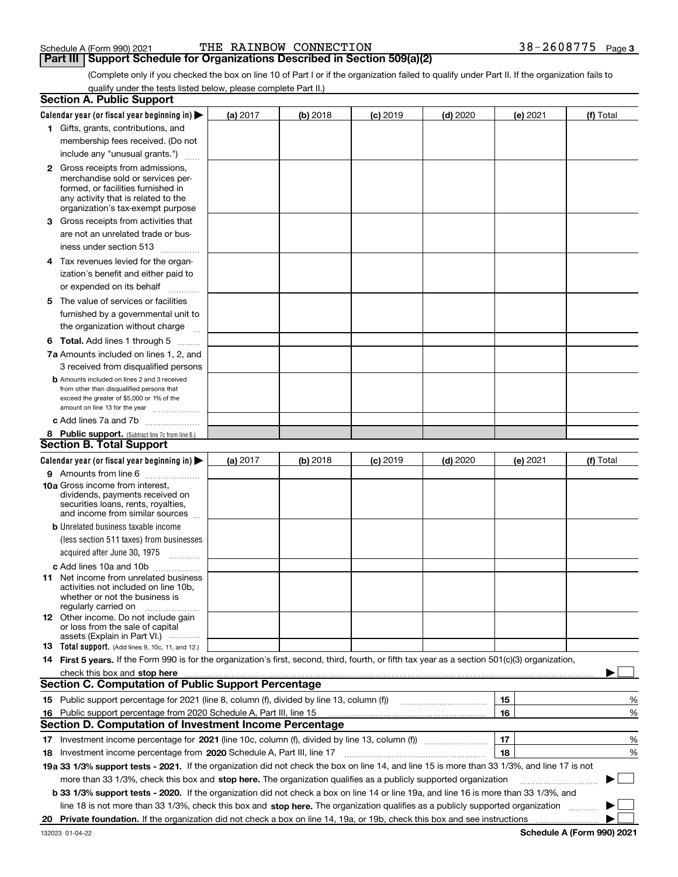Schedule A (Form 990) 2021 THE RAINBOW CONNECTION 38-2608775 Page 3

## Part III Support Schedule for Organizations Described in Section 509(a)(2)

(Complete only if you checked the box on line 10 of Part I or if the organization failed to qualify under Part II. If the organization fails to qualify under the tests listed below, please complete Part II.)

### Section A. Public Support

| Calendar year (or fiscal year beginning in) ▶ | (a) 2017 | (b) 2018 | (c) 2019 | (d) 2020 | (e) 2021 | (f) Total |
|---|---|---|---|---|---|---|
| **1** Gifts, grants, contributions, and membership fees received. (Do not include any "unusual grants.") | | | | | | |
| **2** Gross receipts from admissions, merchandise sold or services performed, or facilities furnished in any activity that is related to the organization's tax-exempt purpose | | | | | | |
| **3** Gross receipts from activities that are not an unrelated trade or business under section 513 | | | | | | |
| **4** Tax revenues levied for the organization's benefit and either paid to or expended on its behalf | | | | | | |
| **5** The value of services or facilities furnished by a governmental unit to the organization without charge | | | | | | |
| **6 Total.** Add lines 1 through 5 | | | | | | |
| **7a** Amounts included on lines 1, 2, and 3 received from disqualified persons | | | | | | |
| **b** Amounts included on lines 2 and 3 received from other than disqualified persons that exceed the greater of $5,000 or 1% of the amount on line 13 for the year | | | | | | |
| **c** Add lines 7a and 7b | | | | | | |
| **8 Public support.** (Subtract line 7c from line 6.) | | | | | | |

### Section B. Total Support

| Calendar year (or fiscal year beginning in) ▶ | (a) 2017 | (b) 2018 | (c) 2019 | (d) 2020 | (e) 2021 | (f) Total |
|---|---|---|---|---|---|---|
| **9** Amounts from line 6 | | | | | | |
| **10a** Gross income from interest, dividends, payments received on securities loans, rents, royalties, and income from similar sources | | | | | | |
| **b** Unrelated business taxable income (less section 511 taxes) from businesses acquired after June 30, 1975 | | | | | | |
| **c** Add lines 10a and 10b | | | | | | |
| **11** Net income from unrelated business activities not included on line 10b, whether or not the business is regularly carried on | | | | | | |
| **12** Other income. Do not include gain or loss from the sale of capital assets (Explain in Part VI.) | | | | | | |
| **13 Total support.** (Add lines 9, 10c, 11, and 12.) | | | | | | |

**14 First 5 years.** If the Form 990 is for the organization's first, second, third, fourth, or fifth tax year as a section 501(c)(3) organization, check this box and **stop here** ▶ ☐

### Section C. Computation of Public Support Percentage

| | | | |
|---|---|---|---|
| **15** | Public support percentage for 2021 (line 8, column (f), divided by line 13, column (f)) | 15 | % |
| **16** | Public support percentage from 2020 Schedule A, Part III, line 15 | 16 | % |

### Section D. Computation of Investment Income Percentage

| | | | |
|---|---|---|---|
| **17** | Investment income percentage for **2021** (line 10c, column (f), divided by line 13, column (f)) | 17 | % |
| **18** | Investment income percentage from **2020** Schedule A, Part III, line 17 | 18 | % |

**19a 33 1/3% support tests - 2021.** If the organization did not check the box on line 14, and line 15 is more than 33 1/3%, and line 17 is not more than 33 1/3%, check this box and **stop here.** The organization qualifies as a publicly supported organization ▶ ☐

**b 33 1/3% support tests - 2020.** If the organization did not check a box on line 14 or line 19a, and line 16 is more than 33 1/3%, and line 18 is not more than 33 1/3%, check this box and **stop here.** The organization qualifies as a publicly supported organization ▶ ☐

**20 Private foundation.** If the organization did not check a box on line 14, 19a, or 19b, check this box and see instructions ▶ ☐

132023 01-04-22 **Schedule A (Form 990) 2021**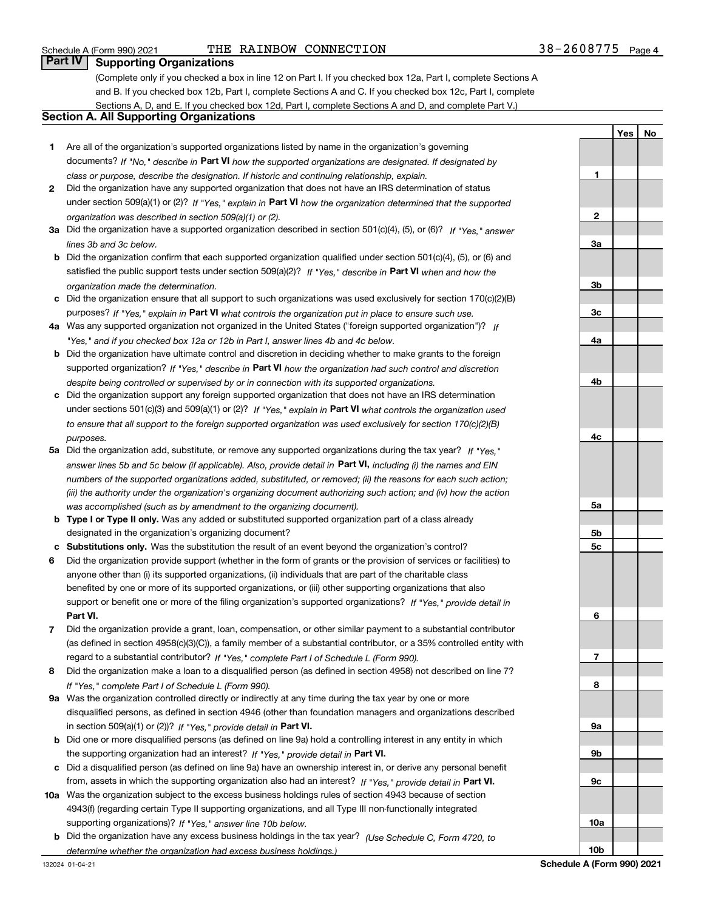## Part IV Supporting Organizations

(Complete only if you checked a box in line 12 on Part I. If you checked box 12a, Part I, complete Sections A and B. If you checked box 12b, Part I, complete Sections A and C. If you checked box 12c, Part I, complete Sections A, D, and E. If you checked box 12d, Part I, complete Sections A and D, and complete Part V.)

### Section A. All Supporting Organizations

| | | Line | Yes | No |
|---|---|---|---|---|
| **1** | Are all of the organization's supported organizations listed by name in the organization's governing documents? *If "No," describe in* **Part VI** *how the supported organizations are designated. If designated by class or purpose, describe the designation. If historic and continuing relationship, explain.* | 1 | | |
| **2** | Did the organization have any supported organization that does not have an IRS determination of status under section 509(a)(1) or (2)? *If "Yes," explain in* **Part VI** *how the organization determined that the supported organization was described in section 509(a)(1) or (2).* | 2 | | |
| **3a** | Did the organization have a supported organization described in section 501(c)(4), (5), or (6)? *If "Yes," answer lines 3b and 3c below.* | 3a | | |
| **b** | Did the organization confirm that each supported organization qualified under section 501(c)(4), (5), or (6) and satisfied the public support tests under section 509(a)(2)? *If "Yes," describe in* **Part VI** *when and how the organization made the determination.* | 3b | | |
| **c** | Did the organization ensure that all support to such organizations was used exclusively for section 170(c)(2)(B) purposes? *If "Yes," explain in* **Part VI** *what controls the organization put in place to ensure such use.* | 3c | | |
| **4a** | Was any supported organization not organized in the United States ("foreign supported organization")? *If "Yes," and if you checked box 12a or 12b in Part I, answer lines 4b and 4c below.* | 4a | | |
| **b** | Did the organization have ultimate control and discretion in deciding whether to make grants to the foreign supported organization? *If "Yes," describe in* **Part VI** *how the organization had such control and discretion despite being controlled or supervised by or in connection with its supported organizations.* | 4b | | |
| **c** | Did the organization support any foreign supported organization that does not have an IRS determination under sections 501(c)(3) and 509(a)(1) or (2)? *If "Yes," explain in* **Part VI** *what controls the organization used to ensure that all support to the foreign supported organization was used exclusively for section 170(c)(2)(B) purposes.* | 4c | | |
| **5a** | Did the organization add, substitute, or remove any supported organizations during the tax year? *If "Yes," answer lines 5b and 5c below (if applicable). Also, provide detail in* **Part VI,** *including (i) the names and EIN numbers of the supported organizations added, substituted, or removed; (ii) the reasons for each such action; (iii) the authority under the organization's organizing document authorizing such action; and (iv) how the action was accomplished (such as by amendment to the organizing document).* | 5a | | |
| **b** | **Type I or Type II only.** Was any added or substituted supported organization part of a class already designated in the organization's organizing document? | 5b | | |
| **c** | **Substitutions only.** Was the substitution the result of an event beyond the organization's control? | 5c | | |
| **6** | Did the organization provide support (whether in the form of grants or the provision of services or facilities) to anyone other than (i) its supported organizations, (ii) individuals that are part of the charitable class benefited by one or more of its supported organizations, or (iii) other supporting organizations that also support or benefit one or more of the filing organization's supported organizations? *If "Yes," provide detail in* **Part VI.** | 6 | | |
| **7** | Did the organization provide a grant, loan, compensation, or other similar payment to a substantial contributor (as defined in section 4958(c)(3)(C)), a family member of a substantial contributor, or a 35% controlled entity with regard to a substantial contributor? *If "Yes," complete Part I of Schedule L (Form 990).* | 7 | | |
| **8** | Did the organization make a loan to a disqualified person (as defined in section 4958) not described on line 7? *If "Yes," complete Part I of Schedule L (Form 990).* | 8 | | |
| **9a** | Was the organization controlled directly or indirectly at any time during the tax year by one or more disqualified persons, as defined in section 4946 (other than foundation managers and organizations described in section 509(a)(1) or (2))? *If "Yes," provide detail in* **Part VI.** | 9a | | |
| **b** | Did one or more disqualified persons (as defined on line 9a) hold a controlling interest in any entity in which the supporting organization had an interest? *If "Yes," provide detail in* **Part VI.** | 9b | | |
| **c** | Did a disqualified person (as defined on line 9a) have an ownership interest in, or derive any personal benefit from, assets in which the supporting organization also had an interest? *If "Yes," provide detail in* **Part VI.** | 9c | | |
| **10a** | Was the organization subject to the excess business holdings rules of section 4943 because of section 4943(f) (regarding certain Type II supporting organizations, and all Type III non-functionally integrated supporting organizations)? *If "Yes," answer line 10b below.* | 10a | | |
| **b** | Did the organization have any excess business holdings in the tax year? *(Use Schedule C, Form 4720, to determine whether the organization had excess business holdings.)* | 10b | | |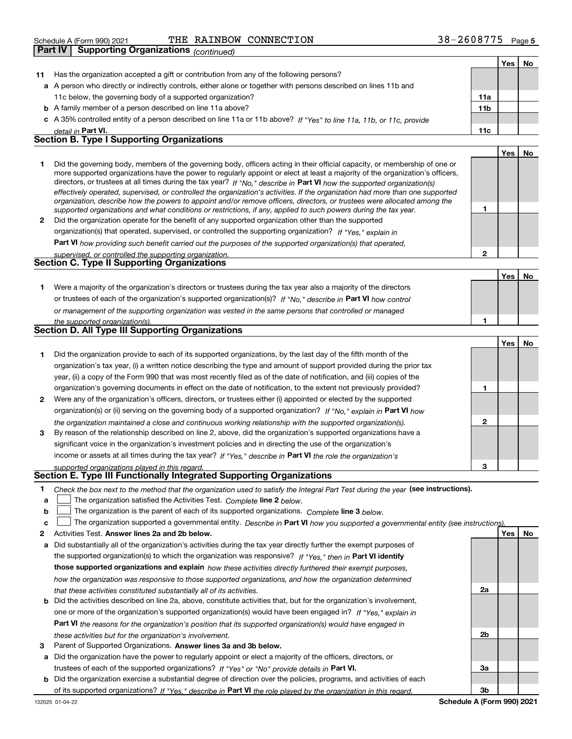Schedule A (Form 990) 2021 THE RAINBOW CONNECTION 38-2608775 Page 5

**Part IV | Supporting Organizations** *(continued)*

| | | | Yes | No |
|---|---|---|---|---|
| **11** | Has the organization accepted a gift or contribution from any of the following persons? | | | |
| **a** | A person who directly or indirectly controls, either alone or together with persons described on lines 11b and 11c below, the governing body of a supported organization? | **11a** | | |
| **b** | A family member of a person described on line 11a above? | **11b** | | |
| **c** | A 35% controlled entity of a person described on line 11a or 11b above? *If "Yes" to line 11a, 11b, or 11c, provide detail in* **Part VI.** | **11c** | | |

## Section B. Type I Supporting Organizations

| | | | Yes | No |
|---|---|---|---|---|
| **1** | Did the governing body, members of the governing body, officers acting in their official capacity, or membership of one or more supported organizations have the power to regularly appoint or elect at least a majority of the organization's officers, directors, or trustees at all times during the tax year? *If "No," describe in* **Part VI** *how the supported organization(s) effectively operated, supervised, or controlled the organization's activities. If the organization had more than one supported organization, describe how the powers to appoint and/or remove officers, directors, or trustees were allocated among the supported organizations and what conditions or restrictions, if any, applied to such powers during the tax year.* | **1** | | |
| **2** | Did the organization operate for the benefit of any supported organization other than the supported organization(s) that operated, supervised, or controlled the supporting organization? *If "Yes," explain in* **Part VI** *how providing such benefit carried out the purposes of the supported organization(s) that operated, supervised, or controlled the supporting organization.* | **2** | | |

## Section C. Type II Supporting Organizations

| | | | Yes | No |
|---|---|---|---|---|
| **1** | Were a majority of the organization's directors or trustees during the tax year also a majority of the directors or trustees of each of the organization's supported organization(s)? *If "No," describe in* **Part VI** *how control or management of the supporting organization was vested in the same persons that controlled or managed the supported organization(s).* | **1** | | |

## Section D. All Type III Supporting Organizations

| | | | Yes | No |
|---|---|---|---|---|
| **1** | Did the organization provide to each of its supported organizations, by the last day of the fifth month of the organization's tax year, (i) a written notice describing the type and amount of support provided during the prior tax year, (ii) a copy of the Form 990 that was most recently filed as of the date of notification, and (iii) copies of the organization's governing documents in effect on the date of notification, to the extent not previously provided? | **1** | | |
| **2** | Were any of the organization's officers, directors, or trustees either (i) appointed or elected by the supported organization(s) or (ii) serving on the governing body of a supported organization? *If "No," explain in* **Part VI** *how the organization maintained a close and continuous working relationship with the supported organization(s).* | **2** | | |
| **3** | By reason of the relationship described on line 2, above, did the organization's supported organizations have a significant voice in the organization's investment policies and in directing the use of the organization's income or assets at all times during the tax year? *If "Yes," describe in* **Part VI** *the role the organization's supported organizations played in this regard.* | **3** | | |

## Section E. Type III Functionally Integrated Supporting Organizations

**1** *Check the box next to the method that the organization used to satisfy the Integral Part Test during the year* **(see instructions).**

- **a** ☐ The organization satisfied the Activities Test. *Complete* **line 2** *below.*
- **b** ☐ The organization is the parent of each of its supported organizations. *Complete* **line 3** *below.*
- **c** ☐ The organization supported a governmental entity. *Describe in* **Part VI** *how you supported a governmental entity (see instructions).*

| | | | Yes | No |
|---|---|---|---|---|
| **2** | Activities Test. **Answer lines 2a and 2b below.** | | | |
| **a** | Did substantially all of the organization's activities during the tax year directly further the exempt purposes of the supported organization(s) to which the organization was responsive? *If "Yes," then in* **Part VI identify those supported organizations and explain** *how these activities directly furthered their exempt purposes, how the organization was responsive to those supported organizations, and how the organization determined that these activities constituted substantially all of its activities.* | **2a** | | |
| **b** | Did the activities described on line 2a, above, constitute activities that, but for the organization's involvement, one or more of the organization's supported organization(s) would have been engaged in? *If "Yes," explain in* **Part VI** *the reasons for the organization's position that its supported organization(s) would have engaged in these activities but for the organization's involvement.* | **2b** | | |
| **3** | Parent of Supported Organizations. **Answer lines 3a and 3b below.** | | | |
| **a** | Did the organization have the power to regularly appoint or elect a majority of the officers, directors, or trustees of each of the supported organizations? *If "Yes" or "No" provide details in* **Part VI.** | **3a** | | |
| **b** | Did the organization exercise a substantial degree of direction over the policies, programs, and activities of each of its supported organizations? *If "Yes," describe in* **Part VI** *the role played by the organization in this regard.* | **3b** | | |

132025 01-04-22 **Schedule A (Form 990) 2021**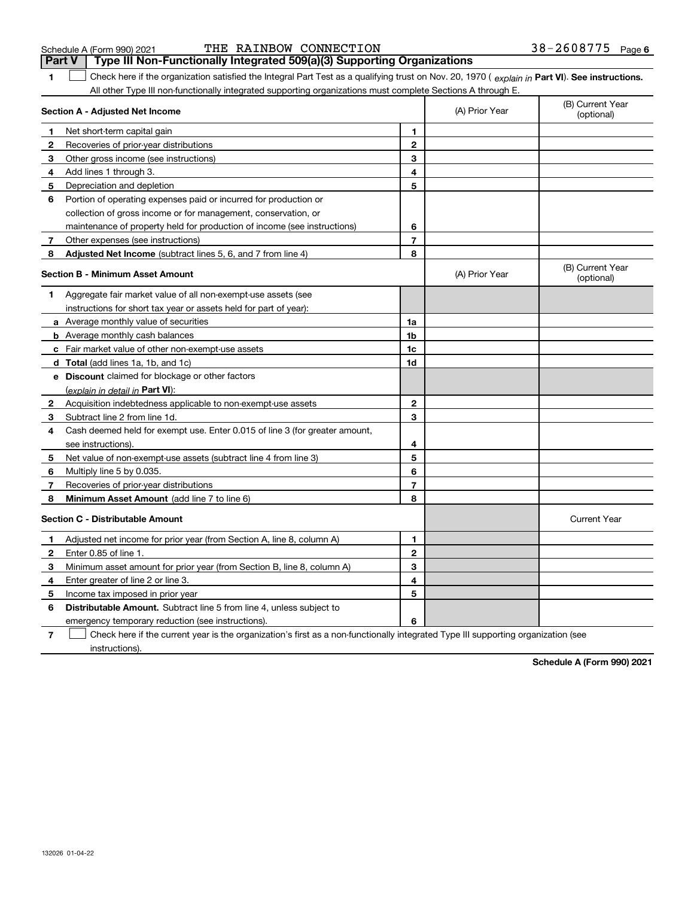Schedule A (Form 990) 2021 THE RAINBOW CONNECTION 38-2608775

## Part V Type III Non-Functionally Integrated 509(a)(3) Supporting Organizations

**1** ☐ Check here if the organization satisfied the Integral Part Test as a qualifying trust on Nov. 20, 1970 ( *explain in* **Part VI**). **See instructions.** All other Type III non-functionally integrated supporting organizations must complete Sections A through E.

| **Section A - Adjusted Net Income** | | | (A) Prior Year | (B) Current Year (optional) |
|---|---|---|---|---|
| 1 | Net short-term capital gain | 1 | | |
| 2 | Recoveries of prior-year distributions | 2 | | |
| 3 | Other gross income (see instructions) | 3 | | |
| 4 | Add lines 1 through 3. | 4 | | |
| 5 | Depreciation and depletion | 5 | | |
| 6 | Portion of operating expenses paid or incurred for production or collection of gross income or for management, conservation, or maintenance of property held for production of income (see instructions) | 6 | | |
| 7 | Other expenses (see instructions) | 7 | | |
| 8 | **Adjusted Net Income** (subtract lines 5, 6, and 7 from line 4) | 8 | | |

| **Section B - Minimum Asset Amount** | | | (A) Prior Year | (B) Current Year (optional) |
|---|---|---|---|---|
| 1 | Aggregate fair market value of all non-exempt-use assets (see instructions for short tax year or assets held for part of year): | | | |
| a | Average monthly value of securities | 1a | | |
| b | Average monthly cash balances | 1b | | |
| c | Fair market value of other non-exempt-use assets | 1c | | |
| d | **Total** (add lines 1a, 1b, and 1c) | 1d | | |
| e | **Discount** claimed for blockage or other factors (*explain in detail in* **Part VI**): | | | |
| 2 | Acquisition indebtedness applicable to non-exempt-use assets | 2 | | |
| 3 | Subtract line 2 from line 1d. | 3 | | |
| 4 | Cash deemed held for exempt use. Enter 0.015 of line 3 (for greater amount, see instructions). | 4 | | |
| 5 | Net value of non-exempt-use assets (subtract line 4 from line 3) | 5 | | |
| 6 | Multiply line 5 by 0.035. | 6 | | |
| 7 | Recoveries of prior-year distributions | 7 | | |
| 8 | **Minimum Asset Amount** (add line 7 to line 6) | 8 | | |

| **Section C - Distributable Amount** | | | | Current Year |
|---|---|---|---|---|
| 1 | Adjusted net income for prior year (from Section A, line 8, column A) | 1 | | |
| 2 | Enter 0.85 of line 1. | 2 | | |
| 3 | Minimum asset amount for prior year (from Section B, line 8, column A) | 3 | | |
| 4 | Enter greater of line 2 or line 3. | 4 | | |
| 5 | Income tax imposed in prior year | 5 | | |
| 6 | **Distributable Amount.** Subtract line 5 from line 4, unless subject to emergency temporary reduction (see instructions). | 6 | | |

**7** ☐ Check here if the current year is the organization's first as a non-functionally integrated Type III supporting organization (see instructions).

**Schedule A (Form 990) 2021**

132026 01-04-22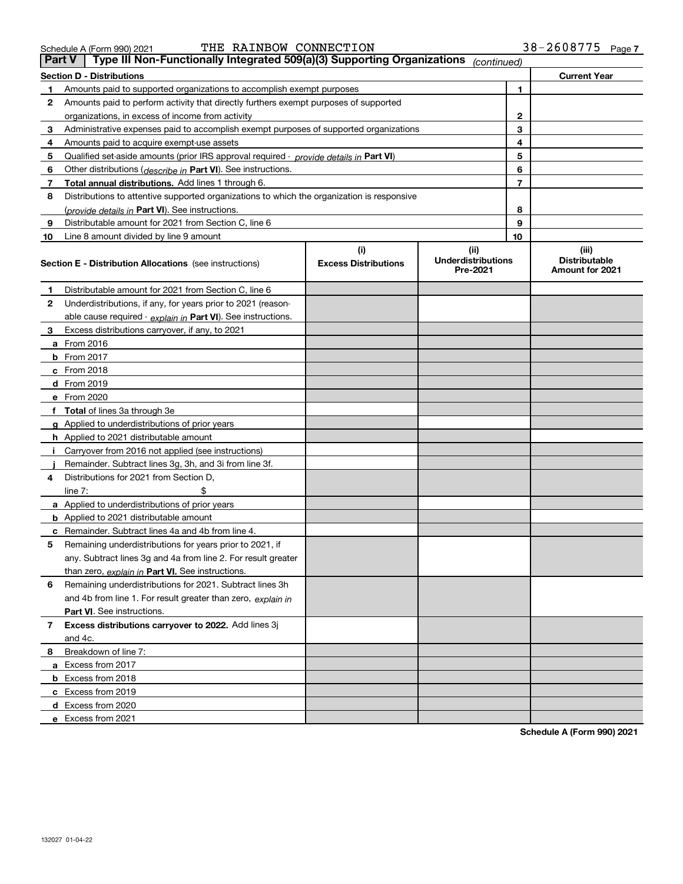Schedule A (Form 990) 2021 THE RAINBOW CONNECTION 38-2608775

## Part V | Type III Non-Functionally Integrated 509(a)(3) Supporting Organizations *(continued)*

| Section D - Distributions | | | Current Year |
|---|---|---|---|
| 1 | Amounts paid to supported organizations to accomplish exempt purposes | 1 | |
| 2 | Amounts paid to perform activity that directly furthers exempt purposes of supported organizations, in excess of income from activity | 2 | |
| 3 | Administrative expenses paid to accomplish exempt purposes of supported organizations | 3 | |
| 4 | Amounts paid to acquire exempt-use assets | 4 | |
| 5 | Qualified set-aside amounts (prior IRS approval required - *provide details in* **Part VI**) | 5 | |
| 6 | Other distributions (*describe in* **Part VI**). See instructions. | 6 | |
| 7 | **Total annual distributions.** Add lines 1 through 6. | 7 | |
| 8 | Distributions to attentive supported organizations to which the organization is responsive (*provide details in* **Part VI**). See instructions. | 8 | |
| 9 | Distributable amount for 2021 from Section C, line 6 | 9 | |
| 10 | Line 8 amount divided by line 9 amount | 10 | |

| | **Section E - Distribution Allocations** (see instructions) | (i) Excess Distributions | (ii) Underdistributions Pre-2021 | (iii) Distributable Amount for 2021 |
|---|---|---|---|---|
| 1 | Distributable amount for 2021 from Section C, line 6 | | | |
| 2 | Underdistributions, if any, for years prior to 2021 (reasonable cause required - *explain in* **Part VI**). See instructions. | | | |
| 3 | Excess distributions carryover, if any, to 2021 | | | |
| a | From 2016 | | | |
| b | From 2017 | | | |
| c | From 2018 | | | |
| d | From 2019 | | | |
| e | From 2020 | | | |
| f | **Total** of lines 3a through 3e | | | |
| g | Applied to underdistributions of prior years | | | |
| h | Applied to 2021 distributable amount | | | |
| i | Carryover from 2016 not applied (see instructions) | | | |
| j | Remainder. Subtract lines 3g, 3h, and 3i from line 3f. | | | |
| 4 | Distributions for 2021 from Section D, line 7: $ | | | |
| a | Applied to underdistributions of prior years | | | |
| b | Applied to 2021 distributable amount | | | |
| c | Remainder. Subtract lines 4a and 4b from line 4. | | | |
| 5 | Remaining underdistributions for years prior to 2021, if any. Subtract lines 3g and 4a from line 2. For result greater than zero, *explain in* **Part VI.** See instructions. | | | |
| 6 | Remaining underdistributions for 2021. Subtract lines 3h and 4b from line 1. For result greater than zero, *explain in* **Part VI**. See instructions. | | | |
| 7 | **Excess distributions carryover to 2022.** Add lines 3j and 4c. | | | |
| 8 | Breakdown of line 7: | | | |
| a | Excess from 2017 | | | |
| b | Excess from 2018 | | | |
| c | Excess from 2019 | | | |
| d | Excess from 2020 | | | |
| e | Excess from 2021 | | | |

**Schedule A (Form 990) 2021**

132027 01-04-22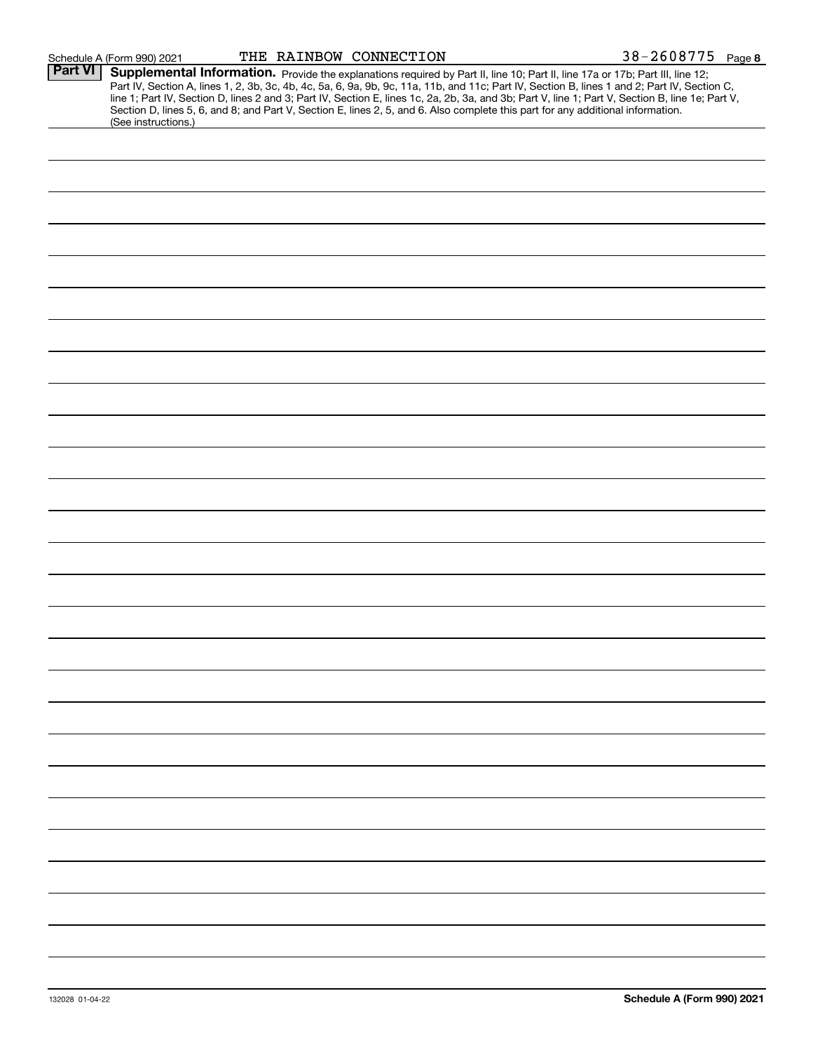Schedule A (Form 990) 2021 THE RAINBOW CONNECTION 38-2608775 Page 8

## Part VI Supplemental Information.

Provide the explanations required by Part II, line 10; Part II, line 17a or 17b; Part III, line 12; Part IV, Section A, lines 1, 2, 3b, 3c, 4b, 4c, 5a, 6, 9a, 9b, 9c, 11a, 11b, and 11c; Part IV, Section B, lines 1 and 2; Part IV, Section C, line 1; Part IV, Section D, lines 2 and 3; Part IV, Section E, lines 1c, 2a, 2b, 3a, and 3b; Part V, line 1; Part V, Section B, line 1e; Part V, Section D, lines 5, 6, and 8; and Part V, Section E, lines 2, 5, and 6. Also complete this part for any additional information. (See instructions.)

132028 01-04-22 **Schedule A (Form 990) 2021**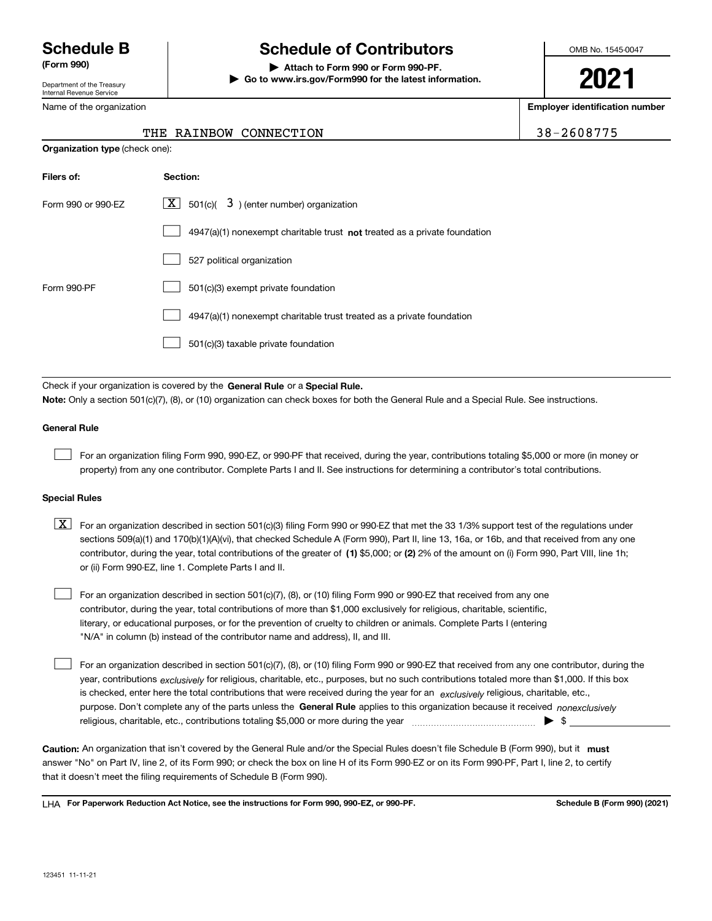# Schedule B (Form 990)

Department of the Treasury
Internal Revenue Service

## Schedule of Contributors

▶ **Attach to Form 990 or Form 990-PF.**
▶ **Go to www.irs.gov/Form990 for the latest information.**

OMB No. 1545-0047

**2021**

| Name of the organization | Employer identification number |
|---|---|
| THE RAINBOW CONNECTION | 38-2608775 |

**Organization type** (check one):

| Filers of: | Section: |
|---|---|
| Form 990 or 990-EZ | [X] 501(c)( 3 ) (enter number) organization |
| | [ ] 4947(a)(1) nonexempt charitable trust **not** treated as a private foundation |
| | [ ] 527 political organization |
| Form 990-PF | [ ] 501(c)(3) exempt private foundation |
| | [ ] 4947(a)(1) nonexempt charitable trust treated as a private foundation |
| | [ ] 501(c)(3) taxable private foundation |

Check if your organization is covered by the **General Rule** or a **Special Rule.**

**Note:** Only a section 501(c)(7), (8), or (10) organization can check boxes for both the General Rule and a Special Rule. See instructions.

**General Rule**

[ ] For an organization filing Form 990, 990-EZ, or 990-PF that received, during the year, contributions totaling $5,000 or more (in money or property) from any one contributor. Complete Parts I and II. See instructions for determining a contributor's total contributions.

**Special Rules**

[X] For an organization described in section 501(c)(3) filing Form 990 or 990-EZ that met the 33 1/3% support test of the regulations under sections 509(a)(1) and 170(b)(1)(A)(vi), that checked Schedule A (Form 990), Part II, line 13, 16a, or 16b, and that received from any one contributor, during the year, total contributions of the greater of **(1)** $5,000; or **(2)** 2% of the amount on (i) Form 990, Part VIII, line 1h; or (ii) Form 990-EZ, line 1. Complete Parts I and II.

[ ] For an organization described in section 501(c)(7), (8), or (10) filing Form 990 or 990-EZ that received from any one contributor, during the year, total contributions of more than $1,000 exclusively for religious, charitable, scientific, literary, or educational purposes, or for the prevention of cruelty to children or animals. Complete Parts I (entering "N/A" in column (b) instead of the contributor name and address), II, and III.

[ ] For an organization described in section 501(c)(7), (8), or (10) filing Form 990 or 990-EZ that received from any one contributor, during the year, contributions *exclusively* for religious, charitable, etc., purposes, but no such contributions totaled more than $1,000. If this box is checked, enter here the total contributions that were received during the year for an *exclusively* religious, charitable, etc., purpose. Don't complete any of the parts unless the **General Rule** applies to this organization because it received *nonexclusively* religious, charitable, etc., contributions totaling $5,000 or more during the year ▶ $

**Caution:** An organization that isn't covered by the General Rule and/or the Special Rules doesn't file Schedule B (Form 990), but it **must** answer "No" on Part IV, line 2, of its Form 990; or check the box on line H of its Form 990-EZ or on its Form 990-PF, Part I, line 2, to certify that it doesn't meet the filing requirements of Schedule B (Form 990).

LHA **For Paperwork Reduction Act Notice, see the instructions for Form 990, 990-EZ, or 990-PF.** **Schedule B (Form 990) (2021)**

123451 11-11-21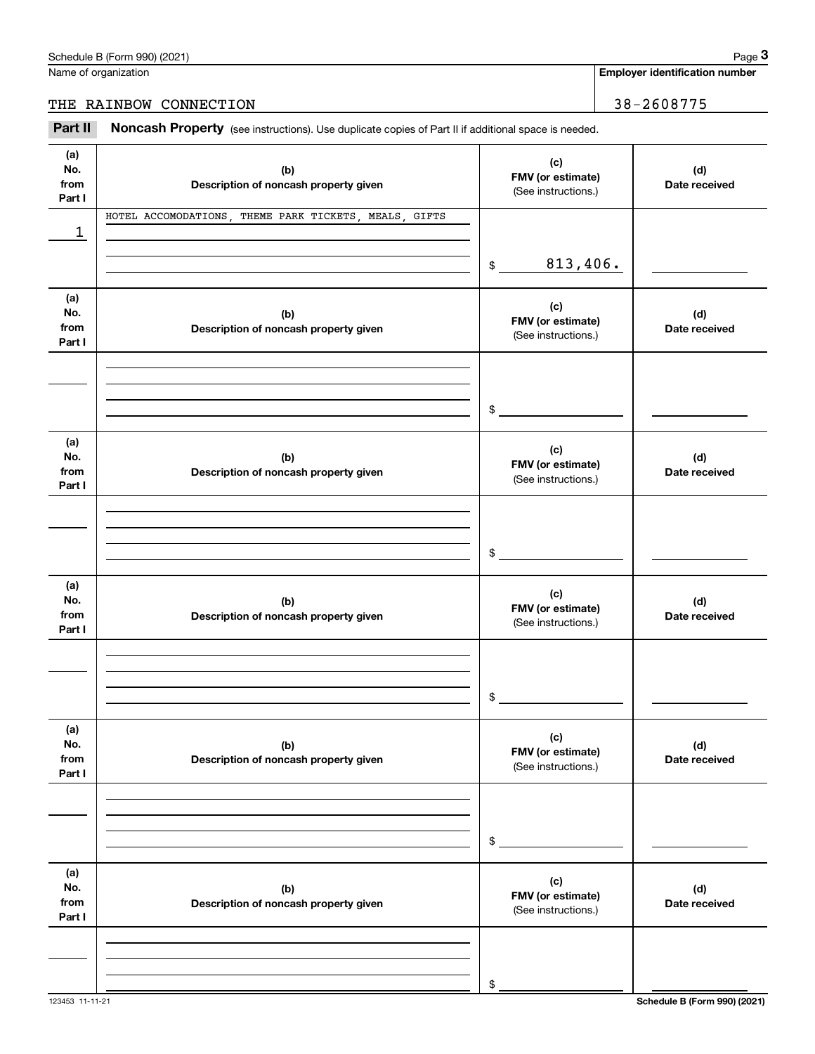Name of organization

**Employer identification number**

THE RAINBOW CONNECTION | 38-2608775

**Part II** **Noncash Property** (see instructions). Use duplicate copies of Part II if additional space is needed.

| (a) No. from Part I | (b) Description of noncash property given | (c) FMV (or estimate) (See instructions.) | (d) Date received |
|---|---|---|---|
| 1 | HOTEL ACCOMODATIONS, THEME PARK TICKETS, MEALS, GIFTS | $ 813,406. | |

| (a) No. from Part I | (b) Description of noncash property given | (c) FMV (or estimate) (See instructions.) | (d) Date received |
|---|---|---|---|
| | | $ | |

| (a) No. from Part I | (b) Description of noncash property given | (c) FMV (or estimate) (See instructions.) | (d) Date received |
|---|---|---|---|
| | | $ | |

| (a) No. from Part I | (b) Description of noncash property given | (c) FMV (or estimate) (See instructions.) | (d) Date received |
|---|---|---|---|
| | | $ | |

| (a) No. from Part I | (b) Description of noncash property given | (c) FMV (or estimate) (See instructions.) | (d) Date received |
|---|---|---|---|
| | | $ | |

| (a) No. from Part I | (b) Description of noncash property given | (c) FMV (or estimate) (See instructions.) | (d) Date received |
|---|---|---|---|
| | | $ | |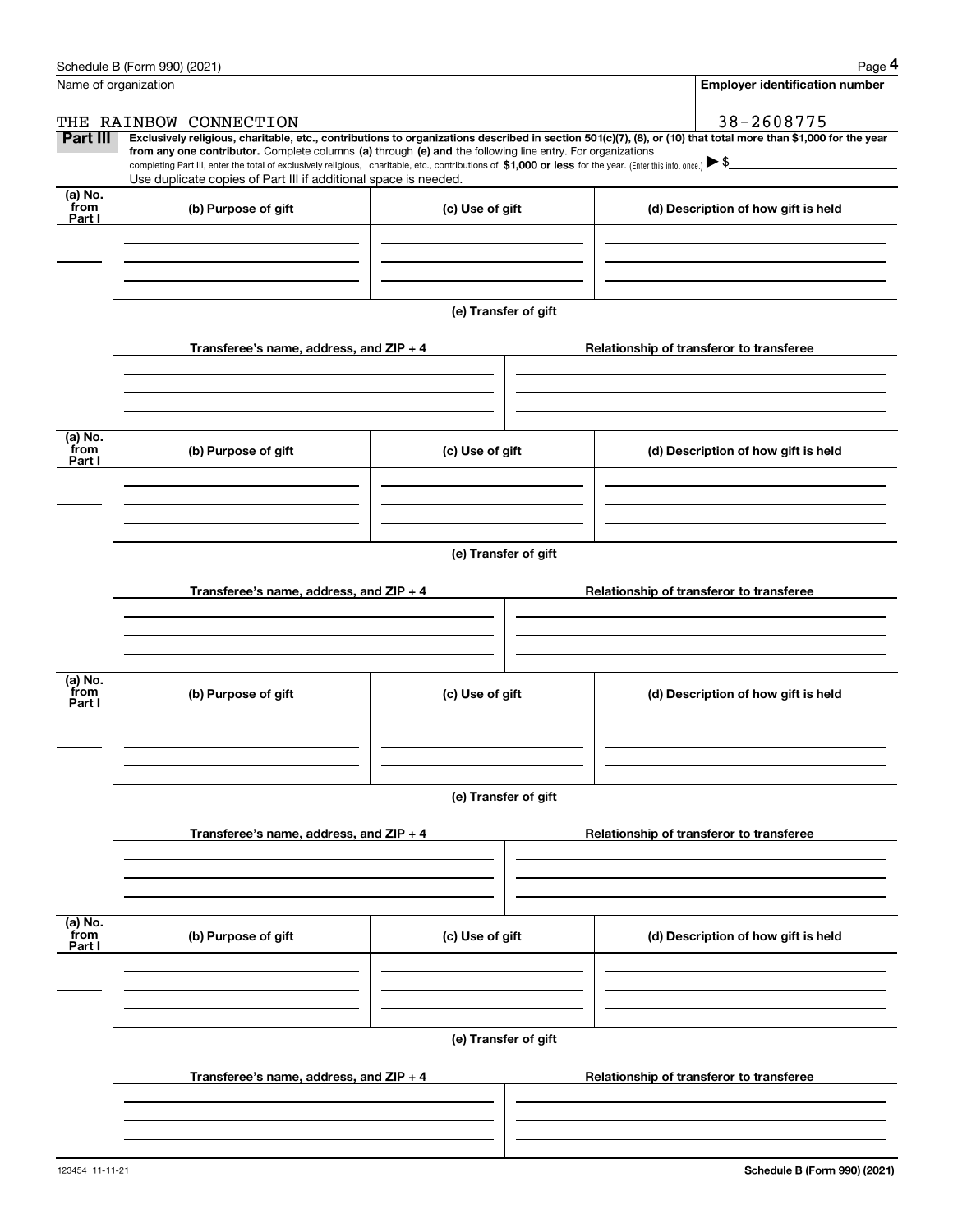Schedule B (Form 990) (2021)

Name of organization: THE RAINBOW CONNECTION

Employer identification number: 38-2608775

**Part III** **Exclusively religious, charitable, etc., contributions to organizations described in section 501(c)(7), (8), or (10) that total more than $1,000 for the year from any one contributor.** Complete columns **(a)** through **(e) and** the following line entry. For organizations completing Part III, enter the total of exclusively religious, charitable, etc., contributions of **$1,000 or less** for the year. (Enter this info. once.) ▶ $

Use duplicate copies of Part III if additional space is needed.

| (a) No. from Part I | (b) Purpose of gift | (c) Use of gift | (d) Description of how gift is held |
|---|---|---|---|
| | | | |

**(e) Transfer of gift**

| Transferee's name, address, and ZIP + 4 | Relationship of transferor to transferee |
|---|---|
| | |

| (a) No. from Part I | (b) Purpose of gift | (c) Use of gift | (d) Description of how gift is held |
|---|---|---|---|
| | | | |

**(e) Transfer of gift**

| Transferee's name, address, and ZIP + 4 | Relationship of transferor to transferee |
|---|---|
| | |

| (a) No. from Part I | (b) Purpose of gift | (c) Use of gift | (d) Description of how gift is held |
|---|---|---|---|
| | | | |

**(e) Transfer of gift**

| Transferee's name, address, and ZIP + 4 | Relationship of transferor to transferee |
|---|---|
| | |

| (a) No. from Part I | (b) Purpose of gift | (c) Use of gift | (d) Description of how gift is held |
|---|---|---|---|
| | | | |

**(e) Transfer of gift**

| Transferee's name, address, and ZIP + 4 | Relationship of transferor to transferee |
|---|---|
| | |

123454 11-11-21

Schedule B (Form 990) (2021)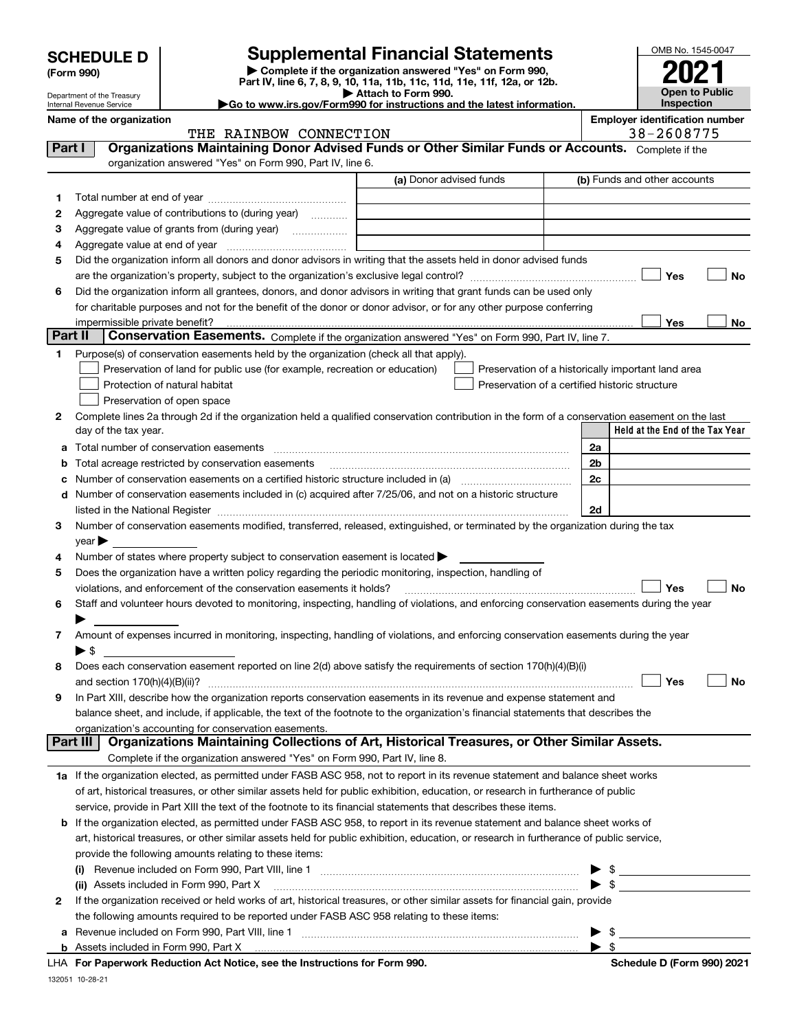# SCHEDULE D (Form 990)

Department of the Treasury
Internal Revenue Service

# Supplemental Financial Statements

▶ Complete if the organization answered "Yes" on Form 990, Part IV, line 6, 7, 8, 9, 10, 11a, 11b, 11c, 11d, 11e, 11f, 12a, or 12b.
▶ Attach to Form 990.
▶Go to www.irs.gov/Form990 for instructions and the latest information.

OMB No. 1545-0047

**2021**

**Open to Public Inspection**

**Name of the organization:** THE RAINBOW CONNECTION

**Employer identification number:** 38-2608775

## Part I — Organizations Maintaining Donor Advised Funds or Other Similar Funds or Accounts.

Complete if the organization answered "Yes" on Form 990, Part IV, line 6.

| | | (a) Donor advised funds | (b) Funds and other accounts |
|---|---|---|---|
| 1 | Total number at end of year | | |
| 2 | Aggregate value of contributions to (during year) | | |
| 3 | Aggregate value of grants from (during year) | | |
| 4 | Aggregate value at end of year | | |

5 Did the organization inform all donors and donor advisors in writing that the assets held in donor advised funds are the organization's property, subject to the organization's exclusive legal control? ☐ Yes ☐ No

6 Did the organization inform all grantees, donors, and donor advisors in writing that grant funds can be used only for charitable purposes and not for the benefit of the donor or donor advisor, or for any other purpose conferring impermissible private benefit? ☐ Yes ☐ No

## Part II — Conservation Easements.

Complete if the organization answered "Yes" on Form 990, Part IV, line 7.

1 Purpose(s) of conservation easements held by the organization (check all that apply).

- ☐ Preservation of land for public use (for example, recreation or education)
- ☐ Preservation of a historically important land area
- ☐ Protection of natural habitat
- ☐ Preservation of a certified historic structure
- ☐ Preservation of open space

2 Complete lines 2a through 2d if the organization held a qualified conservation contribution in the form of a conservation easement on the last day of the tax year.

| | | | Held at the End of the Tax Year |
|---|---|---|---|
| a | Total number of conservation easements | 2a | |
| b | Total acreage restricted by conservation easements | 2b | |
| c | Number of conservation easements on a certified historic structure included in (a) | 2c | |
| d | Number of conservation easements included in (c) acquired after 7/25/06, and not on a historic structure listed in the National Register | 2d | |

3 Number of conservation easements modified, transferred, released, extinguished, or terminated by the organization during the tax year ▶

4 Number of states where property subject to conservation easement is located ▶

5 Does the organization have a written policy regarding the periodic monitoring, inspection, handling of violations, and enforcement of the conservation easements it holds? ☐ Yes ☐ No

6 Staff and volunteer hours devoted to monitoring, inspecting, handling of violations, and enforcing conservation easements during the year ▶

7 Amount of expenses incurred in monitoring, inspecting, handling of violations, and enforcing conservation easements during the year ▶ $

8 Does each conservation easement reported on line 2(d) above satisfy the requirements of section 170(h)(4)(B)(i) and section 170(h)(4)(B)(ii)? ☐ Yes ☐ No

9 In Part XIII, describe how the organization reports conservation easements in its revenue and expense statement and balance sheet, and include, if applicable, the text of the footnote to the organization's financial statements that describes the organization's accounting for conservation easements.

## Part III — Organizations Maintaining Collections of Art, Historical Treasures, or Other Similar Assets.

Complete if the organization answered "Yes" on Form 990, Part IV, line 8.

1a If the organization elected, as permitted under FASB ASC 958, not to report in its revenue statement and balance sheet works of art, historical treasures, or other similar assets held for public exhibition, education, or research in furtherance of public service, provide in Part XIII the text of the footnote to its financial statements that describes these items.

b If the organization elected, as permitted under FASB ASC 958, to report in its revenue statement and balance sheet works of art, historical treasures, or other similar assets held for public exhibition, education, or research in furtherance of public service, provide the following amounts relating to these items:

(i) Revenue included on Form 990, Part VIII, line 1 ▶ $

(ii) Assets included in Form 990, Part X ▶ $

2 If the organization received or held works of art, historical treasures, or other similar assets for financial gain, provide the following amounts required to be reported under FASB ASC 958 relating to these items:

a Revenue included on Form 990, Part VIII, line 1 ▶ $

b Assets included in Form 990, Part X ▶ $

LHA **For Paperwork Reduction Act Notice, see the Instructions for Form 990.** **Schedule D (Form 990) 2021**

132051 10-28-21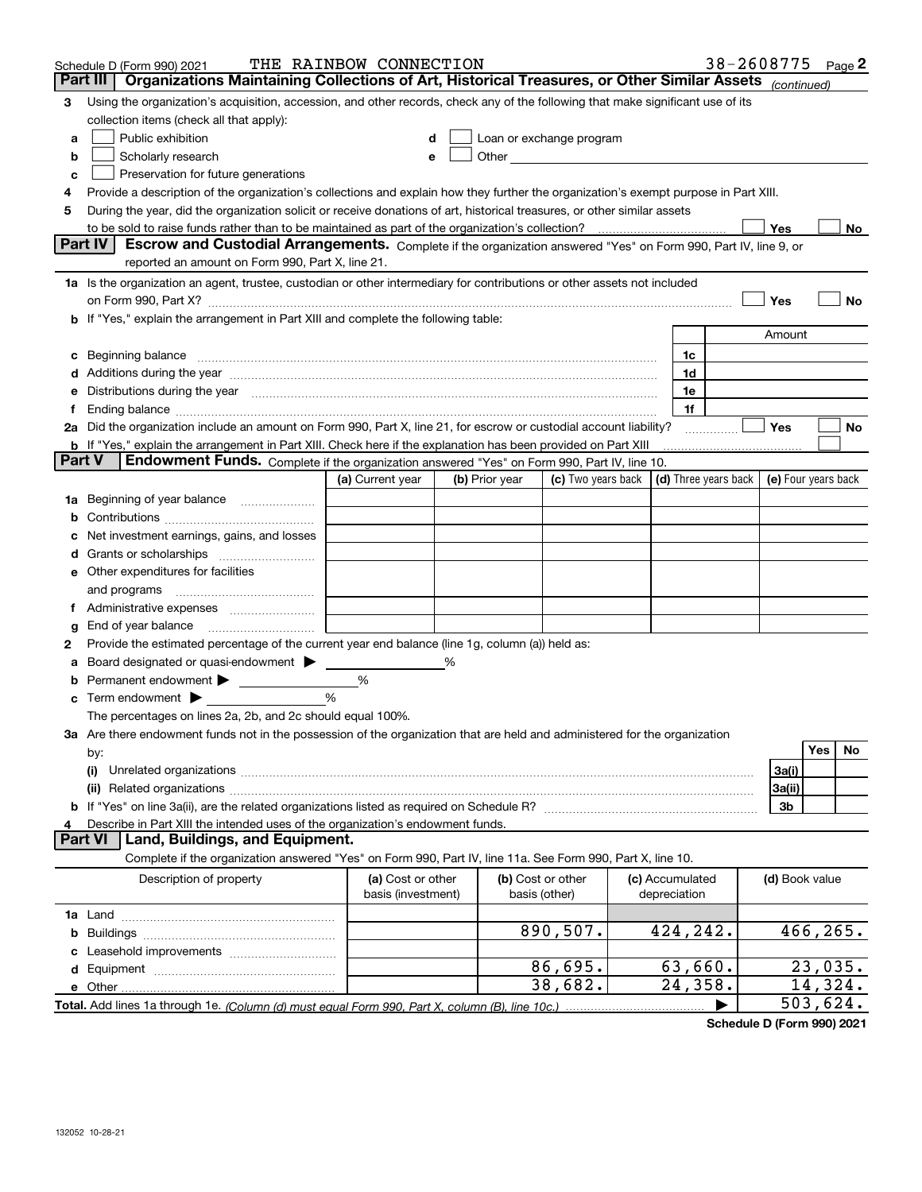Schedule D (Form 990) 2021 THE RAINBOW CONNECTION 38-2608775 Page 2

**Part III** **Organizations Maintaining Collections of Art, Historical Treasures, or Other Similar Assets** *(continued)*

3 Using the organization's acquisition, accession, and other records, check any of the following that make significant use of its collection items (check all that apply):

a ☐ Public exhibition
b ☐ Scholarly research
c ☐ Preservation for future generations
d ☐ Loan or exchange program
e ☐ Other

4 Provide a description of the organization's collections and explain how they further the organization's exempt purpose in Part XIII.

5 During the year, did the organization solicit or receive donations of art, historical treasures, or other similar assets to be sold to raise funds rather than to be maintained as part of the organization's collection? ☐ Yes ☐ No

**Part IV** **Escrow and Custodial Arrangements.** Complete if the organization answered "Yes" on Form 990, Part IV, line 9, or reported an amount on Form 990, Part X, line 21.

1a Is the organization an agent, trustee, custodian or other intermediary for contributions or other assets not included on Form 990, Part X? ☐ Yes ☐ No

b If "Yes," explain the arrangement in Part XIII and complete the following table:

| | | Amount |
|---|---|---|
| c Beginning balance | 1c | |
| d Additions during the year | 1d | |
| e Distributions during the year | 1e | |
| f Ending balance | 1f | |

2a Did the organization include an amount on Form 990, Part X, line 21, for escrow or custodial account liability? ☐ Yes ☐ No

b If "Yes," explain the arrangement in Part XIII. Check here if the explanation has been provided on Part XIII ☐

**Part V** **Endowment Funds.** Complete if the organization answered "Yes" on Form 990, Part IV, line 10.

| | (a) Current year | (b) Prior year | (c) Two years back | (d) Three years back | (e) Four years back |
|---|---|---|---|---|---|
| 1a Beginning of year balance | | | | | |
| b Contributions | | | | | |
| c Net investment earnings, gains, and losses | | | | | |
| d Grants or scholarships | | | | | |
| e Other expenditures for facilities and programs | | | | | |
| f Administrative expenses | | | | | |
| g End of year balance | | | | | |

2 Provide the estimated percentage of the current year end balance (line 1g, column (a)) held as:

a Board designated or quasi-endowment ▶ %
b Permanent endowment ▶ %
c Term endowment ▶ %

The percentages on lines 2a, 2b, and 2c should equal 100%.

3a Are there endowment funds not in the possession of the organization that are held and administered for the organization by:

| | | Yes | No |
|---|---|---|---|
| (i) Unrelated organizations | 3a(i) | | |
| (ii) Related organizations | 3a(ii) | | |
| b If "Yes" on line 3a(ii), are the related organizations listed as required on Schedule R? | 3b | | |

4 Describe in Part XIII the intended uses of the organization's endowment funds.

**Part VI** **Land, Buildings, and Equipment.**

Complete if the organization answered "Yes" on Form 990, Part IV, line 11a. See Form 990, Part X, line 10.

| Description of property | (a) Cost or other basis (investment) | (b) Cost or other basis (other) | (c) Accumulated depreciation | (d) Book value |
|---|---|---|---|---|
| 1a Land | | | | |
| b Buildings | | 890,507. | 424,242. | 466,265. |
| c Leasehold improvements | | | | |
| d Equipment | | 86,695. | 63,660. | 23,035. |
| e Other | | 38,682. | 24,358. | 14,324. |
| **Total.** Add lines 1a through 1e. *(Column (d) must equal Form 990, Part X, column (B), line 10c.)* ▶ | | | | 503,624. |

**Schedule D (Form 990) 2021**

132052 10-28-21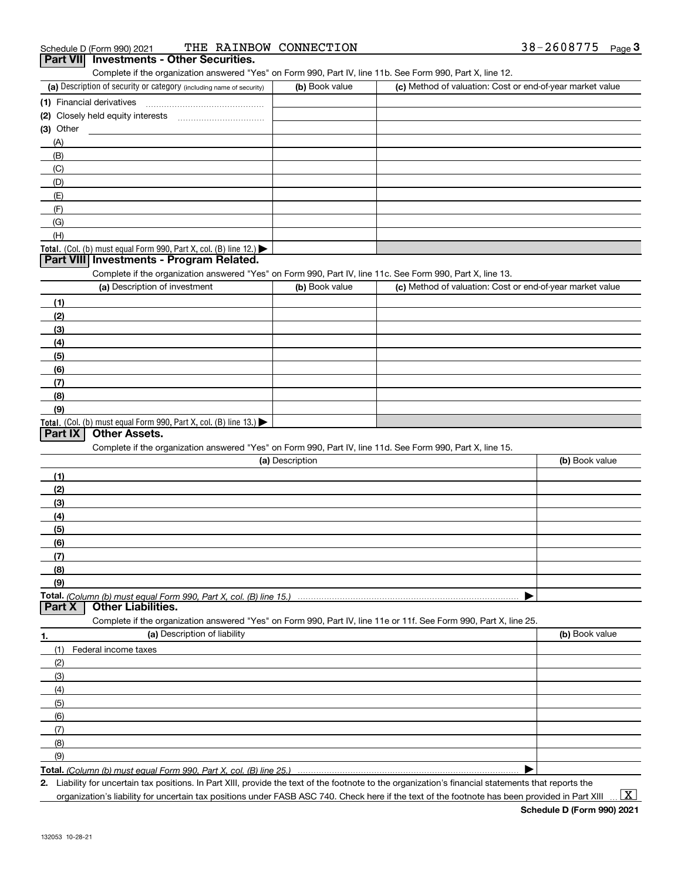Schedule D (Form 990) 2021 THE RAINBOW CONNECTION 38-2608775 Page 3

## Part VII Investments - Other Securities.

Complete if the organization answered "Yes" on Form 990, Part IV, line 11b. See Form 990, Part X, line 12.

| (a) Description of security or category (including name of security) | (b) Book value | (c) Method of valuation: Cost or end-of-year market value |
|---|---|---|
| (1) Financial derivatives | | |
| (2) Closely held equity interests | | |
| (3) Other | | |
| (A) | | |
| (B) | | |
| (C) | | |
| (D) | | |
| (E) | | |
| (F) | | |
| (G) | | |
| (H) | | |
| **Total.** (Col. (b) must equal Form 990, Part X, col. (B) line 12.) ▶ | | |

## Part VIII Investments - Program Related.

Complete if the organization answered "Yes" on Form 990, Part IV, line 11c. See Form 990, Part X, line 13.

| (a) Description of investment | (b) Book value | (c) Method of valuation: Cost or end-of-year market value |
|---|---|---|
| (1) | | |
| (2) | | |
| (3) | | |
| (4) | | |
| (5) | | |
| (6) | | |
| (7) | | |
| (8) | | |
| (9) | | |
| **Total.** (Col. (b) must equal Form 990, Part X, col. (B) line 13.) ▶ | | |

## Part IX Other Assets.

Complete if the organization answered "Yes" on Form 990, Part IV, line 11d. See Form 990, Part X, line 15.

| (a) Description | (b) Book value |
|---|---|
| (1) | |
| (2) | |
| (3) | |
| (4) | |
| (5) | |
| (6) | |
| (7) | |
| (8) | |
| (9) | |
| **Total.** *(Column (b) must equal Form 990, Part X, col. (B) line 15.)* ▶ | |

## Part X Other Liabilities.

Complete if the organization answered "Yes" on Form 990, Part IV, line 11e or 11f. See Form 990, Part X, line 25.

| 1. (a) Description of liability | (b) Book value |
|---|---|
| (1) Federal income taxes | |
| (2) | |
| (3) | |
| (4) | |
| (5) | |
| (6) | |
| (7) | |
| (8) | |
| (9) | |
| **Total.** *(Column (b) must equal Form 990, Part X, col. (B) line 25.)* ▶ | |

**2.** Liability for uncertain tax positions. In Part XIII, provide the text of the footnote to the organization's financial statements that reports the organization's liability for uncertain tax positions under FASB ASC 740. Check here if the text of the footnote has been provided in Part XIII ... [X]

**Schedule D (Form 990) 2021**

132053 10-28-21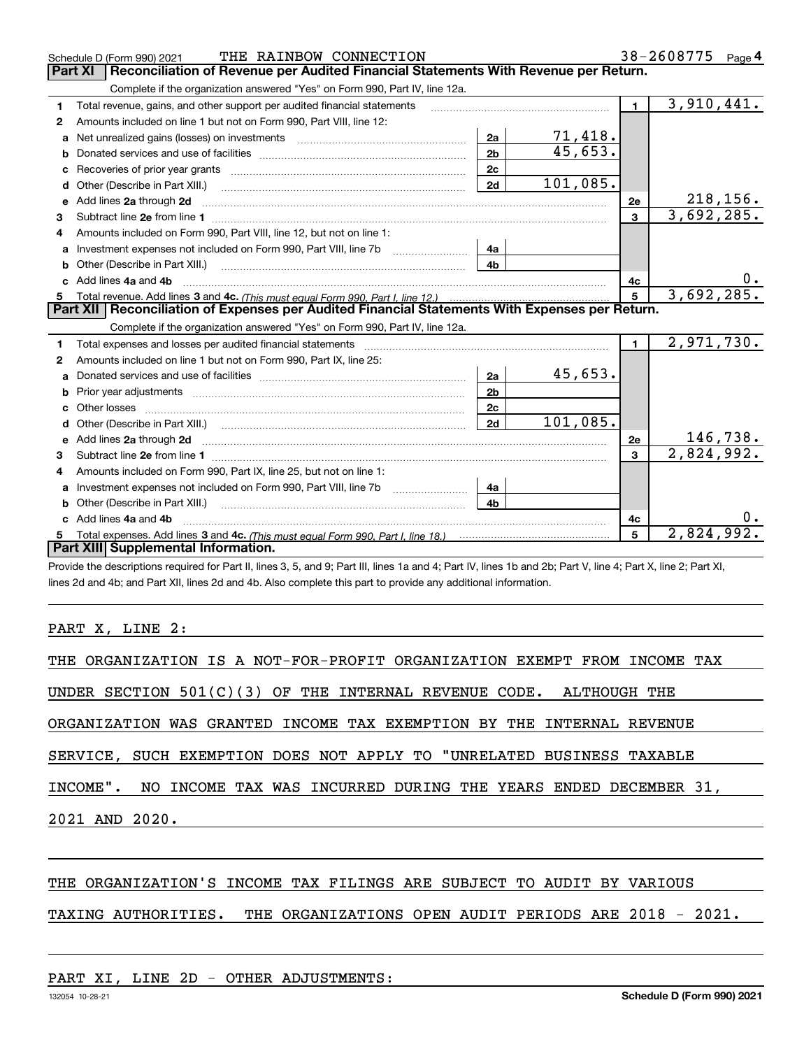Schedule D (Form 990) 2021 THE RAINBOW CONNECTION 38-2608775 Page 4

## Part XI Reconciliation of Revenue per Audited Financial Statements With Revenue per Return.

Complete if the organization answered "Yes" on Form 990, Part IV, line 12a.

| | | | | | |
|---|---|---|---|---|---|
| 1 | Total revenue, gains, and other support per audited financial statements | | | 1 | 3,910,441. |
| 2 | Amounts included on line 1 but not on Form 990, Part VIII, line 12: | | | | |
| a | Net unrealized gains (losses) on investments | 2a | 71,418. | | |
| b | Donated services and use of facilities | 2b | 45,653. | | |
| c | Recoveries of prior year grants | 2c | | | |
| d | Other (Describe in Part XIII.) | 2d | 101,085. | | |
| e | Add lines 2a through 2d | | | 2e | 218,156. |
| 3 | Subtract line 2e from line 1 | | | 3 | 3,692,285. |
| 4 | Amounts included on Form 990, Part VIII, line 12, but not on line 1: | | | | |
| a | Investment expenses not included on Form 990, Part VIII, line 7b | 4a | | | |
| b | Other (Describe in Part XIII.) | 4b | | | |
| c | Add lines 4a and 4b | | | 4c | 0. |
| 5 | Total revenue. Add lines 3 and 4c. *(This must equal Form 990, Part I, line 12.)* | | | 5 | 3,692,285. |

## Part XII Reconciliation of Expenses per Audited Financial Statements With Expenses per Return.

Complete if the organization answered "Yes" on Form 990, Part IV, line 12a.

| | | | | | |
|---|---|---|---|---|---|
| 1 | Total expenses and losses per audited financial statements | | | 1 | 2,971,730. |
| 2 | Amounts included on line 1 but not on Form 990, Part IX, line 25: | | | | |
| a | Donated services and use of facilities | 2a | 45,653. | | |
| b | Prior year adjustments | 2b | | | |
| c | Other losses | 2c | | | |
| d | Other (Describe in Part XIII.) | 2d | 101,085. | | |
| e | Add lines 2a through 2d | | | 2e | 146,738. |
| 3 | Subtract line 2e from line 1 | | | 3 | 2,824,992. |
| 4 | Amounts included on Form 990, Part IX, line 25, but not on line 1: | | | | |
| a | Investment expenses not included on Form 990, Part VIII, line 7b | 4a | | | |
| b | Other (Describe in Part XIII.) | 4b | | | |
| c | Add lines 4a and 4b | | | 4c | 0. |
| 5 | Total expenses. Add lines 3 and 4c. *(This must equal Form 990, Part I, line 18.)* | | | 5 | 2,824,992. |

## Part XIII Supplemental Information.

Provide the descriptions required for Part II, lines 3, 5, and 9; Part III, lines 1a and 4; Part IV, lines 1b and 2b; Part V, line 4; Part X, line 2; Part XI, lines 2d and 4b; and Part XII, lines 2d and 4b. Also complete this part to provide any additional information.

PART X, LINE 2:

THE ORGANIZATION IS A NOT-FOR-PROFIT ORGANIZATION EXEMPT FROM INCOME TAX UNDER SECTION 501(C)(3) OF THE INTERNAL REVENUE CODE. ALTHOUGH THE ORGANIZATION WAS GRANTED INCOME TAX EXEMPTION BY THE INTERNAL REVENUE SERVICE, SUCH EXEMPTION DOES NOT APPLY TO "UNRELATED BUSINESS TAXABLE INCOME". NO INCOME TAX WAS INCURRED DURING THE YEARS ENDED DECEMBER 31, 2021 AND 2020.

THE ORGANIZATION'S INCOME TAX FILINGS ARE SUBJECT TO AUDIT BY VARIOUS TAXING AUTHORITIES. THE ORGANIZATIONS OPEN AUDIT PERIODS ARE 2018 - 2021.

PART XI, LINE 2D - OTHER ADJUSTMENTS:

132054 10-28-21 Schedule D (Form 990) 2021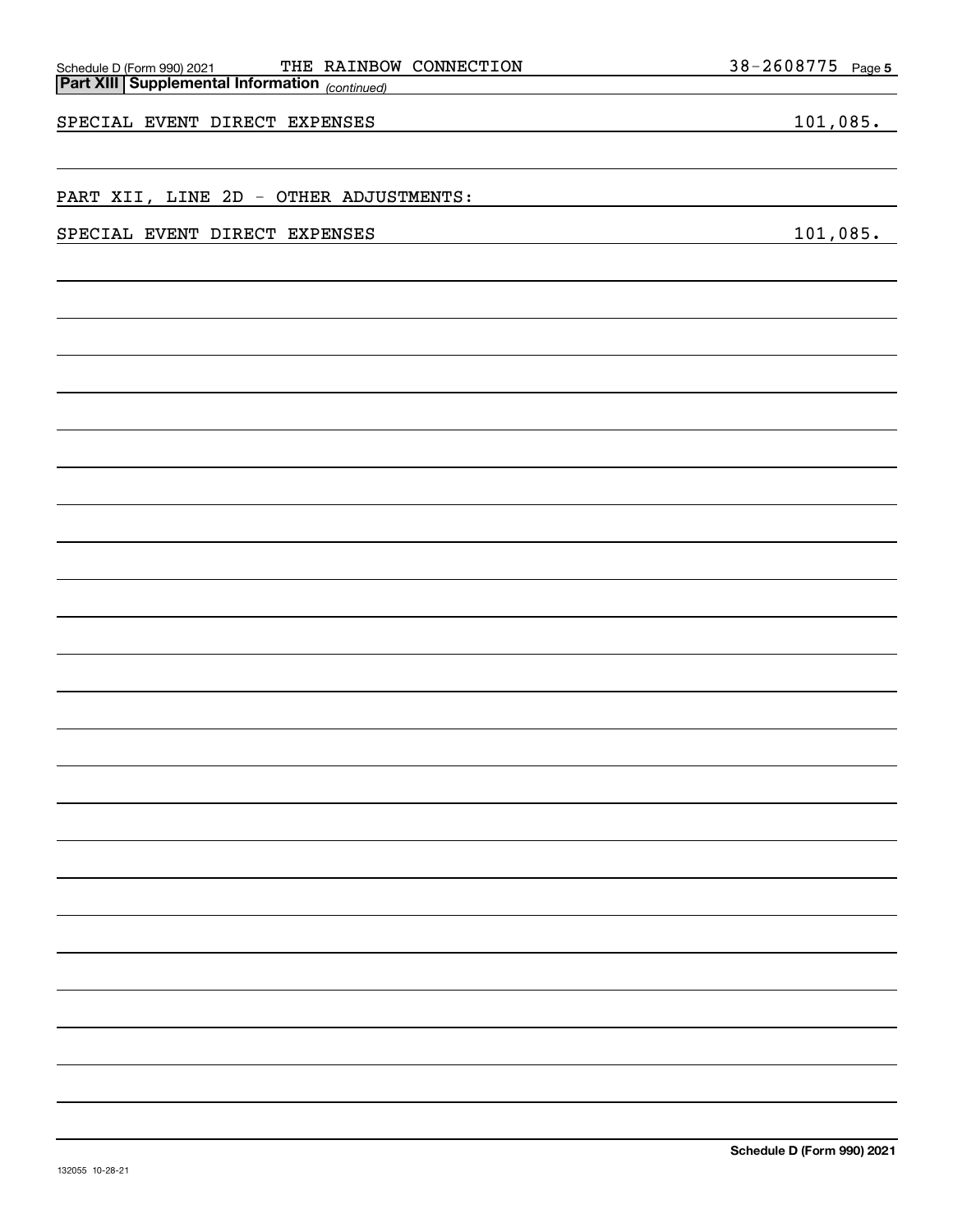Schedule D (Form 990) 2021 THE RAINBOW CONNECTION 38-2608775 Page 5

**Part XIII Supplemental Information** *(continued)*

| | |
|---|---|
| SPECIAL EVENT DIRECT EXPENSES | 101,085. |
| | |
| PART XII, LINE 2D - OTHER ADJUSTMENTS: | |
| SPECIAL EVENT DIRECT EXPENSES | 101,085. |

**Schedule D (Form 990) 2021**

132055 10-28-21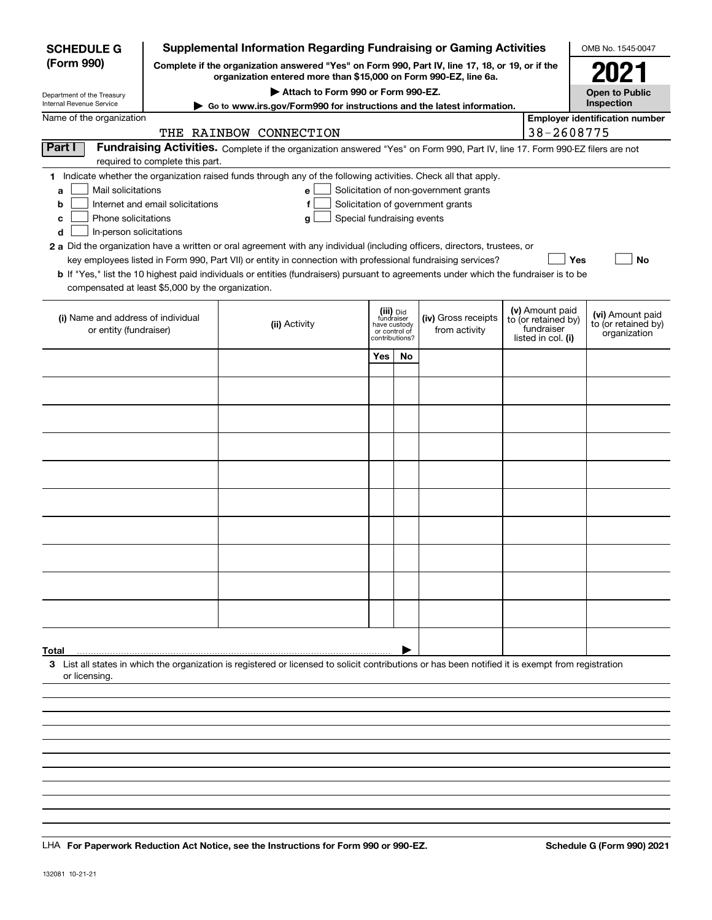**SCHEDULE G (Form 990)**

Department of the Treasury
Internal Revenue Service

# Supplemental Information Regarding Fundraising or Gaming Activities

**Complete if the organization answered "Yes" on Form 990, Part IV, line 17, 18, or 19, or if the organization entered more than $15,000 on Form 990-EZ, line 6a.**

**▶ Attach to Form 990 or Form 990-EZ.**

**▶ Go to www.irs.gov/Form990 for instructions and the latest information.**

OMB No. 1545-0047

**2021**

**Open to Public Inspection**

Name of the organization: THE RAINBOW CONNECTION

**Employer identification number** 38-2608775

**Part I Fundraising Activities.** Complete if the organization answered "Yes" on Form 990, Part IV, line 17. Form 990-EZ filers are not required to complete this part.

**1** Indicate whether the organization raised funds through any of the following activities. Check all that apply.

- **a** ☐ Mail solicitations
- **b** ☐ Internet and email solicitations
- **c** ☐ Phone solicitations
- **d** ☐ In-person solicitations
- **e** ☐ Solicitation of non-government grants
- **f** ☐ Solicitation of government grants
- **g** ☐ Special fundraising events

**2 a** Did the organization have a written or oral agreement with any individual (including officers, directors, trustees, or key employees listed in Form 990, Part VII) or entity in connection with professional fundraising services? ☐ **Yes** ☐ **No**

**b** If "Yes," list the 10 highest paid individuals or entities (fundraisers) pursuant to agreements under which the fundraiser is to be compensated at least $5,000 by the organization.

| (i) Name and address of individual or entity (fundraiser) | (ii) Activity | (iii) Did fundraiser have custody or control of contributions? | | (iv) Gross receipts from activity | (v) Amount paid to (or retained by) fundraiser listed in col. (i) | (vi) Amount paid to (or retained by) organization |
|---|---|---|---|---|---|---|
| | | Yes | No | | | |
| | | | | | | |
| | | | | | | |
| | | | | | | |
| | | | | | | |
| | | | | | | |
| | | | | | | |
| | | | | | | |
| | | | | | | |
| | | | | | | |
| | | | | | | |
| **Total** ▶ | | | | | | |

**3** List all states in which the organization is registered or licensed to solicit contributions or has been notified it is exempt from registration or licensing.

LHA **For Paperwork Reduction Act Notice, see the Instructions for Form 990 or 990-EZ.** **Schedule G (Form 990) 2021**

132081 10-21-21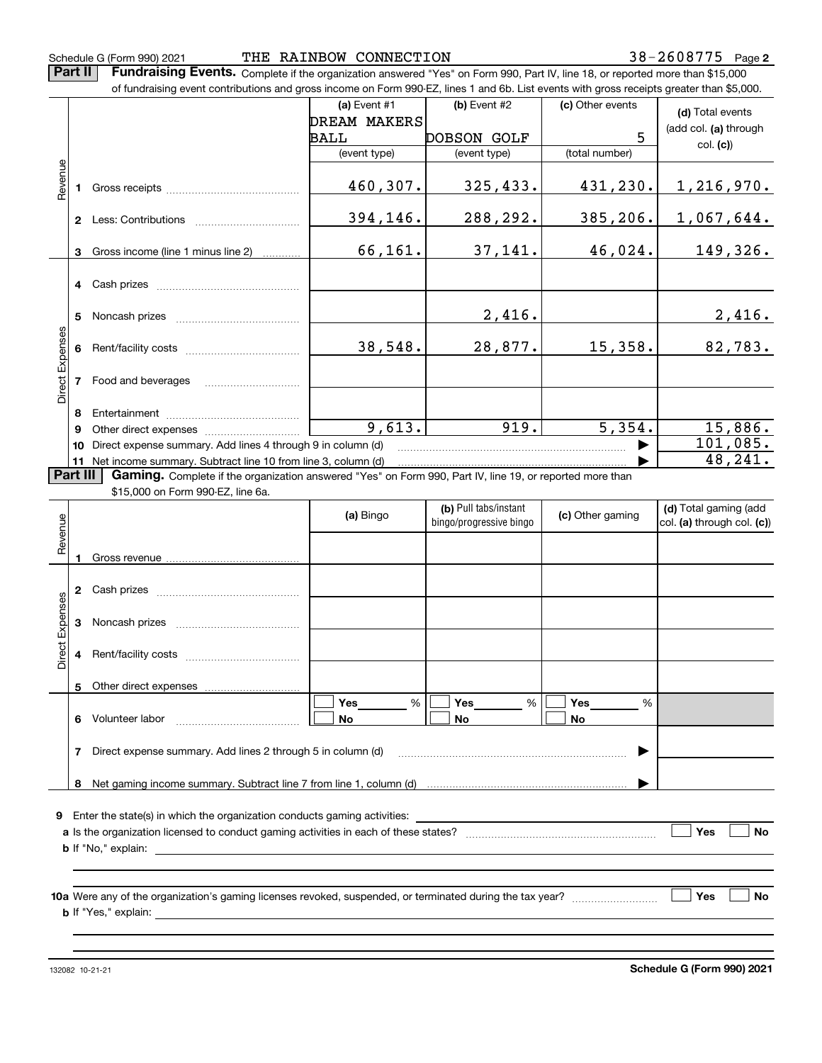Schedule G (Form 990) 2021 THE RAINBOW CONNECTION 38-2608775 Page 2

**Part II** **Fundraising Events.** Complete if the organization answered "Yes" on Form 990, Part IV, line 18, or reported more than $15,000 of fundraising event contributions and gross income on Form 990-EZ, lines 1 and 6b. List events with gross receipts greater than $5,000.

| | | (a) Event #1 DREAM MAKERS BALL (event type) | (b) Event #2 DOBSON GOLF (event type) | (c) Other events 5 (total number) | (d) Total events (add col. (a) through col. (c)) |
|---|---|---|---|---|---|
| Revenue | 1 Gross receipts | 460,307. | 325,433. | 431,230. | 1,216,970. |
| | 2 Less: Contributions | 394,146. | 288,292. | 385,206. | 1,067,644. |
| | 3 Gross income (line 1 minus line 2) | 66,161. | 37,141. | 46,024. | 149,326. |
| Direct Expenses | 4 Cash prizes | | | | |
| | 5 Noncash prizes | | 2,416. | | 2,416. |
| | 6 Rent/facility costs | 38,548. | 28,877. | 15,358. | 82,783. |
| | 7 Food and beverages | | | | |
| | 8 Entertainment | | | | |
| | 9 Other direct expenses | 9,613. | 919. | 5,354. | 15,886. |
| | 10 Direct expense summary. Add lines 4 through 9 in column (d) | | | | 101,085. |
| | 11 Net income summary. Subtract line 10 from line 3, column (d) | | | | 48,241. |

**Part III** **Gaming.** Complete if the organization answered "Yes" on Form 990, Part IV, line 19, or reported more than $15,000 on Form 990-EZ, line 6a.

| | | (a) Bingo | (b) Pull tabs/instant bingo/progressive bingo | (c) Other gaming | (d) Total gaming (add col. (a) through col. (c)) |
|---|---|---|---|---|---|
| Revenue | 1 Gross revenue | | | | |
| Direct Expenses | 2 Cash prizes | | | | |
| | 3 Noncash prizes | | | | |
| | 4 Rent/facility costs | | | | |
| | 5 Other direct expenses | | | | |
| | 6 Volunteer labor | ☐ Yes ___% ☐ No | ☐ Yes ___% ☐ No | ☐ Yes ___% ☐ No | |
| | 7 Direct expense summary. Add lines 2 through 5 in column (d) | | | | |
| | 8 Net gaming income summary. Subtract line 7 from line 1, column (d) | | | | |

**9** Enter the state(s) in which the organization conducts gaming activities: ______

**a** Is the organization licensed to conduct gaming activities in each of these states? ☐ Yes ☐ No

**b** If "No," explain: ______

**10a** Were any of the organization's gaming licenses revoked, suspended, or terminated during the tax year? ☐ Yes ☐ No

**b** If "Yes," explain: ______

132082 10-21-21 **Schedule G (Form 990) 2021**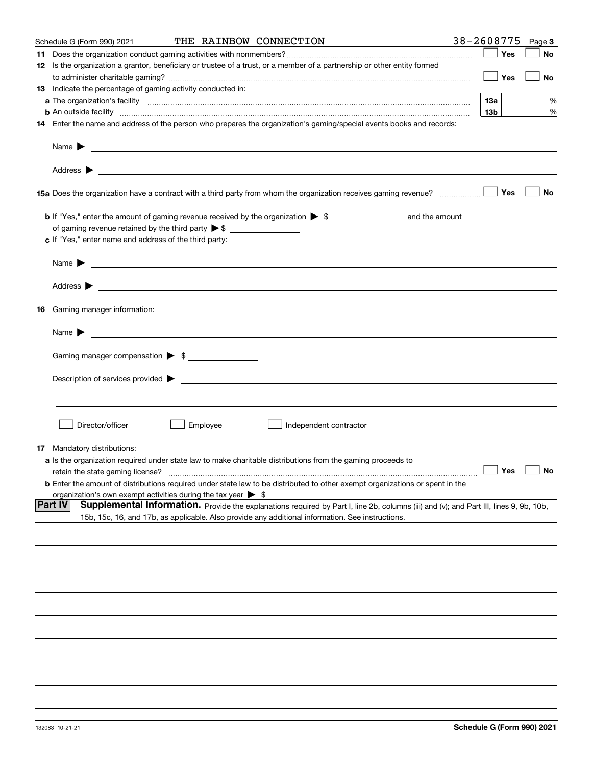Schedule G (Form 990) 2021 THE RAINBOW CONNECTION 38-2608775 Page 3

**11** Does the organization conduct gaming activities with nonmembers? ☐ Yes ☐ No

**12** Is the organization a grantor, beneficiary or trustee of a trust, or a member of a partnership or other entity formed to administer charitable gaming? ☐ Yes ☐ No

**13** Indicate the percentage of gaming activity conducted in:

**a** The organization's facility **13a** %

**b** An outside facility **13b** %

**14** Enter the name and address of the person who prepares the organization's gaming/special events books and records:

Name ▶

Address ▶

**15a** Does the organization have a contract with a third party from whom the organization receives gaming revenue? ☐ Yes ☐ No

**b** If "Yes," enter the amount of gaming revenue received by the organization ▶ $ ________ and the amount of gaming revenue retained by the third party ▶ $ ________

**c** If "Yes," enter name and address of the third party:

Name ▶

Address ▶

**16** Gaming manager information:

Name ▶

Gaming manager compensation ▶ $

Description of services provided ▶

☐ Director/officer ☐ Employee ☐ Independent contractor

**17** Mandatory distributions:

**a** Is the organization required under state law to make charitable distributions from the gaming proceeds to retain the state gaming license? ☐ Yes ☐ No

**b** Enter the amount of distributions required under state law to be distributed to other exempt organizations or spent in the organization's own exempt activities during the tax year ▶ $

## Part IV Supplemental Information.

Provide the explanations required by Part I, line 2b, columns (iii) and (v); and Part III, lines 9, 9b, 10b, 15b, 15c, 16, and 17b, as applicable. Also provide any additional information. See instructions.

132083 10-21-21 **Schedule G (Form 990) 2021**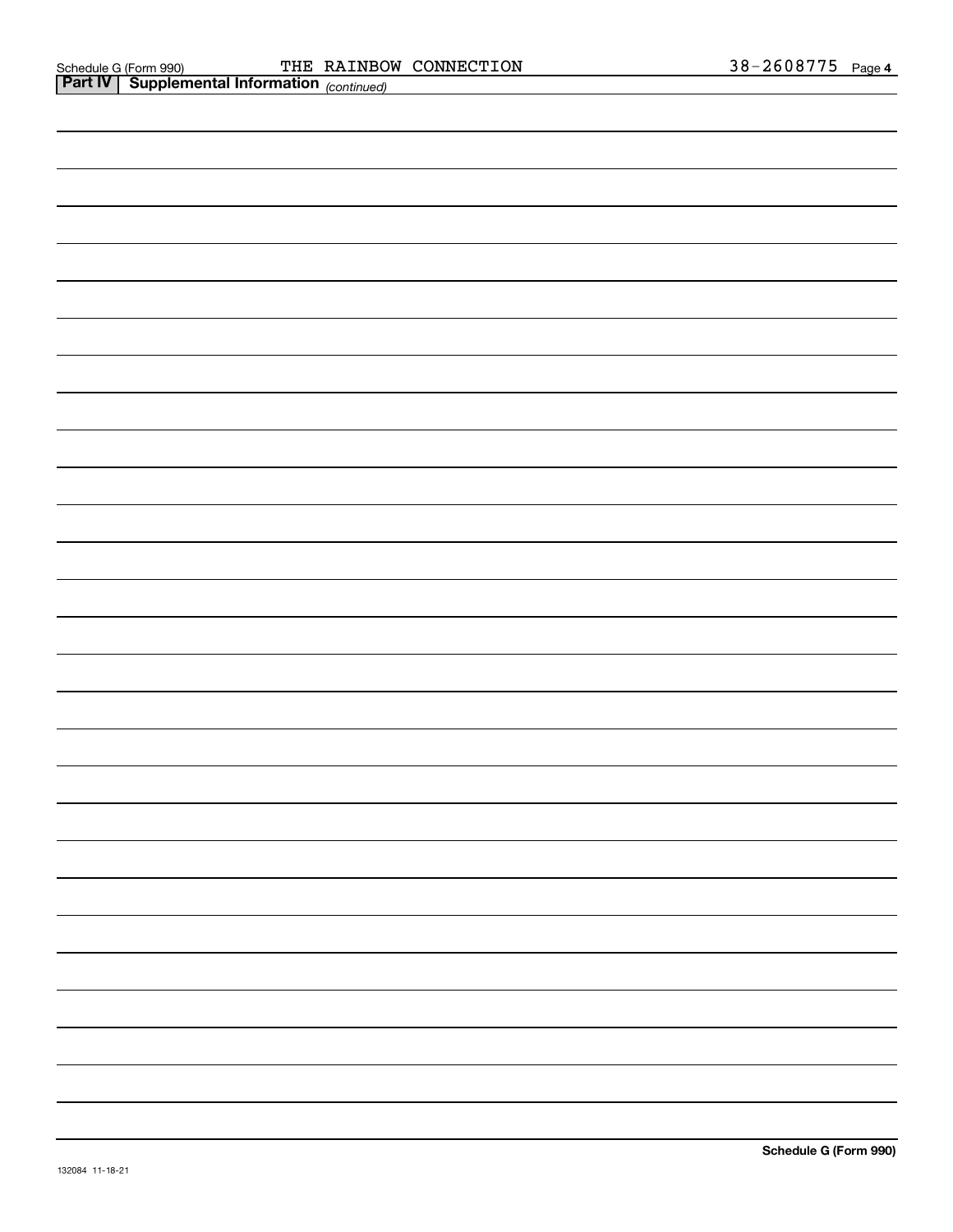Schedule G (Form 990) THE RAINBOW CONNECTION 38-2608775 Page 4

**Part IV | Supplemental Information** *(continued)*

**Schedule G (Form 990)**

132084 11-18-21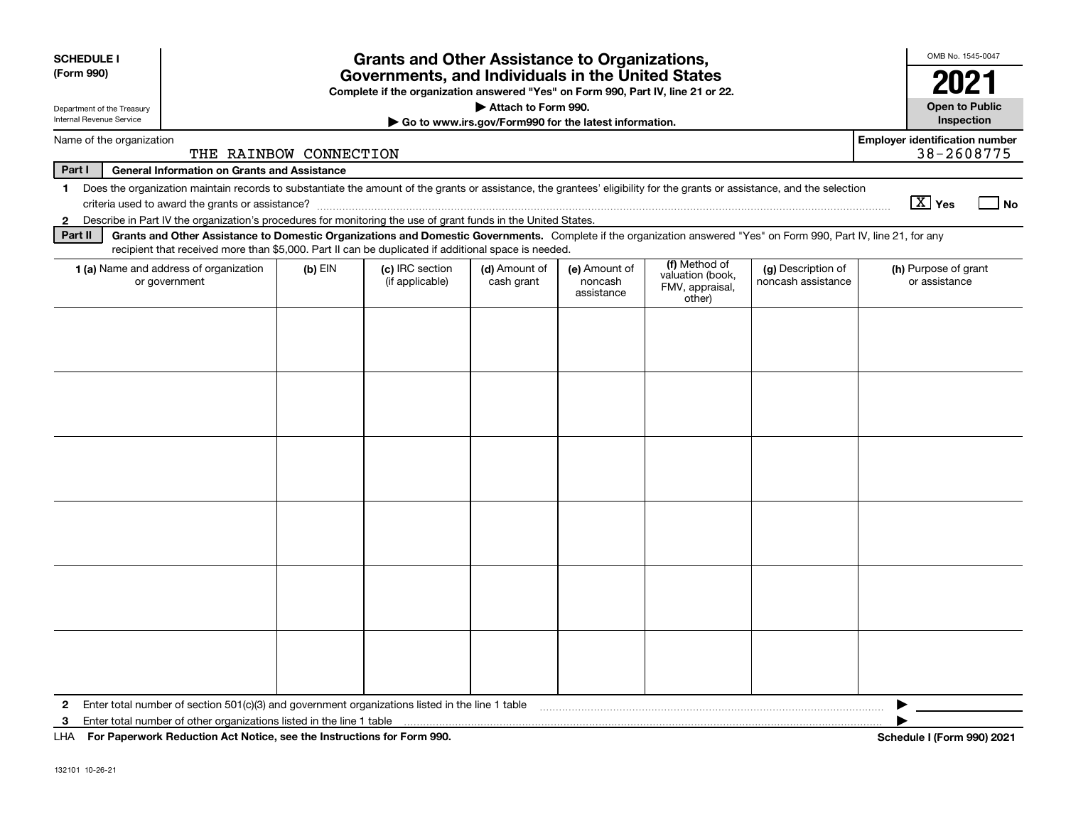**SCHEDULE I (Form 990)**

Department of the Treasury
Internal Revenue Service

# Grants and Other Assistance to Organizations, Governments, and Individuals in the United States

**Complete if the organization answered "Yes" on Form 990, Part IV, line 21 or 22.**

**▶ Attach to Form 990.**

**▶ Go to www.irs.gov/Form990 for the latest information.**

OMB No. 1545-0047

**2021**

**Open to Public Inspection**

Name of the organization: THE RAINBOW CONNECTION

Employer identification number: 38-2608775

**Part I — General Information on Grants and Assistance**

1 Does the organization maintain records to substantiate the amount of the grants or assistance, the grantees' eligibility for the grants or assistance, and the selection criteria used to award the grants or assistance? [X] Yes [ ] No

2 Describe in Part IV the organization's procedures for monitoring the use of grant funds in the United States.

**Part II — Grants and Other Assistance to Domestic Organizations and Domestic Governments.** Complete if the organization answered "Yes" on Form 990, Part IV, line 21, for any recipient that received more than $5,000. Part II can be duplicated if additional space is needed.

| 1 (a) Name and address of organization or government | (b) EIN | (c) IRC section (if applicable) | (d) Amount of cash grant | (e) Amount of noncash assistance | (f) Method of valuation (book, FMV, appraisal, other) | (g) Description of noncash assistance | (h) Purpose of grant or assistance |
|---|---|---|---|---|---|---|---|
| | | | | | | | |
| | | | | | | | |
| | | | | | | | |
| | | | | | | | |
| | | | | | | | |
| | | | | | | | |

2 Enter total number of section 501(c)(3) and government organizations listed in the line 1 table ▶

3 Enter total number of other organizations listed in the line 1 table ▶

LHA **For Paperwork Reduction Act Notice, see the Instructions for Form 990.** **Schedule I (Form 990) 2021**

132101 10-26-21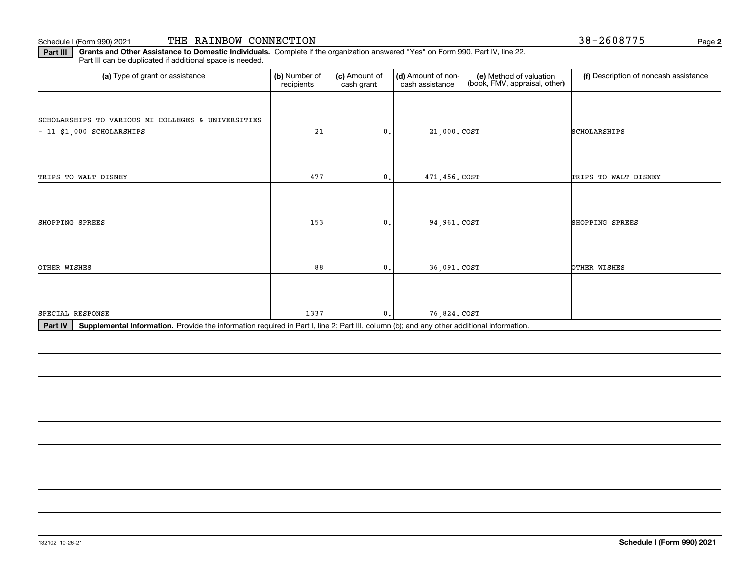Schedule I (Form 990) 2021 THE RAINBOW CONNECTION 38-2608775

**Part III** **Grants and Other Assistance to Domestic Individuals.** Complete if the organization answered "Yes" on Form 990, Part IV, line 22. Part III can be duplicated if additional space is needed.

| (a) Type of grant or assistance | (b) Number of recipients | (c) Amount of cash grant | (d) Amount of non-cash assistance | (e) Method of valuation (book, FMV, appraisal, other) | (f) Description of noncash assistance |
|---|---|---|---|---|---|
| SCHOLARSHIPS TO VARIOUS MI COLLEGES & UNIVERSITIES - 11 $1,000 SCHOLARSHIPS | 21 | 0. | 21,000. | COST | SCHOLARSHIPS |
| TRIPS TO WALT DISNEY | 477 | 0. | 471,456. | COST | TRIPS TO WALT DISNEY |
| SHOPPING SPREES | 153 | 0. | 94,961. | COST | SHOPPING SPREES |
| OTHER WISHES | 88 | 0. | 36,091. | COST | OTHER WISHES |
| SPECIAL RESPONSE | 1337 | 0. | 76,824. | COST | |

**Part IV** **Supplemental Information.** Provide the information required in Part I, line 2; Part III, column (b); and any other additional information.

132102 10-26-21

**Schedule I (Form 990) 2021**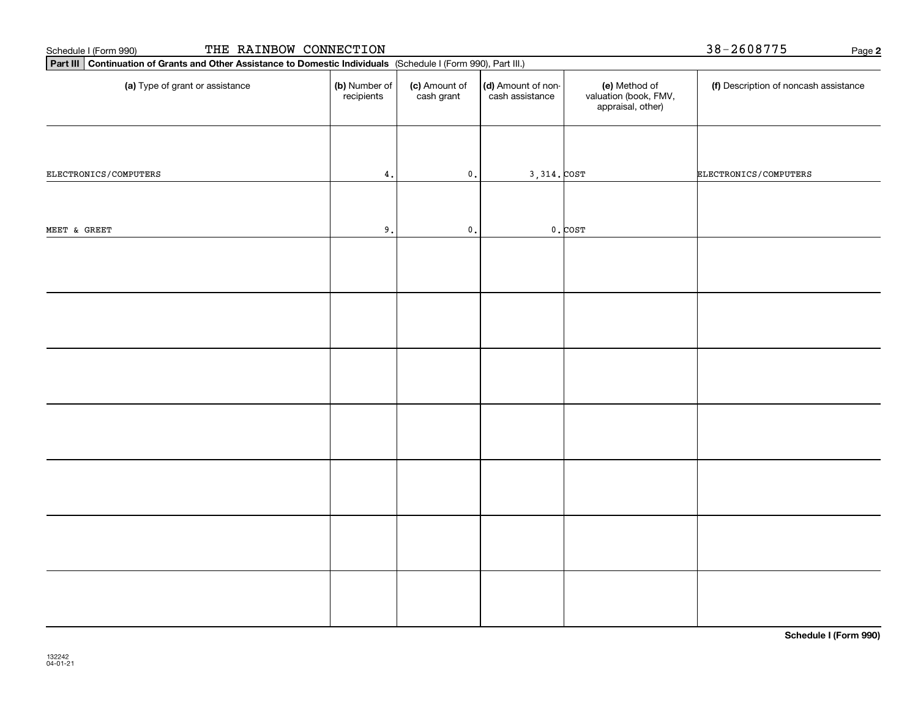Schedule I (Form 990) THE RAINBOW CONNECTION 38-2608775

**Part III** **Continuation of Grants and Other Assistance to Domestic Individuals** (Schedule I (Form 990), Part III.)

| (a) Type of grant or assistance | (b) Number of recipients | (c) Amount of cash grant | (d) Amount of non-cash assistance | (e) Method of valuation (book, FMV, appraisal, other) | (f) Description of noncash assistance |
|---|---|---|---|---|---|
| ELECTRONICS/COMPUTERS | 4. | 0. | 3,314. | COST | ELECTRONICS/COMPUTERS |
| MEET & GREET | 9. | 0. | 0. | COST | |
| | | | | | |
| | | | | | |
| | | | | | |
| | | | | | |
| | | | | | |
| | | | | | |
| | | | | | |

**Schedule I (Form 990)**

132242
04-01-21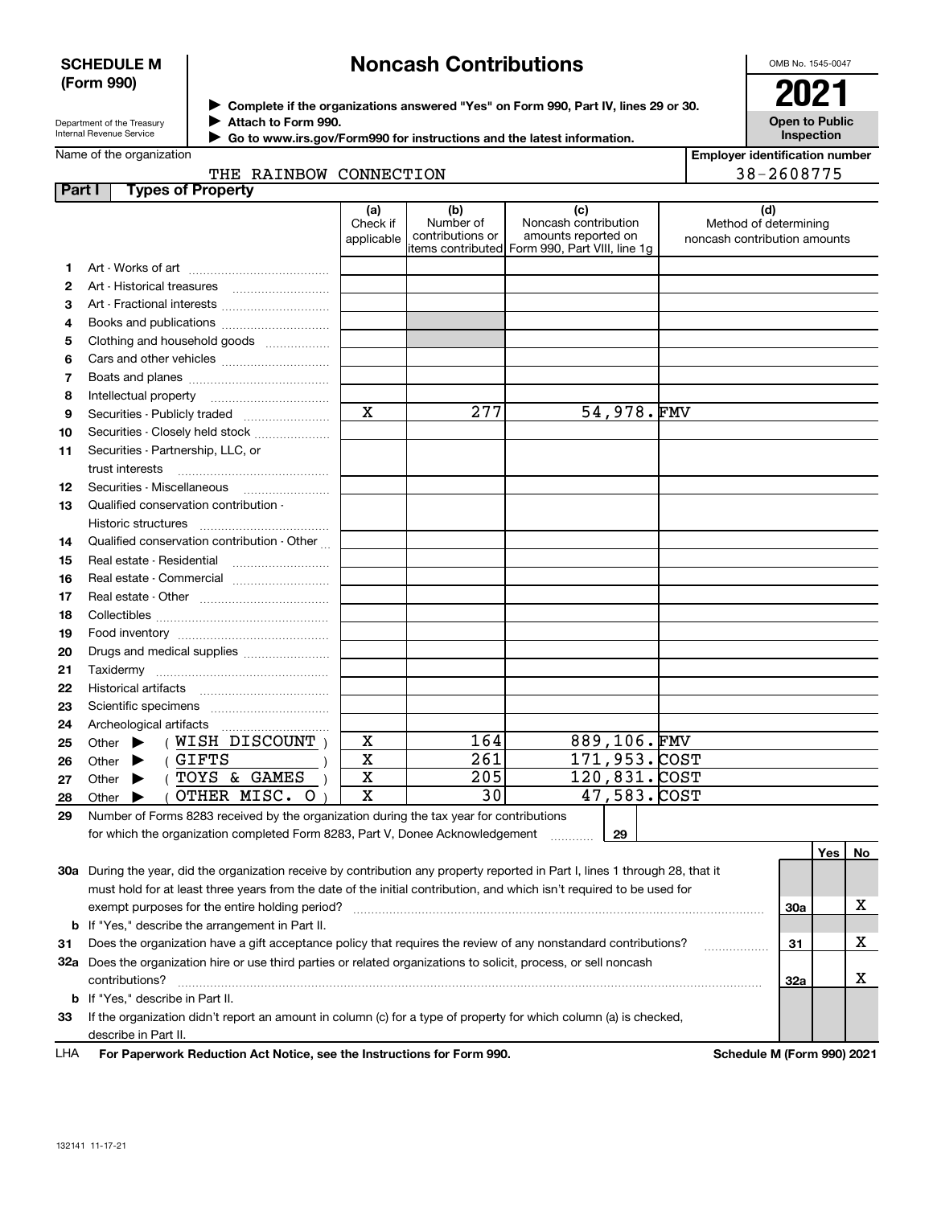**SCHEDULE M (Form 990)**

Department of the Treasury
Internal Revenue Service

# Noncash Contributions

▶ Complete if the organizations answered "Yes" on Form 990, Part IV, lines 29 or 30.
▶ Attach to Form 990.
▶ Go to www.irs.gov/Form990 for instructions and the latest information.

OMB No. 1545-0047

**2021**

**Open to Public Inspection**

Name of the organization: THE RAINBOW CONNECTION

Employer identification number: 38-2608775

## Part I Types of Property

| | | (a) Check if applicable | (b) Number of contributions or items contributed | (c) Noncash contribution amounts reported on Form 990, Part VIII, line 1g | (d) Method of determining noncash contribution amounts |
|---|---|---|---|---|---|
| 1 | Art - Works of art | | | | |
| 2 | Art - Historical treasures | | | | |
| 3 | Art - Fractional interests | | | | |
| 4 | Books and publications | | | | |
| 5 | Clothing and household goods | | | | |
| 6 | Cars and other vehicles | | | | |
| 7 | Boats and planes | | | | |
| 8 | Intellectual property | | | | |
| 9 | Securities - Publicly traded | X | 277 | 54,978. | FMV |
| 10 | Securities - Closely held stock | | | | |
| 11 | Securities - Partnership, LLC, or trust interests | | | | |
| 12 | Securities - Miscellaneous | | | | |
| 13 | Qualified conservation contribution - Historic structures | | | | |
| 14 | Qualified conservation contribution - Other | | | | |
| 15 | Real estate - Residential | | | | |
| 16 | Real estate - Commercial | | | | |
| 17 | Real estate - Other | | | | |
| 18 | Collectibles | | | | |
| 19 | Food inventory | | | | |
| 20 | Drugs and medical supplies | | | | |
| 21 | Taxidermy | | | | |
| 22 | Historical artifacts | | | | |
| 23 | Scientific specimens | | | | |
| 24 | Archeological artifacts | | | | |
| 25 | Other ▶ ( WISH DISCOUNT ) | X | 164 | 889,106. | FMV |
| 26 | Other ▶ ( GIFTS ) | X | 261 | 171,953. | COST |
| 27 | Other ▶ ( TOYS & GAMES ) | X | 205 | 120,831. | COST |
| 28 | Other ▶ ( OTHER MISC. O ) | X | 30 | 47,583. | COST |

29 Number of Forms 8283 received by the organization during the tax year for contributions for which the organization completed Form 8283, Part V, Donee Acknowledgement ............ **29**

| | | | Yes | No |
|---|---|---|---|---|
| 30a | During the year, did the organization receive by contribution any property reported in Part I, lines 1 through 28, that it must hold for at least three years from the date of the initial contribution, and which isn't required to be used for exempt purposes for the entire holding period? | 30a | | X |
| b | If "Yes," describe the arrangement in Part II. | | | |
| 31 | Does the organization have a gift acceptance policy that requires the review of any nonstandard contributions? | 31 | | X |
| 32a | Does the organization hire or use third parties or related organizations to solicit, process, or sell noncash contributions? | 32a | | X |
| b | If "Yes," describe in Part II. | | | |
| 33 | If the organization didn't report an amount in column (c) for a type of property for which column (a) is checked, describe in Part II. | | | |

LHA For Paperwork Reduction Act Notice, see the Instructions for Form 990. Schedule M (Form 990) 2021

132141 11-17-21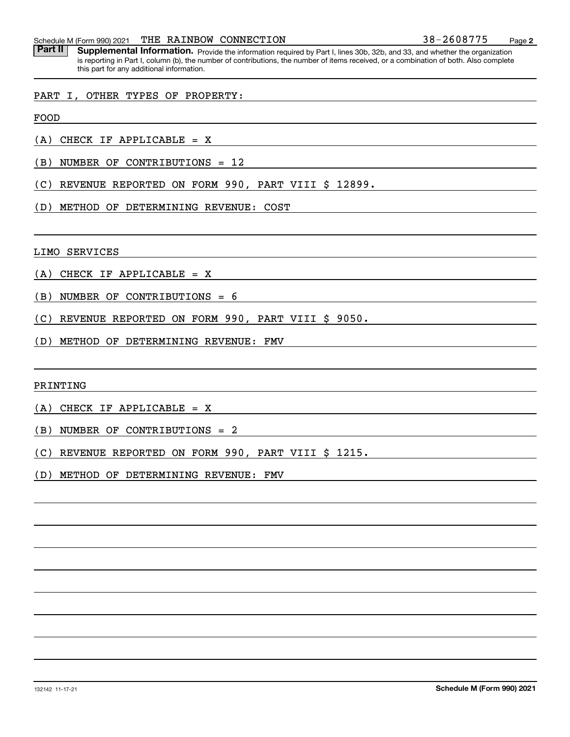Schedule M (Form 990) 2021 THE RAINBOW CONNECTION 38-2608775

**Part II** **Supplemental Information.** Provide the information required by Part I, lines 30b, 32b, and 33, and whether the organization is reporting in Part I, column (b), the number of contributions, the number of items received, or a combination of both. Also complete this part for any additional information.

PART I, OTHER TYPES OF PROPERTY:

FOOD

(A) CHECK IF APPLICABLE = X

(B) NUMBER OF CONTRIBUTIONS = 12

(C) REVENUE REPORTED ON FORM 990, PART VIII $ 12899.

(D) METHOD OF DETERMINING REVENUE: COST

LIMO SERVICES

(A) CHECK IF APPLICABLE = X

(B) NUMBER OF CONTRIBUTIONS = 6

(C) REVENUE REPORTED ON FORM 990, PART VIII $ 9050.

(D) METHOD OF DETERMINING REVENUE: FMV

PRINTING

(A) CHECK IF APPLICABLE = X

(B) NUMBER OF CONTRIBUTIONS = 2

(C) REVENUE REPORTED ON FORM 990, PART VIII $ 1215.

(D) METHOD OF DETERMINING REVENUE: FMV

132142 11-17-21 **Schedule M (Form 990) 2021**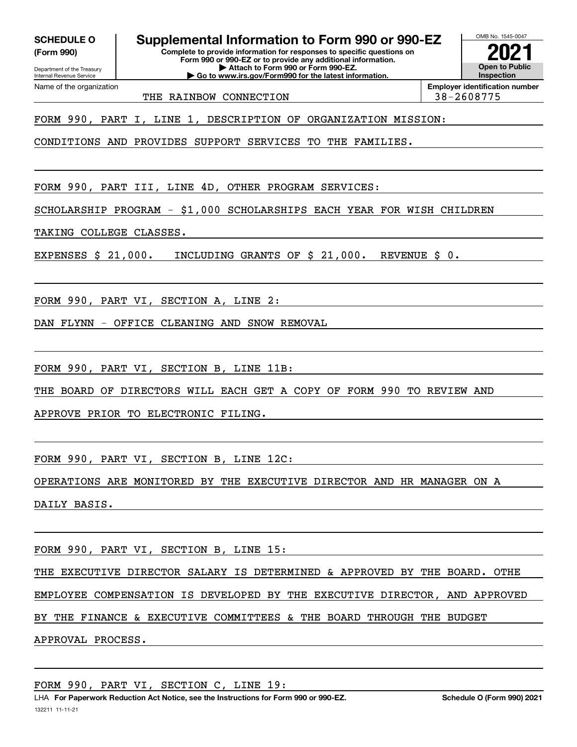**SCHEDULE O**
**(Form 990)**

Department of the Treasury
Internal Revenue Service

# Supplemental Information to Form 990 or 990-EZ

**Complete to provide information for responses to specific questions on Form 990 or 990-EZ or to provide any additional information.**
**▶ Attach to Form 990 or Form 990-EZ.**
**▶ Go to www.irs.gov/Form990 for the latest information.**

OMB No. 1545-0047

**2021**

**Open to Public Inspection**

Name of the organization: THE RAINBOW CONNECTION

**Employer identification number:** 38-2608775

FORM 990, PART I, LINE 1, DESCRIPTION OF ORGANIZATION MISSION:

CONDITIONS AND PROVIDES SUPPORT SERVICES TO THE FAMILIES.

FORM 990, PART III, LINE 4D, OTHER PROGRAM SERVICES:

SCHOLARSHIP PROGRAM - $1,000 SCHOLARSHIPS EACH YEAR FOR WISH CHILDREN TAKING COLLEGE CLASSES.

EXPENSES $ 21,000. INCLUDING GRANTS OF $ 21,000. REVENUE $ 0.

FORM 990, PART VI, SECTION A, LINE 2:

DAN FLYNN - OFFICE CLEANING AND SNOW REMOVAL

FORM 990, PART VI, SECTION B, LINE 11B:

THE BOARD OF DIRECTORS WILL EACH GET A COPY OF FORM 990 TO REVIEW AND APPROVE PRIOR TO ELECTRONIC FILING.

FORM 990, PART VI, SECTION B, LINE 12C:

OPERATIONS ARE MONITORED BY THE EXECUTIVE DIRECTOR AND HR MANAGER ON A DAILY BASIS.

FORM 990, PART VI, SECTION B, LINE 15:

THE EXECUTIVE DIRECTOR SALARY IS DETERMINED & APPROVED BY THE BOARD. OTHE EMPLOYEE COMPENSATION IS DEVELOPED BY THE EXECUTIVE DIRECTOR, AND APPROVED BY THE FINANCE & EXECUTIVE COMMITTEES & THE BOARD THROUGH THE BUDGET APPROVAL PROCESS.

FORM 990, PART VI, SECTION C, LINE 19:

LHA **For Paperwork Reduction Act Notice, see the Instructions for Form 990 or 990-EZ.** **Schedule O (Form 990) 2021**

132211 11-11-21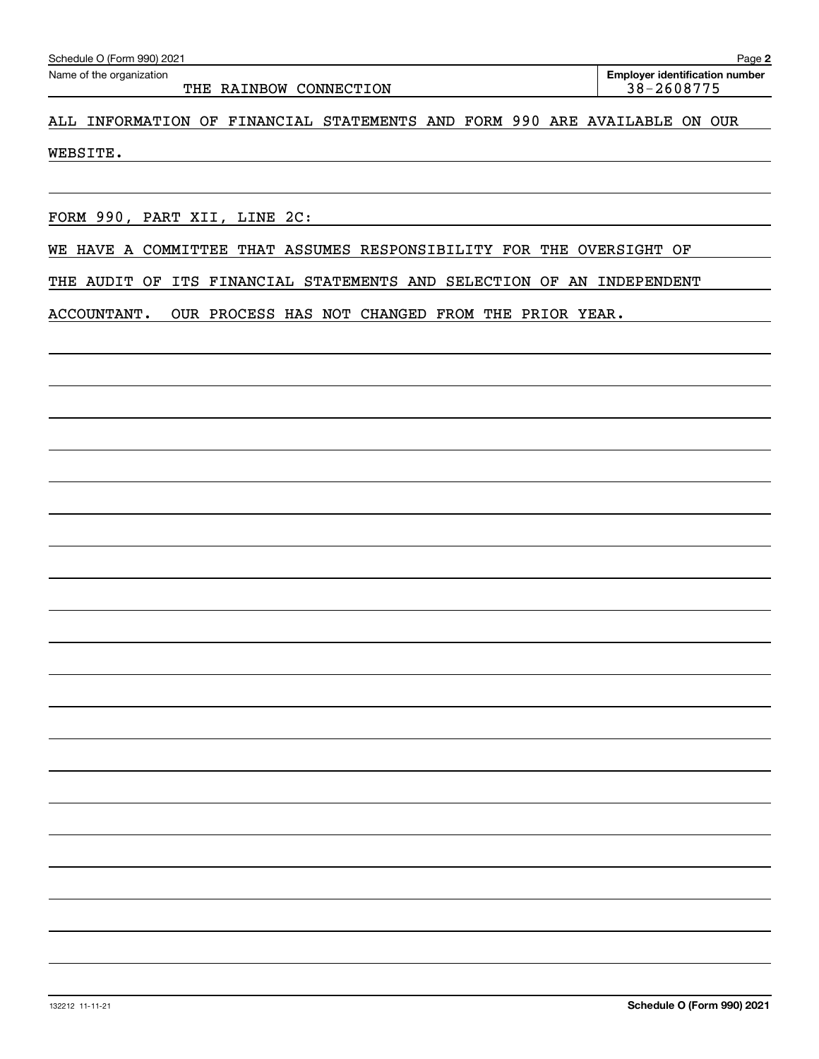Schedule O (Form 990) 2021

Name of the organization: THE RAINBOW CONNECTION

Employer identification number: 38-2608775

ALL INFORMATION OF FINANCIAL STATEMENTS AND FORM 990 ARE AVAILABLE ON OUR WEBSITE.

FORM 990, PART XII, LINE 2C:

WE HAVE A COMMITTEE THAT ASSUMES RESPONSIBILITY FOR THE OVERSIGHT OF THE AUDIT OF ITS FINANCIAL STATEMENTS AND SELECTION OF AN INDEPENDENT ACCOUNTANT. OUR PROCESS HAS NOT CHANGED FROM THE PRIOR YEAR.

132212 11-11-21

Schedule O (Form 990) 2021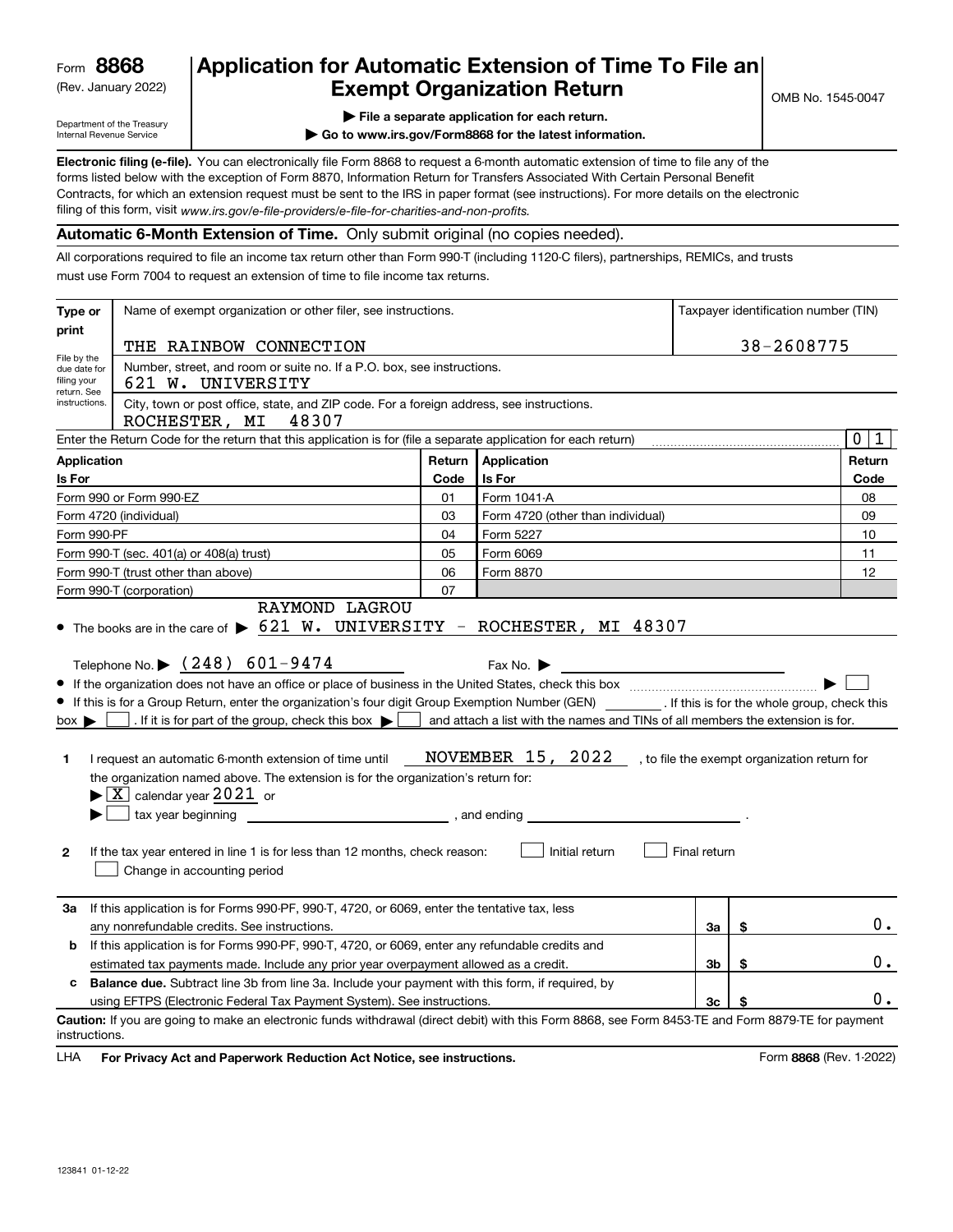Form **8868**
(Rev. January 2022)

Department of the Treasury
Internal Revenue Service

# Application for Automatic Extension of Time To File an Exempt Organization Return

OMB No. 1545-0047

▶ File a separate application for each return.

▶ Go to www.irs.gov/Form8868 for the latest information.

**Electronic filing (e-file).** You can electronically file Form 8868 to request a 6-month automatic extension of time to file any of the forms listed below with the exception of Form 8870, Information Return for Transfers Associated With Certain Personal Benefit Contracts, for which an extension request must be sent to the IRS in paper format (see instructions). For more details on the electronic filing of this form, visit *www.irs.gov/e-file-providers/e-file-for-charities-and-non-profits.*

**Automatic 6-Month Extension of Time.** Only submit original (no copies needed).

All corporations required to file an income tax return other than Form 990-T (including 1120-C filers), partnerships, REMICs, and trusts must use Form 7004 to request an extension of time to file income tax returns.

**Type or print**

File by the due date for filing your return. See instructions.

Name of exempt organization or other filer, see instructions.
THE RAINBOW CONNECTION

Taxpayer identification number (TIN)
38-2608775

Number, street, and room or suite no. If a P.O. box, see instructions.
621 W. UNIVERSITY

City, town or post office, state, and ZIP code. For a foreign address, see instructions.
ROCHESTER, MI 48307

Enter the Return Code for the return that this application is for (file a separate application for each return) 0 1

| Application Is For | Return Code | Application Is For | Return Code |
|---|---|---|---|
| Form 990 or Form 990-EZ | 01 | Form 1041-A | 08 |
| Form 4720 (individual) | 03 | Form 4720 (other than individual) | 09 |
| Form 990-PF | 04 | Form 5227 | 10 |
| Form 990-T (sec. 401(a) or 408(a) trust) | 05 | Form 6069 | 11 |
| Form 990-T (trust other than above) | 06 | Form 8870 | 12 |
| Form 990-T (corporation) | 07 | | |

- The books are in the care of ▶ RAYMOND LAGROU 621 W. UNIVERSITY - ROCHESTER, MI 48307

Telephone No. ▶ (248) 601-9474 Fax No. ▶

- If the organization does not have an office or place of business in the United States, check this box ▶ ☐
- If this is for a Group Return, enter the organization's four digit Group Exemption Number (GEN) ______ . If this is for the whole group, check this box ▶ ☐ . If it is for part of the group, check this box ▶ ☐ and attach a list with the names and TINs of all members the extension is for.

**1** I request an automatic 6-month extension of time until NOVEMBER 15, 2022 , to file the exempt organization return for the organization named above. The extension is for the organization's return for:
▶ ☒ calendar year 2021 or
▶ ☐ tax year beginning ______ , and ending ______ .

**2** If the tax year entered in line 1 is for less than 12 months, check reason: ☐ Initial return ☐ Final return
☐ Change in accounting period

| | | | |
|---|---|---|---|
| **3a** | If this application is for Forms 990-PF, 990-T, 4720, or 6069, enter the tentative tax, less any nonrefundable credits. See instructions. | 3a | $ 0. |
| **b** | If this application is for Forms 990-PF, 990-T, 4720, or 6069, enter any refundable credits and estimated tax payments made. Include any prior year overpayment allowed as a credit. | 3b | $ 0. |
| **c** | **Balance due.** Subtract line 3b from line 3a. Include your payment with this form, if required, by using EFTPS (Electronic Federal Tax Payment System). See instructions. | 3c | $ 0. |

**Caution:** If you are going to make an electronic funds withdrawal (direct debit) with this Form 8868, see Form 8453-TE and Form 8879-TE for payment instructions.

LHA **For Privacy Act and Paperwork Reduction Act Notice, see instructions.** Form **8868** (Rev. 1-2022)

123841 01-12-22